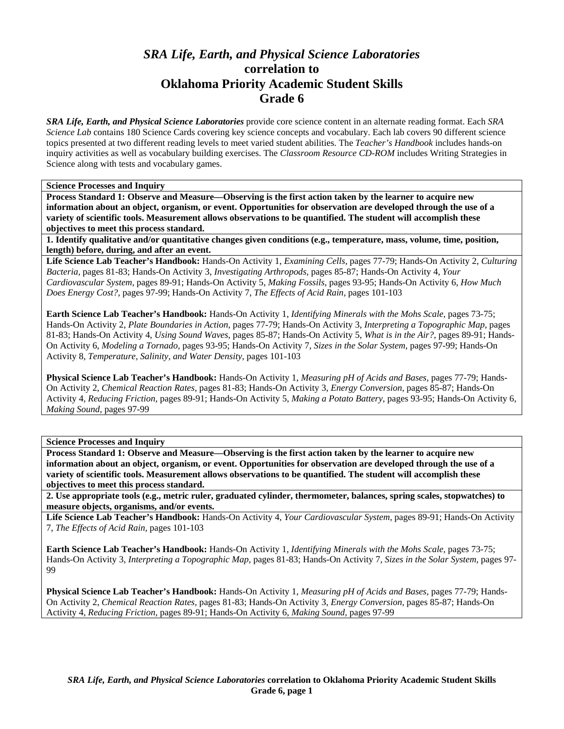# *SRA Life, Earth, and Physical Science Laboratories* correlation to Oklahoma Priority Academic Student Skills Grade 6

***SRA Life, Earth, and Physical Science Laboratories*** provide core science content in an alternate reading format. Each *SRA Science Lab* contains 180 Science Cards covering key science concepts and vocabulary. Each lab covers 90 different science topics presented at two different reading levels to meet varied student abilities. The *Teacher's Handbook* includes hands-on inquiry activities as well as vocabulary building exercises. The *Classroom Resource CD-ROM* includes Writing Strategies in Science along with tests and vocabulary games.

**Science Processes and Inquiry**

**Process Standard 1: Observe and Measure—Observing is the first action taken by the learner to acquire new information about an object, organism, or event. Opportunities for observation are developed through the use of a variety of scientific tools. Measurement allows observations to be quantified. The student will accomplish these objectives to meet this process standard.**

**1. Identify qualitative and/or quantitative changes given conditions (e.g., temperature, mass, volume, time, position, length) before, during, and after an event.**

**Life Science Lab Teacher's Handbook:** Hands-On Activity 1, *Examining Cells,* pages 77-79; Hands-On Activity 2, *Culturing Bacteria,* pages 81-83; Hands-On Activity 3, *Investigating Arthropods,* pages 85-87; Hands-On Activity 4, *Your Cardiovascular System,* pages 89-91; Hands-On Activity 5, *Making Fossils,* pages 93-95; Hands-On Activity 6, *How Much Does Energy Cost?,* pages 97-99; Hands-On Activity 7, *The Effects of Acid Rain,* pages 101-103

**Earth Science Lab Teacher's Handbook:** Hands-On Activity 1, *Identifying Minerals with the Mohs Scale,* pages 73-75; Hands-On Activity 2, *Plate Boundaries in Action,* pages 77-79; Hands-On Activity 3, *Interpreting a Topographic Map,* pages 81-83; Hands-On Activity 4, *Using Sound Waves,* pages 85-87; Hands-On Activity 5, *What is in the Air?,* pages 89-91; Hands-On Activity 6, *Modeling a Tornado,* pages 93-95; Hands-On Activity 7, *Sizes in the Solar System,* pages 97-99; Hands-On Activity 8, *Temperature, Salinity, and Water Density,* pages 101-103

**Physical Science Lab Teacher's Handbook:** Hands-On Activity 1, *Measuring pH of Acids and Bases,* pages 77-79; Hands-On Activity 2, *Chemical Reaction Rates,* pages 81-83; Hands-On Activity 3, *Energy Conversion,* pages 85-87; Hands-On Activity 4, *Reducing Friction,* pages 89-91; Hands-On Activity 5, *Making a Potato Battery,* pages 93-95; Hands-On Activity 6, *Making Sound,* pages 97-99

**Science Processes and Inquiry**

**Process Standard 1: Observe and Measure—Observing is the first action taken by the learner to acquire new information about an object, organism, or event. Opportunities for observation are developed through the use of a variety of scientific tools. Measurement allows observations to be quantified. The student will accomplish these objectives to meet this process standard.**

**2. Use appropriate tools (e.g., metric ruler, graduated cylinder, thermometer, balances, spring scales, stopwatches) to measure objects, organisms, and/or events.**

**Life Science Lab Teacher's Handbook:** Hands-On Activity 4, *Your Cardiovascular System,* pages 89-91; Hands-On Activity 7, *The Effects of Acid Rain,* pages 101-103

**Earth Science Lab Teacher's Handbook:** Hands-On Activity 1, *Identifying Minerals with the Mohs Scale,* pages 73-75; Hands-On Activity 3, *Interpreting a Topographic Map,* pages 81-83; Hands-On Activity 7, *Sizes in the Solar System,* pages 97-99

**Physical Science Lab Teacher's Handbook:** Hands-On Activity 1, *Measuring pH of Acids and Bases,* pages 77-79; Hands-On Activity 2, *Chemical Reaction Rates,* pages 81-83; Hands-On Activity 3, *Energy Conversion,* pages 85-87; Hands-On Activity 4, *Reducing Friction,* pages 89-91; Hands-On Activity 6, *Making Sound,* pages 97-99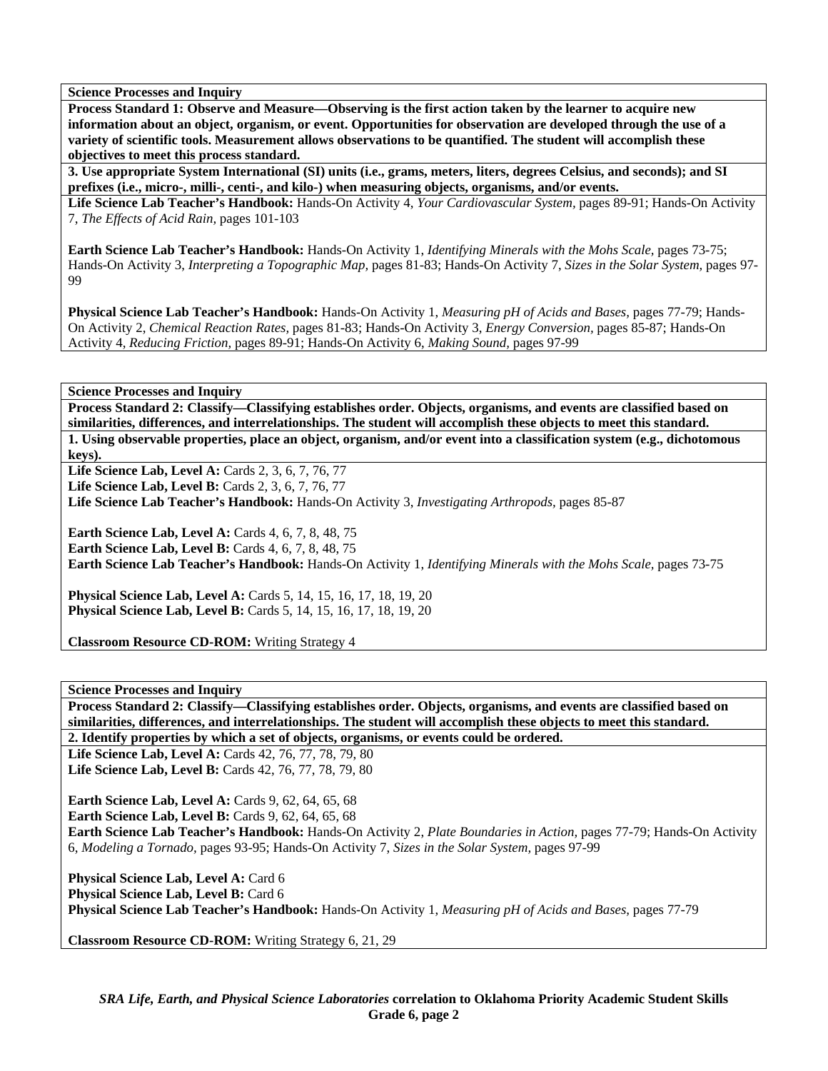**Science Processes and Inquiry**

**Process Standard 1: Observe and Measure—Observing is the first action taken by the learner to acquire new information about an object, organism, or event. Opportunities for observation are developed through the use of a variety of scientific tools. Measurement allows observations to be quantified. The student will accomplish these objectives to meet this process standard.**

**3. Use appropriate System International (SI) units (i.e., grams, meters, liters, degrees Celsius, and seconds); and SI prefixes (i.e., micro-, milli-, centi-, and kilo-) when measuring objects, organisms, and/or events.**

**Life Science Lab Teacher's Handbook:** Hands-On Activity 4, *Your Cardiovascular System,* pages 89-91; Hands-On Activity 7, *The Effects of Acid Rain,* pages 101-103

**Earth Science Lab Teacher's Handbook:** Hands-On Activity 1, *Identifying Minerals with the Mohs Scale*, pages 73-75; Hands-On Activity 3, *Interpreting a Topographic Map,* pages 81-83; Hands-On Activity 7, *Sizes in the Solar System,* pages 97-99

**Physical Science Lab Teacher's Handbook:** Hands-On Activity 1, *Measuring pH of Acids and Bases,* pages 77-79; Hands-On Activity 2, *Chemical Reaction Rates,* pages 81-83; Hands-On Activity 3, *Energy Conversion,* pages 85-87; Hands-On Activity 4, *Reducing Friction,* pages 89-91; Hands-On Activity 6, *Making Sound,* pages 97-99

**Science Processes and Inquiry**

**Process Standard 2: Classify—Classifying establishes order. Objects, organisms, and events are classified based on similarities, differences, and interrelationships. The student will accomplish these objects to meet this standard.**

**1. Using observable properties, place an object, organism, and/or event into a classification system (e.g., dichotomous keys).**

**Life Science Lab, Level A:** Cards 2, 3, 6, 7, 76, 77
**Life Science Lab, Level B:** Cards 2, 3, 6, 7, 76, 77
**Life Science Lab Teacher's Handbook:** Hands-On Activity 3, *Investigating Arthropods,* pages 85-87

**Earth Science Lab, Level A:** Cards 4, 6, 7, 8, 48, 75
**Earth Science Lab, Level B:** Cards 4, 6, 7, 8, 48, 75
**Earth Science Lab Teacher's Handbook:** Hands-On Activity 1, *Identifying Minerals with the Mohs Scale*, pages 73-75

**Physical Science Lab, Level A:** Cards 5, 14, 15, 16, 17, 18, 19, 20
**Physical Science Lab, Level B:** Cards 5, 14, 15, 16, 17, 18, 19, 20

**Classroom Resource CD-ROM:** Writing Strategy 4

**Science Processes and Inquiry**

**Process Standard 2: Classify—Classifying establishes order. Objects, organisms, and events are classified based on similarities, differences, and interrelationships. The student will accomplish these objects to meet this standard.**

**2. Identify properties by which a set of objects, organisms, or events could be ordered.**

**Life Science Lab, Level A:** Cards 42, 76, 77, 78, 79, 80
**Life Science Lab, Level B:** Cards 42, 76, 77, 78, 79, 80

**Earth Science Lab, Level A:** Cards 9, 62, 64, 65, 68
**Earth Science Lab, Level B:** Cards 9, 62, 64, 65, 68
**Earth Science Lab Teacher's Handbook:** Hands-On Activity 2, *Plate Boundaries in Action,* pages 77-79; Hands-On Activity 6, *Modeling a Tornado,* pages 93-95; Hands-On Activity 7, *Sizes in the Solar System*, pages 97-99

**Physical Science Lab, Level A:** Card 6
**Physical Science Lab, Level B:** Card 6
**Physical Science Lab Teacher's Handbook:** Hands-On Activity 1, *Measuring pH of Acids and Bases,* pages 77-79

**Classroom Resource CD-ROM:** Writing Strategy 6, 21, 29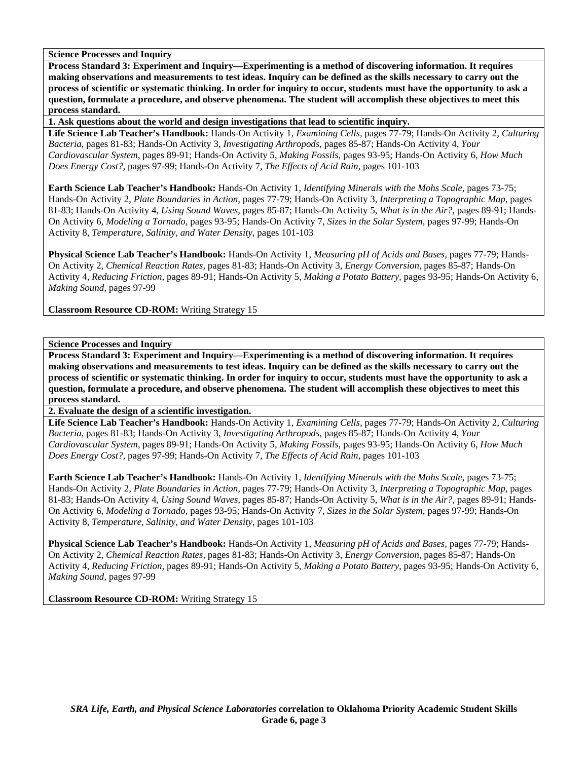**Science Processes and Inquiry**

**Process Standard 3: Experiment and Inquiry—Experimenting is a method of discovering information. It requires making observations and measurements to test ideas. Inquiry can be defined as the skills necessary to carry out the process of scientific or systematic thinking. In order for inquiry to occur, students must have the opportunity to ask a question, formulate a procedure, and observe phenomena. The student will accomplish these objectives to meet this process standard.**

**1. Ask questions about the world and design investigations that lead to scientific inquiry.**

**Life Science Lab Teacher's Handbook:** Hands-On Activity 1, *Examining Cells,* pages 77-79; Hands-On Activity 2, *Culturing Bacteria,* pages 81-83; Hands-On Activity 3, *Investigating Arthropods,* pages 85-87; Hands-On Activity 4, *Your Cardiovascular System,* pages 89-91; Hands-On Activity 5, *Making Fossils,* pages 93-95; Hands-On Activity 6, *How Much Does Energy Cost?,* pages 97-99; Hands-On Activity 7, *The Effects of Acid Rain,* pages 101-103

**Earth Science Lab Teacher's Handbook:** Hands-On Activity 1, *Identifying Minerals with the Mohs Scale,* pages 73-75; Hands-On Activity 2, *Plate Boundaries in Action,* pages 77-79; Hands-On Activity 3, *Interpreting a Topographic Map,* pages 81-83; Hands-On Activity 4, *Using Sound Waves,* pages 85-87; Hands-On Activity 5, *What is in the Air?,* pages 89-91; Hands-On Activity 6, *Modeling a Tornado,* pages 93-95; Hands-On Activity 7, *Sizes in the Solar System,* pages 97-99; Hands-On Activity 8, *Temperature, Salinity, and Water Density,* pages 101-103

**Physical Science Lab Teacher's Handbook:** Hands-On Activity 1, *Measuring pH of Acids and Bases,* pages 77-79; Hands-On Activity 2, *Chemical Reaction Rates,* pages 81-83; Hands-On Activity 3, *Energy Conversion,* pages 85-87; Hands-On Activity 4, *Reducing Friction,* pages 89-91; Hands-On Activity 5, *Making a Potato Battery,* pages 93-95; Hands-On Activity 6, *Making Sound,* pages 97-99

**Classroom Resource CD-ROM:** Writing Strategy 15

**Science Processes and Inquiry**

**Process Standard 3: Experiment and Inquiry—Experimenting is a method of discovering information. It requires making observations and measurements to test ideas. Inquiry can be defined as the skills necessary to carry out the process of scientific or systematic thinking. In order for inquiry to occur, students must have the opportunity to ask a question, formulate a procedure, and observe phenomena. The student will accomplish these objectives to meet this process standard.**

**2. Evaluate the design of a scientific investigation.**

**Life Science Lab Teacher's Handbook:** Hands-On Activity 1, *Examining Cells,* pages 77-79; Hands-On Activity 2, *Culturing Bacteria,* pages 81-83; Hands-On Activity 3, *Investigating Arthropods,* pages 85-87; Hands-On Activity 4, *Your Cardiovascular System,* pages 89-91; Hands-On Activity 5, *Making Fossils,* pages 93-95; Hands-On Activity 6, *How Much Does Energy Cost?,* pages 97-99; Hands-On Activity 7, *The Effects of Acid Rain,* pages 101-103

**Earth Science Lab Teacher's Handbook:** Hands-On Activity 1, *Identifying Minerals with the Mohs Scale,* pages 73-75; Hands-On Activity 2, *Plate Boundaries in Action,* pages 77-79; Hands-On Activity 3, *Interpreting a Topographic Map,* pages 81-83; Hands-On Activity 4, *Using Sound Waves,* pages 85-87; Hands-On Activity 5, *What is in the Air?,* pages 89-91; Hands-On Activity 6, *Modeling a Tornado,* pages 93-95; Hands-On Activity 7, *Sizes in the Solar System,* pages 97-99; Hands-On Activity 8, *Temperature, Salinity, and Water Density,* pages 101-103

**Physical Science Lab Teacher's Handbook:** Hands-On Activity 1, *Measuring pH of Acids and Bases,* pages 77-79; Hands-On Activity 2, *Chemical Reaction Rates,* pages 81-83; Hands-On Activity 3, *Energy Conversion,* pages 85-87; Hands-On Activity 4, *Reducing Friction,* pages 89-91; Hands-On Activity 5, *Making a Potato Battery,* pages 93-95; Hands-On Activity 6, *Making Sound,* pages 97-99

**Classroom Resource CD-ROM:** Writing Strategy 15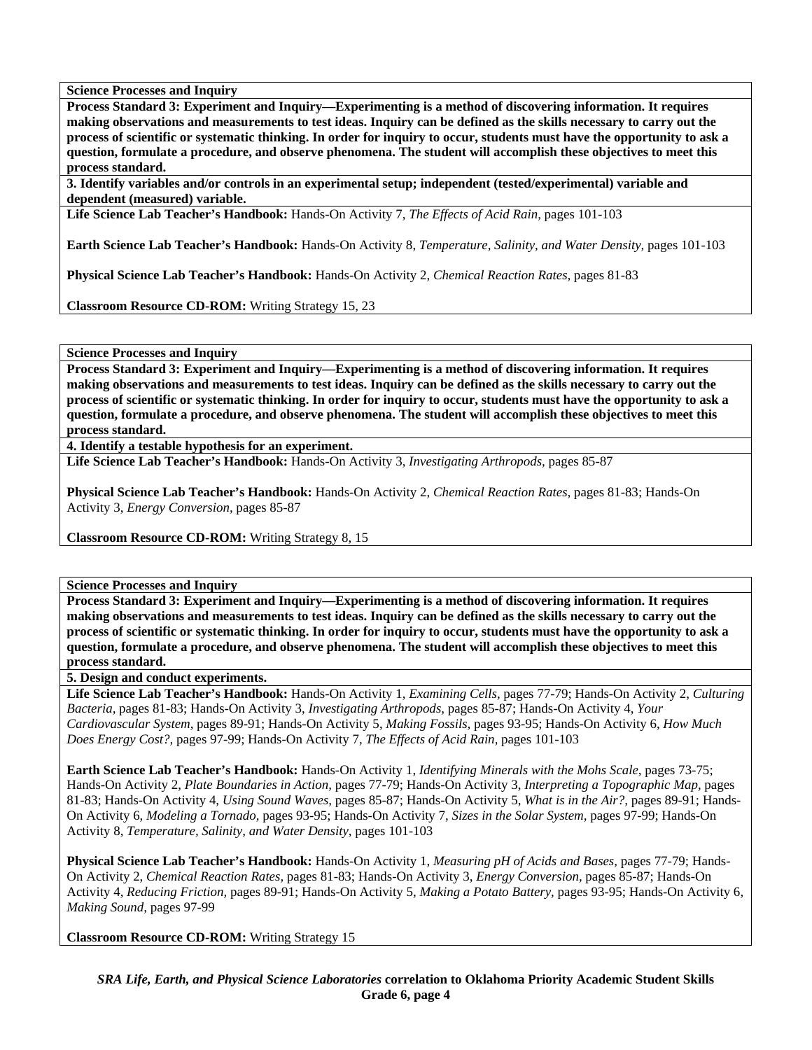**Science Processes and Inquiry**

**Process Standard 3: Experiment and Inquiry—Experimenting is a method of discovering information. It requires making observations and measurements to test ideas. Inquiry can be defined as the skills necessary to carry out the process of scientific or systematic thinking. In order for inquiry to occur, students must have the opportunity to ask a question, formulate a procedure, and observe phenomena. The student will accomplish these objectives to meet this process standard.**

**3. Identify variables and/or controls in an experimental setup; independent (tested/experimental) variable and dependent (measured) variable.**

**Life Science Lab Teacher's Handbook:** Hands-On Activity 7, *The Effects of Acid Rain,* pages 101-103

**Earth Science Lab Teacher's Handbook:** Hands-On Activity 8, *Temperature, Salinity, and Water Density,* pages 101-103

**Physical Science Lab Teacher's Handbook:** Hands-On Activity 2, *Chemical Reaction Rates,* pages 81-83

**Classroom Resource CD-ROM:** Writing Strategy 15, 23

**Science Processes and Inquiry**

**Process Standard 3: Experiment and Inquiry—Experimenting is a method of discovering information. It requires making observations and measurements to test ideas. Inquiry can be defined as the skills necessary to carry out the process of scientific or systematic thinking. In order for inquiry to occur, students must have the opportunity to ask a question, formulate a procedure, and observe phenomena. The student will accomplish these objectives to meet this process standard.**

**4. Identify a testable hypothesis for an experiment.**

**Life Science Lab Teacher's Handbook:** Hands-On Activity 3, *Investigating Arthropods,* pages 85-87

**Physical Science Lab Teacher's Handbook:** Hands-On Activity 2, *Chemical Reaction Rates,* pages 81-83; Hands-On Activity 3, *Energy Conversion,* pages 85-87

**Classroom Resource CD-ROM:** Writing Strategy 8, 15

**Science Processes and Inquiry**

**Process Standard 3: Experiment and Inquiry—Experimenting is a method of discovering information. It requires making observations and measurements to test ideas. Inquiry can be defined as the skills necessary to carry out the process of scientific or systematic thinking. In order for inquiry to occur, students must have the opportunity to ask a question, formulate a procedure, and observe phenomena. The student will accomplish these objectives to meet this process standard.**

**5. Design and conduct experiments.**

**Life Science Lab Teacher's Handbook:** Hands-On Activity 1, *Examining Cells,* pages 77-79; Hands-On Activity 2, *Culturing Bacteria,* pages 81-83; Hands-On Activity 3, *Investigating Arthropods,* pages 85-87; Hands-On Activity 4, *Your Cardiovascular System,* pages 89-91; Hands-On Activity 5, *Making Fossils,* pages 93-95; Hands-On Activity 6, *How Much Does Energy Cost?,* pages 97-99; Hands-On Activity 7, *The Effects of Acid Rain,* pages 101-103

**Earth Science Lab Teacher's Handbook:** Hands-On Activity 1, *Identifying Minerals with the Mohs Scale,* pages 73-75; Hands-On Activity 2, *Plate Boundaries in Action,* pages 77-79; Hands-On Activity 3, *Interpreting a Topographic Map,* pages 81-83; Hands-On Activity 4, *Using Sound Waves,* pages 85-87; Hands-On Activity 5, *What is in the Air?,* pages 89-91; Hands-On Activity 6, *Modeling a Tornado,* pages 93-95; Hands-On Activity 7, *Sizes in the Solar System,* pages 97-99; Hands-On Activity 8, *Temperature, Salinity, and Water Density,* pages 101-103

**Physical Science Lab Teacher's Handbook:** Hands-On Activity 1, *Measuring pH of Acids and Bases,* pages 77-79; Hands-On Activity 2, *Chemical Reaction Rates,* pages 81-83; Hands-On Activity 3, *Energy Conversion,* pages 85-87; Hands-On Activity 4, *Reducing Friction,* pages 89-91; Hands-On Activity 5, *Making a Potato Battery,* pages 93-95; Hands-On Activity 6, *Making Sound,* pages 97-99

**Classroom Resource CD-ROM:** Writing Strategy 15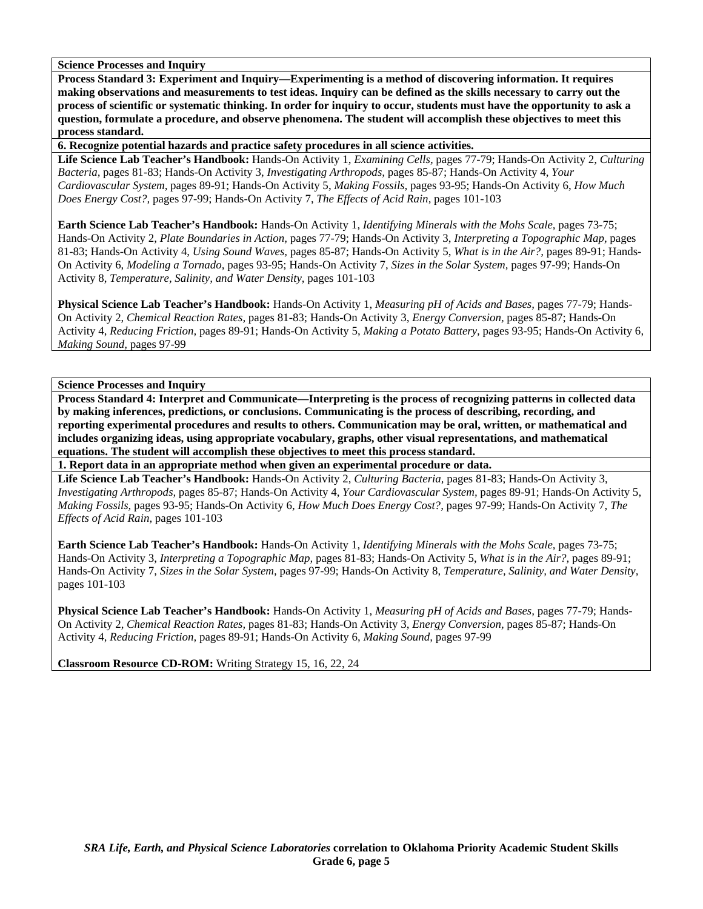**Science Processes and Inquiry**

**Process Standard 3: Experiment and Inquiry—Experimenting is a method of discovering information. It requires making observations and measurements to test ideas. Inquiry can be defined as the skills necessary to carry out the process of scientific or systematic thinking. In order for inquiry to occur, students must have the opportunity to ask a question, formulate a procedure, and observe phenomena. The student will accomplish these objectives to meet this process standard.**

**6. Recognize potential hazards and practice safety procedures in all science activities.**

**Life Science Lab Teacher's Handbook:** Hands-On Activity 1, *Examining Cells,* pages 77-79; Hands-On Activity 2, *Culturing Bacteria,* pages 81-83; Hands-On Activity 3, *Investigating Arthropods,* pages 85-87; Hands-On Activity 4, *Your Cardiovascular System,* pages 89-91; Hands-On Activity 5, *Making Fossils,* pages 93-95; Hands-On Activity 6, *How Much Does Energy Cost?,* pages 97-99; Hands-On Activity 7, *The Effects of Acid Rain,* pages 101-103

**Earth Science Lab Teacher's Handbook:** Hands-On Activity 1, *Identifying Minerals with the Mohs Scale,* pages 73-75; Hands-On Activity 2, *Plate Boundaries in Action,* pages 77-79; Hands-On Activity 3, *Interpreting a Topographic Map,* pages 81-83; Hands-On Activity 4, *Using Sound Waves,* pages 85-87; Hands-On Activity 5, *What is in the Air?,* pages 89-91; Hands-On Activity 6, *Modeling a Tornado,* pages 93-95; Hands-On Activity 7, *Sizes in the Solar System,* pages 97-99; Hands-On Activity 8, *Temperature, Salinity, and Water Density,* pages 101-103

**Physical Science Lab Teacher's Handbook:** Hands-On Activity 1, *Measuring pH of Acids and Bases,* pages 77-79; Hands-On Activity 2, *Chemical Reaction Rates,* pages 81-83; Hands-On Activity 3, *Energy Conversion,* pages 85-87; Hands-On Activity 4, *Reducing Friction,* pages 89-91; Hands-On Activity 5, *Making a Potato Battery,* pages 93-95; Hands-On Activity 6, *Making Sound,* pages 97-99

**Science Processes and Inquiry**

**Process Standard 4: Interpret and Communicate—Interpreting is the process of recognizing patterns in collected data by making inferences, predictions, or conclusions. Communicating is the process of describing, recording, and reporting experimental procedures and results to others. Communication may be oral, written, or mathematical and includes organizing ideas, using appropriate vocabulary, graphs, other visual representations, and mathematical equations. The student will accomplish these objectives to meet this process standard.**

**1. Report data in an appropriate method when given an experimental procedure or data.**

**Life Science Lab Teacher's Handbook:** Hands-On Activity 2, *Culturing Bacteria,* pages 81-83; Hands-On Activity 3, *Investigating Arthropods,* pages 85-87; Hands-On Activity 4, *Your Cardiovascular System,* pages 89-91; Hands-On Activity 5, *Making Fossils,* pages 93-95; Hands-On Activity 6, *How Much Does Energy Cost?,* pages 97-99; Hands-On Activity 7, *The Effects of Acid Rain,* pages 101-103

**Earth Science Lab Teacher's Handbook:** Hands-On Activity 1, *Identifying Minerals with the Mohs Scale,* pages 73-75; Hands-On Activity 3, *Interpreting a Topographic Map,* pages 81-83; Hands-On Activity 5, *What is in the Air?,* pages 89-91; Hands-On Activity 7, *Sizes in the Solar System,* pages 97-99; Hands-On Activity 8, *Temperature, Salinity, and Water Density,* pages 101-103

**Physical Science Lab Teacher's Handbook:** Hands-On Activity 1, *Measuring pH of Acids and Bases,* pages 77-79; Hands-On Activity 2, *Chemical Reaction Rates,* pages 81-83; Hands-On Activity 3, *Energy Conversion,* pages 85-87; Hands-On Activity 4, *Reducing Friction,* pages 89-91; Hands-On Activity 6, *Making Sound,* pages 97-99

**Classroom Resource CD-ROM:** Writing Strategy 15, 16, 22, 24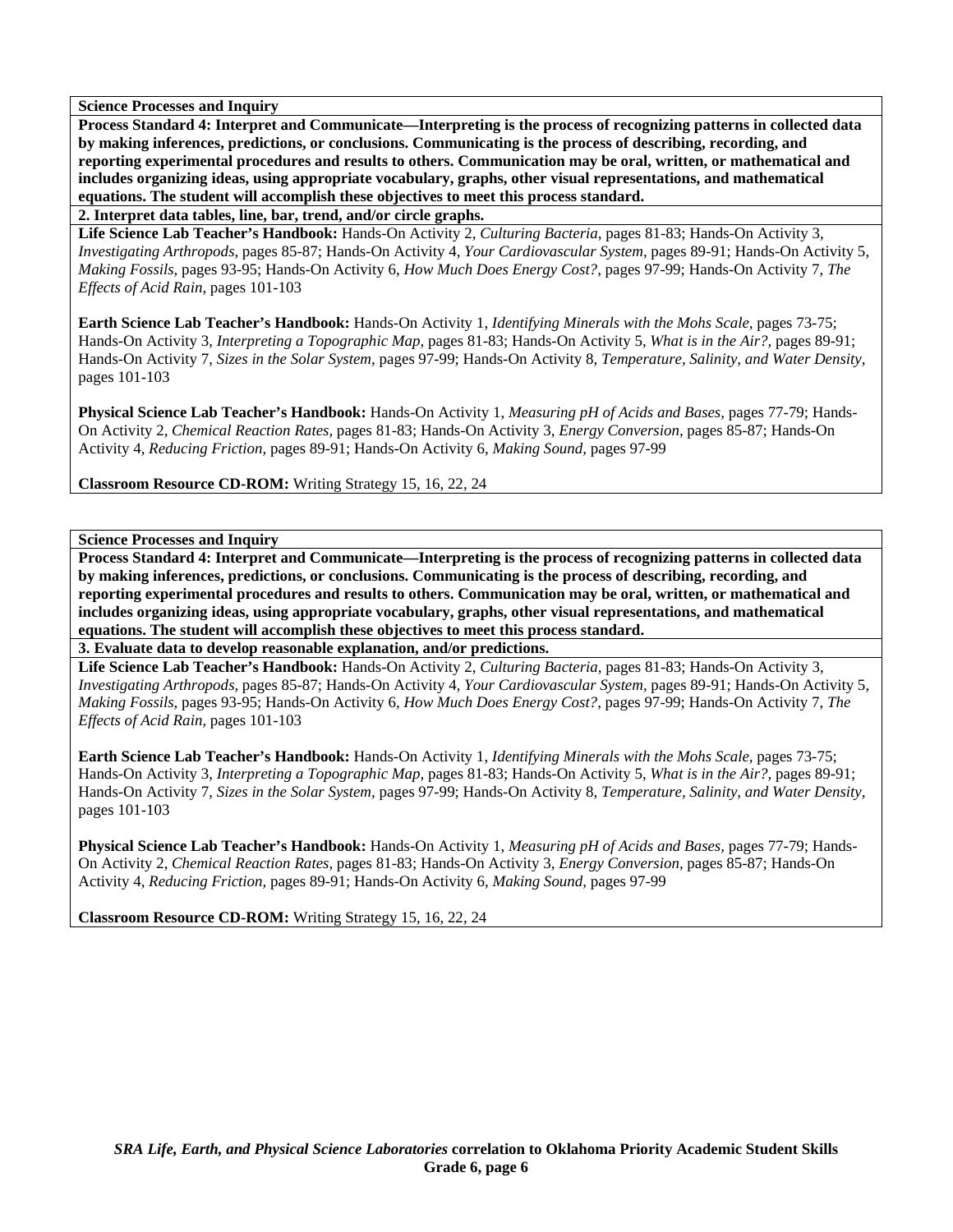**Science Processes and Inquiry**

**Process Standard 4: Interpret and Communicate—Interpreting is the process of recognizing patterns in collected data by making inferences, predictions, or conclusions. Communicating is the process of describing, recording, and reporting experimental procedures and results to others. Communication may be oral, written, or mathematical and includes organizing ideas, using appropriate vocabulary, graphs, other visual representations, and mathematical equations. The student will accomplish these objectives to meet this process standard.**

**2. Interpret data tables, line, bar, trend, and/or circle graphs.**

**Life Science Lab Teacher's Handbook:** Hands-On Activity 2, *Culturing Bacteria,* pages 81-83; Hands-On Activity 3, *Investigating Arthropods,* pages 85-87; Hands-On Activity 4, *Your Cardiovascular System,* pages 89-91; Hands-On Activity 5, *Making Fossils,* pages 93-95; Hands-On Activity 6, *How Much Does Energy Cost?,* pages 97-99; Hands-On Activity 7, *The Effects of Acid Rain,* pages 101-103

**Earth Science Lab Teacher's Handbook:** Hands-On Activity 1, *Identifying Minerals with the Mohs Scale,* pages 73-75; Hands-On Activity 3, *Interpreting a Topographic Map,* pages 81-83; Hands-On Activity 5, *What is in the Air?,* pages 89-91; Hands-On Activity 7, *Sizes in the Solar System,* pages 97-99; Hands-On Activity 8, *Temperature, Salinity, and Water Density,* pages 101-103

**Physical Science Lab Teacher's Handbook:** Hands-On Activity 1, *Measuring pH of Acids and Bases,* pages 77-79; Hands-On Activity 2, *Chemical Reaction Rates,* pages 81-83; Hands-On Activity 3, *Energy Conversion,* pages 85-87; Hands-On Activity 4, *Reducing Friction,* pages 89-91; Hands-On Activity 6, *Making Sound,* pages 97-99

**Classroom Resource CD-ROM:** Writing Strategy 15, 16, 22, 24

**Science Processes and Inquiry**

**Process Standard 4: Interpret and Communicate—Interpreting is the process of recognizing patterns in collected data by making inferences, predictions, or conclusions. Communicating is the process of describing, recording, and reporting experimental procedures and results to others. Communication may be oral, written, or mathematical and includes organizing ideas, using appropriate vocabulary, graphs, other visual representations, and mathematical equations. The student will accomplish these objectives to meet this process standard.**

**3. Evaluate data to develop reasonable explanation, and/or predictions.**

**Life Science Lab Teacher's Handbook:** Hands-On Activity 2, *Culturing Bacteria,* pages 81-83; Hands-On Activity 3, *Investigating Arthropods,* pages 85-87; Hands-On Activity 4, *Your Cardiovascular System,* pages 89-91; Hands-On Activity 5, *Making Fossils,* pages 93-95; Hands-On Activity 6, *How Much Does Energy Cost?,* pages 97-99; Hands-On Activity 7, *The Effects of Acid Rain,* pages 101-103

**Earth Science Lab Teacher's Handbook:** Hands-On Activity 1, *Identifying Minerals with the Mohs Scale,* pages 73-75; Hands-On Activity 3, *Interpreting a Topographic Map,* pages 81-83; Hands-On Activity 5, *What is in the Air?,* pages 89-91; Hands-On Activity 7, *Sizes in the Solar System,* pages 97-99; Hands-On Activity 8, *Temperature, Salinity, and Water Density,* pages 101-103

**Physical Science Lab Teacher's Handbook:** Hands-On Activity 1, *Measuring pH of Acids and Bases,* pages 77-79; Hands-On Activity 2, *Chemical Reaction Rates,* pages 81-83; Hands-On Activity 3, *Energy Conversion,* pages 85-87; Hands-On Activity 4, *Reducing Friction,* pages 89-91; Hands-On Activity 6, *Making Sound,* pages 97-99

**Classroom Resource CD-ROM:** Writing Strategy 15, 16, 22, 24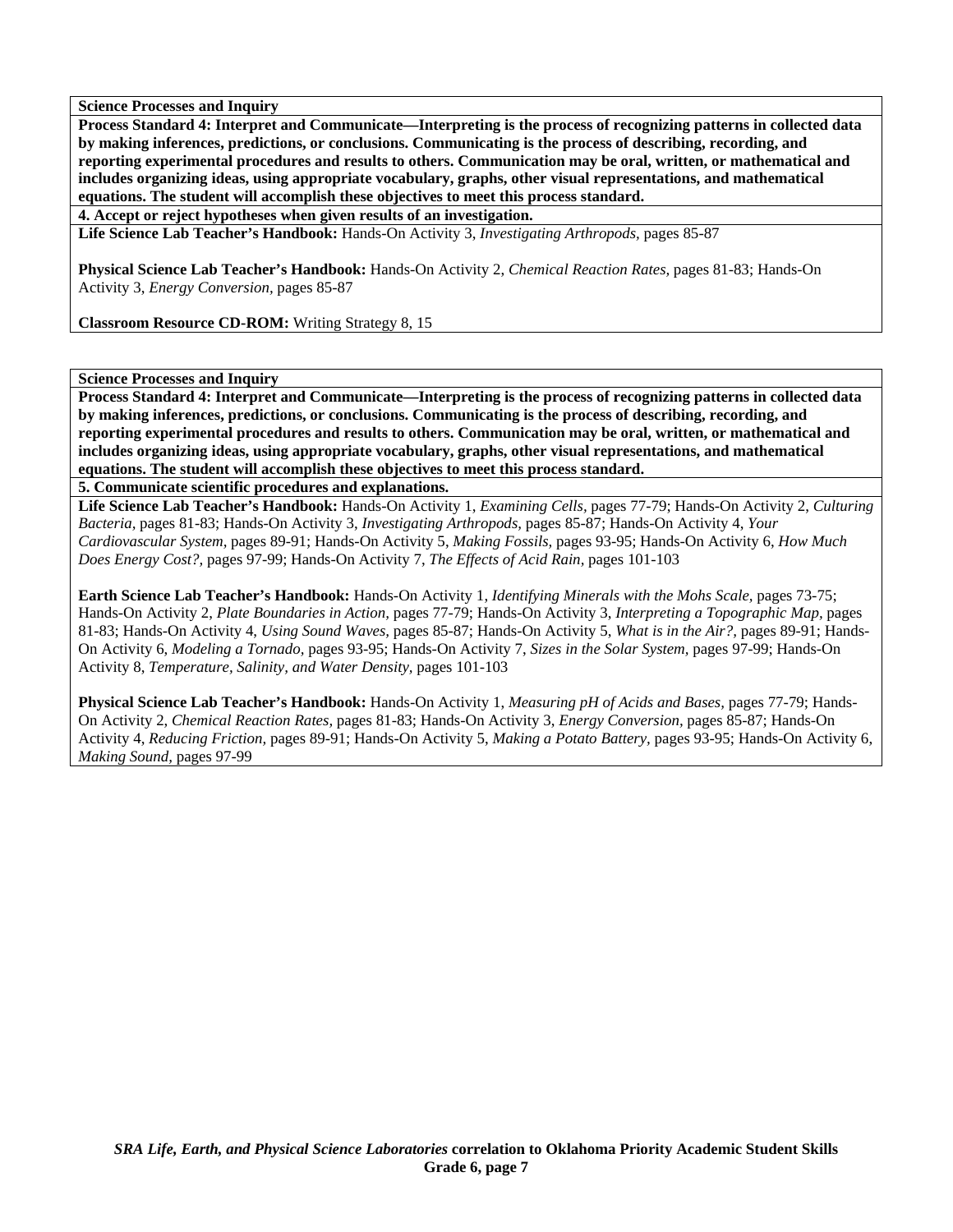**Science Processes and Inquiry**

**Process Standard 4: Interpret and Communicate—Interpreting is the process of recognizing patterns in collected data by making inferences, predictions, or conclusions. Communicating is the process of describing, recording, and reporting experimental procedures and results to others. Communication may be oral, written, or mathematical and includes organizing ideas, using appropriate vocabulary, graphs, other visual representations, and mathematical equations. The student will accomplish these objectives to meet this process standard.**

**4. Accept or reject hypotheses when given results of an investigation.**

**Life Science Lab Teacher's Handbook:** Hands-On Activity 3, *Investigating Arthropods,* pages 85-87

**Physical Science Lab Teacher's Handbook:** Hands-On Activity 2, *Chemical Reaction Rates,* pages 81-83; Hands-On Activity 3, *Energy Conversion,* pages 85-87

**Classroom Resource CD-ROM:** Writing Strategy 8, 15

**Science Processes and Inquiry**

**Process Standard 4: Interpret and Communicate—Interpreting is the process of recognizing patterns in collected data by making inferences, predictions, or conclusions. Communicating is the process of describing, recording, and reporting experimental procedures and results to others. Communication may be oral, written, or mathematical and includes organizing ideas, using appropriate vocabulary, graphs, other visual representations, and mathematical equations. The student will accomplish these objectives to meet this process standard.**

**5. Communicate scientific procedures and explanations.**

**Life Science Lab Teacher's Handbook:** Hands-On Activity 1, *Examining Cells,* pages 77-79; Hands-On Activity 2, *Culturing Bacteria,* pages 81-83; Hands-On Activity 3, *Investigating Arthropods,* pages 85-87; Hands-On Activity 4, *Your Cardiovascular System,* pages 89-91; Hands-On Activity 5, *Making Fossils,* pages 93-95; Hands-On Activity 6, *How Much Does Energy Cost?,* pages 97-99; Hands-On Activity 7, *The Effects of Acid Rain,* pages 101-103

**Earth Science Lab Teacher's Handbook:** Hands-On Activity 1, *Identifying Minerals with the Mohs Scale,* pages 73-75; Hands-On Activity 2, *Plate Boundaries in Action,* pages 77-79; Hands-On Activity 3, *Interpreting a Topographic Map,* pages 81-83; Hands-On Activity 4, *Using Sound Waves,* pages 85-87; Hands-On Activity 5, *What is in the Air?,* pages 89-91; Hands-On Activity 6, *Modeling a Tornado,* pages 93-95; Hands-On Activity 7, *Sizes in the Solar System,* pages 97-99; Hands-On Activity 8, *Temperature, Salinity, and Water Density,* pages 101-103

**Physical Science Lab Teacher's Handbook:** Hands-On Activity 1, *Measuring pH of Acids and Bases,* pages 77-79; Hands-On Activity 2, *Chemical Reaction Rates,* pages 81-83; Hands-On Activity 3, *Energy Conversion,* pages 85-87; Hands-On Activity 4, *Reducing Friction,* pages 89-91; Hands-On Activity 5, *Making a Potato Battery,* pages 93-95; Hands-On Activity 6, *Making Sound,* pages 97-99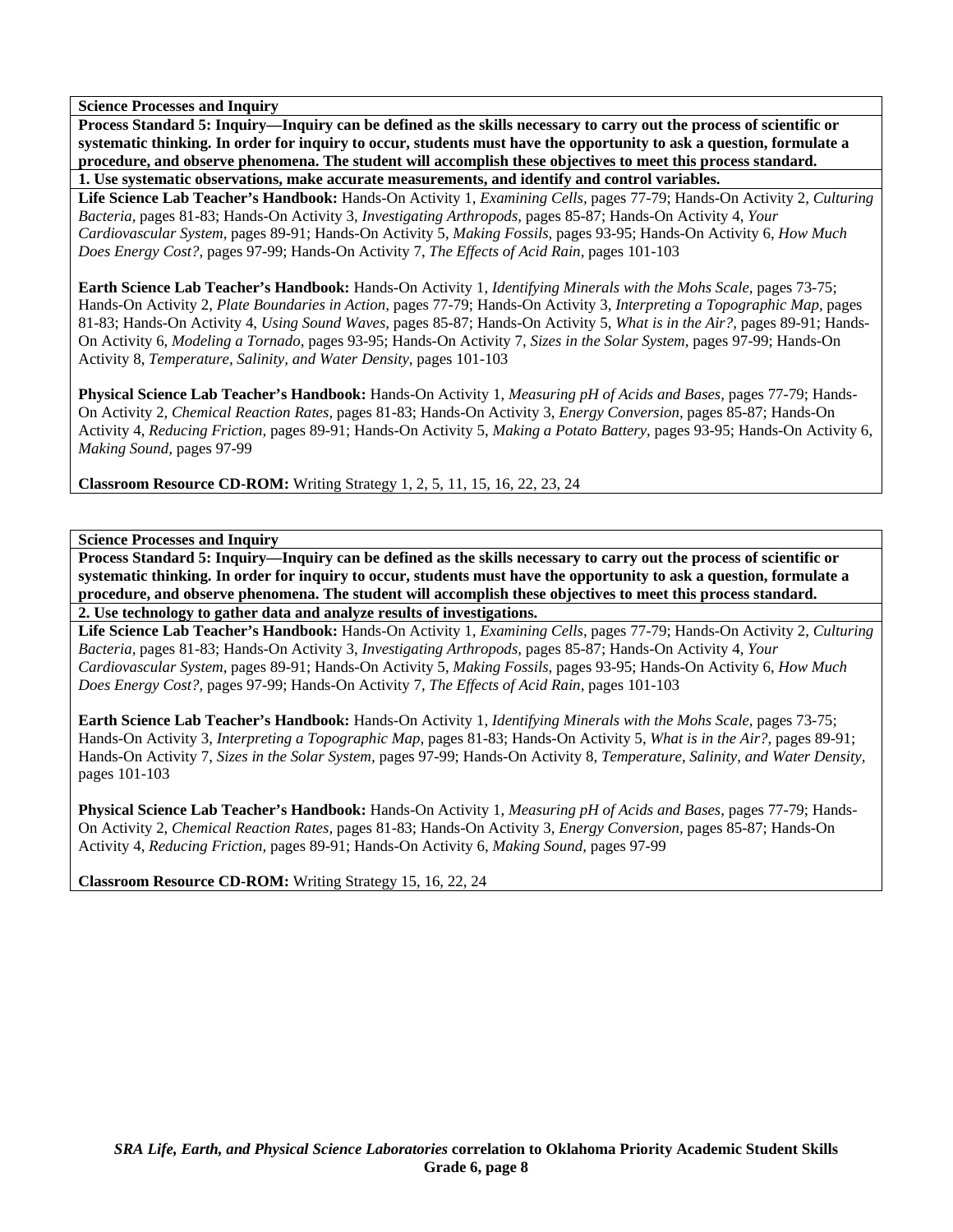**Science Processes and Inquiry**

**Process Standard 5: Inquiry—Inquiry can be defined as the skills necessary to carry out the process of scientific or systematic thinking. In order for inquiry to occur, students must have the opportunity to ask a question, formulate a procedure, and observe phenomena. The student will accomplish these objectives to meet this process standard.**

**1. Use systematic observations, make accurate measurements, and identify and control variables.**

**Life Science Lab Teacher's Handbook:** Hands-On Activity 1, *Examining Cells,* pages 77-79; Hands-On Activity 2, *Culturing Bacteria,* pages 81-83; Hands-On Activity 3, *Investigating Arthropods,* pages 85-87; Hands-On Activity 4, *Your Cardiovascular System,* pages 89-91; Hands-On Activity 5, *Making Fossils,* pages 93-95; Hands-On Activity 6, *How Much Does Energy Cost?,* pages 97-99; Hands-On Activity 7, *The Effects of Acid Rain,* pages 101-103

**Earth Science Lab Teacher's Handbook:** Hands-On Activity 1, *Identifying Minerals with the Mohs Scale,* pages 73-75; Hands-On Activity 2, *Plate Boundaries in Action,* pages 77-79; Hands-On Activity 3, *Interpreting a Topographic Map,* pages 81-83; Hands-On Activity 4, *Using Sound Waves,* pages 85-87; Hands-On Activity 5, *What is in the Air?,* pages 89-91; Hands-On Activity 6, *Modeling a Tornado,* pages 93-95; Hands-On Activity 7, *Sizes in the Solar System,* pages 97-99; Hands-On Activity 8, *Temperature, Salinity, and Water Density,* pages 101-103

**Physical Science Lab Teacher's Handbook:** Hands-On Activity 1, *Measuring pH of Acids and Bases,* pages 77-79; Hands-On Activity 2, *Chemical Reaction Rates,* pages 81-83; Hands-On Activity 3, *Energy Conversion,* pages 85-87; Hands-On Activity 4, *Reducing Friction,* pages 89-91; Hands-On Activity 5, *Making a Potato Battery,* pages 93-95; Hands-On Activity 6, *Making Sound,* pages 97-99

**Classroom Resource CD-ROM:** Writing Strategy 1, 2, 5, 11, 15, 16, 22, 23, 24

---

**Science Processes and Inquiry**

**Process Standard 5: Inquiry—Inquiry can be defined as the skills necessary to carry out the process of scientific or systematic thinking. In order for inquiry to occur, students must have the opportunity to ask a question, formulate a procedure, and observe phenomena. The student will accomplish these objectives to meet this process standard.**

**2. Use technology to gather data and analyze results of investigations.**

**Life Science Lab Teacher's Handbook:** Hands-On Activity 1, *Examining Cells,* pages 77-79; Hands-On Activity 2, *Culturing Bacteria,* pages 81-83; Hands-On Activity 3, *Investigating Arthropods,* pages 85-87; Hands-On Activity 4, *Your Cardiovascular System,* pages 89-91; Hands-On Activity 5, *Making Fossils,* pages 93-95; Hands-On Activity 6, *How Much Does Energy Cost?,* pages 97-99; Hands-On Activity 7, *The Effects of Acid Rain,* pages 101-103

**Earth Science Lab Teacher's Handbook:** Hands-On Activity 1, *Identifying Minerals with the Mohs Scale,* pages 73-75; Hands-On Activity 3, *Interpreting a Topographic Map,* pages 81-83; Hands-On Activity 5, *What is in the Air?,* pages 89-91; Hands-On Activity 7, *Sizes in the Solar System,* pages 97-99; Hands-On Activity 8, *Temperature, Salinity, and Water Density,* pages 101-103

**Physical Science Lab Teacher's Handbook:** Hands-On Activity 1, *Measuring pH of Acids and Bases,* pages 77-79; Hands-On Activity 2, *Chemical Reaction Rates,* pages 81-83; Hands-On Activity 3, *Energy Conversion,* pages 85-87; Hands-On Activity 4, *Reducing Friction,* pages 89-91; Hands-On Activity 6, *Making Sound,* pages 97-99

**Classroom Resource CD-ROM:** Writing Strategy 15, 16, 22, 24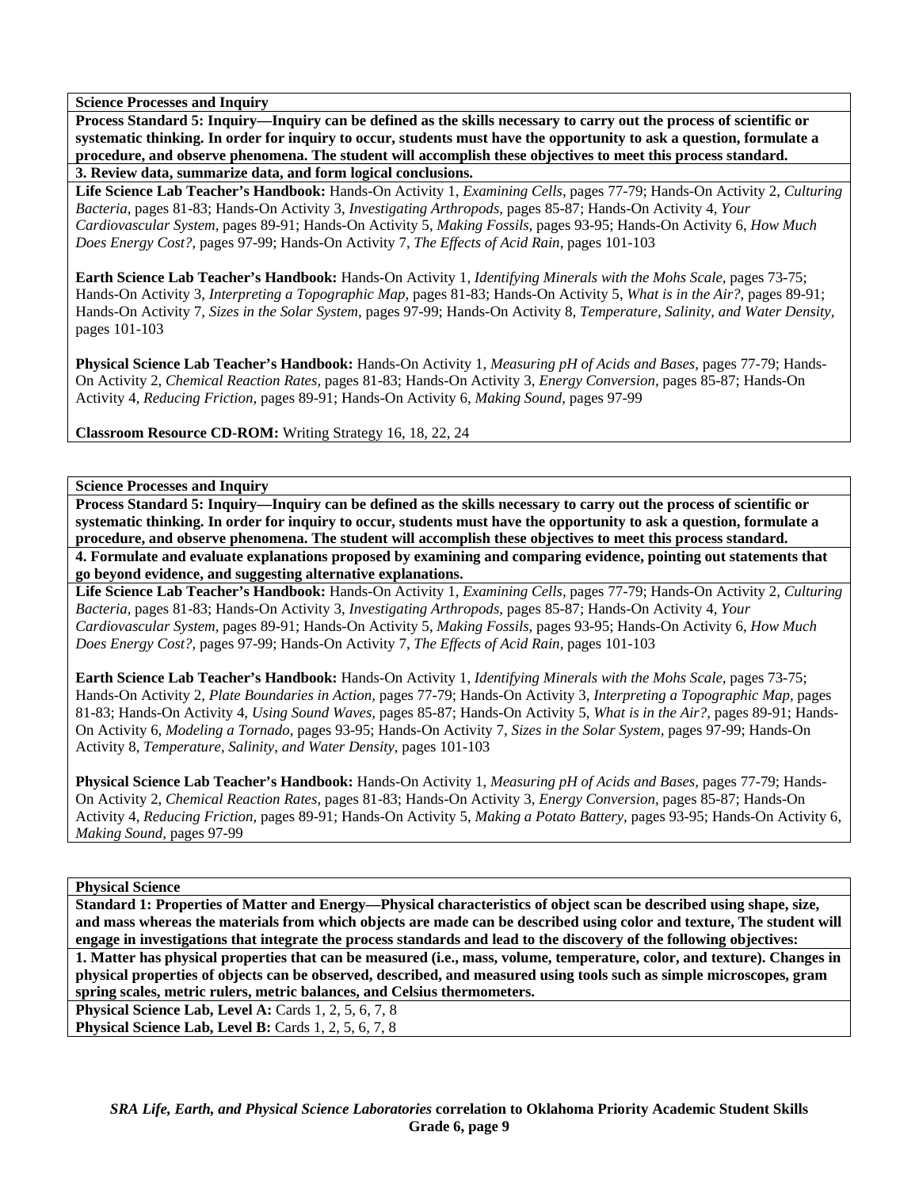**Science Processes and Inquiry**

**Process Standard 5: Inquiry—Inquiry can be defined as the skills necessary to carry out the process of scientific or systematic thinking. In order for inquiry to occur, students must have the opportunity to ask a question, formulate a procedure, and observe phenomena. The student will accomplish these objectives to meet this process standard.**

**3. Review data, summarize data, and form logical conclusions.**

**Life Science Lab Teacher's Handbook:** Hands-On Activity 1, *Examining Cells,* pages 77-79; Hands-On Activity 2, *Culturing Bacteria,* pages 81-83; Hands-On Activity 3, *Investigating Arthropods,* pages 85-87; Hands-On Activity 4, *Your Cardiovascular System,* pages 89-91; Hands-On Activity 5, *Making Fossils,* pages 93-95; Hands-On Activity 6, *How Much Does Energy Cost?,* pages 97-99; Hands-On Activity 7, *The Effects of Acid Rain,* pages 101-103

**Earth Science Lab Teacher's Handbook:** Hands-On Activity 1, *Identifying Minerals with the Mohs Scale,* pages 73-75; Hands-On Activity 3, *Interpreting a Topographic Map,* pages 81-83; Hands-On Activity 5, *What is in the Air?,* pages 89-91; Hands-On Activity 7, *Sizes in the Solar System,* pages 97-99; Hands-On Activity 8, *Temperature, Salinity, and Water Density,* pages 101-103

**Physical Science Lab Teacher's Handbook:** Hands-On Activity 1, *Measuring pH of Acids and Bases,* pages 77-79; Hands-On Activity 2, *Chemical Reaction Rates,* pages 81-83; Hands-On Activity 3, *Energy Conversion,* pages 85-87; Hands-On Activity 4, *Reducing Friction,* pages 89-91; Hands-On Activity 6, *Making Sound,* pages 97-99

**Classroom Resource CD-ROM:** Writing Strategy 16, 18, 22, 24

**Science Processes and Inquiry**

**Process Standard 5: Inquiry—Inquiry can be defined as the skills necessary to carry out the process of scientific or systematic thinking. In order for inquiry to occur, students must have the opportunity to ask a question, formulate a procedure, and observe phenomena. The student will accomplish these objectives to meet this process standard.**

**4. Formulate and evaluate explanations proposed by examining and comparing evidence, pointing out statements that go beyond evidence, and suggesting alternative explanations.**

**Life Science Lab Teacher's Handbook:** Hands-On Activity 1, *Examining Cells,* pages 77-79; Hands-On Activity 2, *Culturing Bacteria,* pages 81-83; Hands-On Activity 3, *Investigating Arthropods,* pages 85-87; Hands-On Activity 4, *Your Cardiovascular System,* pages 89-91; Hands-On Activity 5, *Making Fossils,* pages 93-95; Hands-On Activity 6, *How Much Does Energy Cost?,* pages 97-99; Hands-On Activity 7, *The Effects of Acid Rain,* pages 101-103

**Earth Science Lab Teacher's Handbook:** Hands-On Activity 1, *Identifying Minerals with the Mohs Scale,* pages 73-75; Hands-On Activity 2, *Plate Boundaries in Action,* pages 77-79; Hands-On Activity 3, *Interpreting a Topographic Map,* pages 81-83; Hands-On Activity 4, *Using Sound Waves,* pages 85-87; Hands-On Activity 5, *What is in the Air?,* pages 89-91; Hands-On Activity 6, *Modeling a Tornado,* pages 93-95; Hands-On Activity 7, *Sizes in the Solar System,* pages 97-99; Hands-On Activity 8, *Temperature, Salinity, and Water Density,* pages 101-103

**Physical Science Lab Teacher's Handbook:** Hands-On Activity 1, *Measuring pH of Acids and Bases,* pages 77-79; Hands-On Activity 2, *Chemical Reaction Rates,* pages 81-83; Hands-On Activity 3, *Energy Conversion,* pages 85-87; Hands-On Activity 4, *Reducing Friction,* pages 89-91; Hands-On Activity 5, *Making a Potato Battery,* pages 93-95; Hands-On Activity 6, *Making Sound,* pages 97-99

**Physical Science**

**Standard 1: Properties of Matter and Energy—Physical characteristics of object scan be described using shape, size, and mass whereas the materials from which objects are made can be described using color and texture, The student will engage in investigations that integrate the process standards and lead to the discovery of the following objectives:**

**1. Matter has physical properties that can be measured (i.e., mass, volume, temperature, color, and texture). Changes in physical properties of objects can be observed, described, and measured using tools such as simple microscopes, gram spring scales, metric rulers, metric balances, and Celsius thermometers.**

**Physical Science Lab, Level A:** Cards 1, 2, 5, 6, 7, 8

**Physical Science Lab, Level B:** Cards 1, 2, 5, 6, 7, 8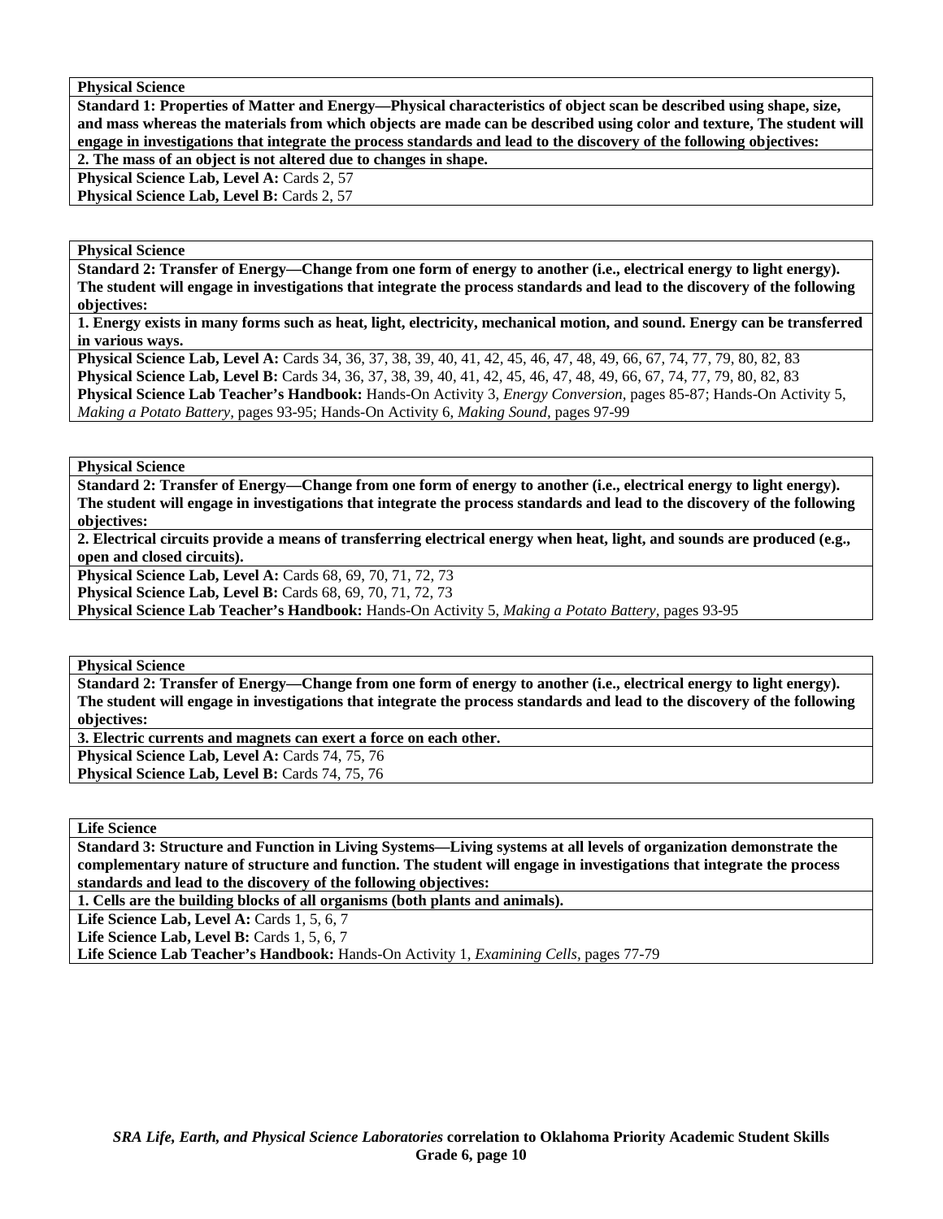**Physical Science**

**Standard 1: Properties of Matter and Energy—Physical characteristics of object scan be described using shape, size, and mass whereas the materials from which objects are made can be described using color and texture, The student will engage in investigations that integrate the process standards and lead to the discovery of the following objectives:**

**2. The mass of an object is not altered due to changes in shape.**

**Physical Science Lab, Level A:** Cards 2, 57
**Physical Science Lab, Level B:** Cards 2, 57

**Physical Science**

**Standard 2: Transfer of Energy—Change from one form of energy to another (i.e., electrical energy to light energy). The student will engage in investigations that integrate the process standards and lead to the discovery of the following objectives:**

**1. Energy exists in many forms such as heat, light, electricity, mechanical motion, and sound. Energy can be transferred in various ways.**

**Physical Science Lab, Level A:** Cards 34, 36, 37, 38, 39, 40, 41, 42, 45, 46, 47, 48, 49, 66, 67, 74, 77, 79, 80, 82, 83
**Physical Science Lab, Level B:** Cards 34, 36, 37, 38, 39, 40, 41, 42, 45, 46, 47, 48, 49, 66, 67, 74, 77, 79, 80, 82, 83
**Physical Science Lab Teacher's Handbook:** Hands-On Activity 3, *Energy Conversion,* pages 85-87; Hands-On Activity 5, *Making a Potato Battery,* pages 93-95; Hands-On Activity 6, *Making Sound,* pages 97-99

**Physical Science**

**Standard 2: Transfer of Energy—Change from one form of energy to another (i.e., electrical energy to light energy). The student will engage in investigations that integrate the process standards and lead to the discovery of the following objectives:**

**2. Electrical circuits provide a means of transferring electrical energy when heat, light, and sounds are produced (e.g., open and closed circuits).**

**Physical Science Lab, Level A:** Cards 68, 69, 70, 71, 72, 73
**Physical Science Lab, Level B:** Cards 68, 69, 70, 71, 72, 73
**Physical Science Lab Teacher's Handbook:** Hands-On Activity 5, *Making a Potato Battery,* pages 93-95

**Physical Science**

**Standard 2: Transfer of Energy—Change from one form of energy to another (i.e., electrical energy to light energy). The student will engage in investigations that integrate the process standards and lead to the discovery of the following objectives:**

**3. Electric currents and magnets can exert a force on each other.**

**Physical Science Lab, Level A:** Cards 74, 75, 76
**Physical Science Lab, Level B:** Cards 74, 75, 76

**Life Science**

**Standard 3: Structure and Function in Living Systems—Living systems at all levels of organization demonstrate the complementary nature of structure and function. The student will engage in investigations that integrate the process standards and lead to the discovery of the following objectives:**

**1. Cells are the building blocks of all organisms (both plants and animals).**

**Life Science Lab, Level A:** Cards 1, 5, 6, 7
**Life Science Lab, Level B:** Cards 1, 5, 6, 7
**Life Science Lab Teacher's Handbook:** Hands-On Activity 1, *Examining Cells,* pages 77-79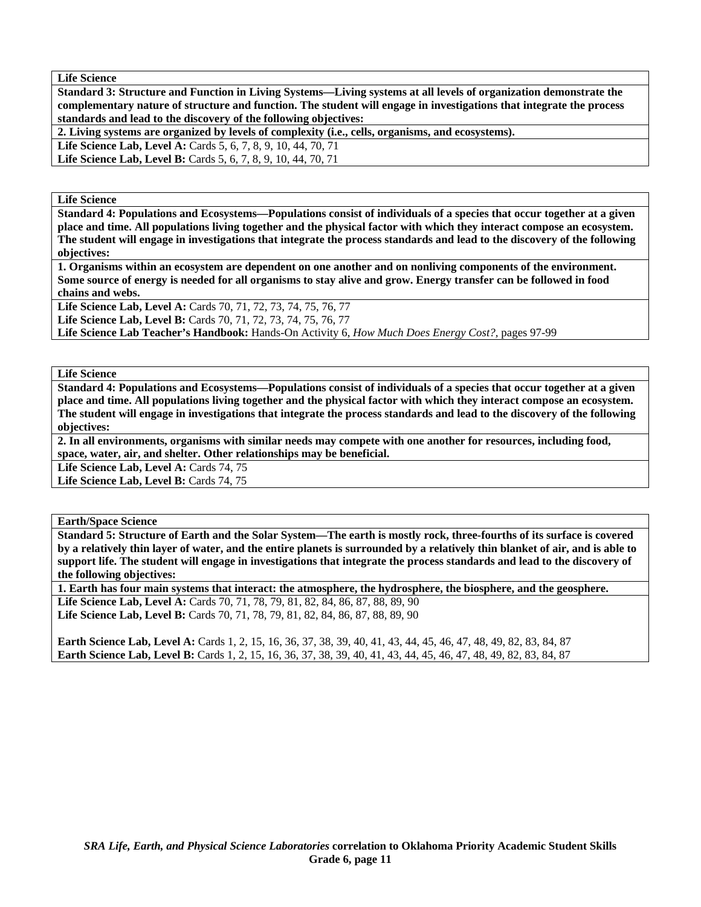**Life Science**

**Standard 3: Structure and Function in Living Systems—Living systems at all levels of organization demonstrate the complementary nature of structure and function. The student will engage in investigations that integrate the process standards and lead to the discovery of the following objectives:**

**2. Living systems are organized by levels of complexity (i.e., cells, organisms, and ecosystems).**

**Life Science Lab, Level A:** Cards 5, 6, 7, 8, 9, 10, 44, 70, 71
**Life Science Lab, Level B:** Cards 5, 6, 7, 8, 9, 10, 44, 70, 71

**Life Science**

**Standard 4: Populations and Ecosystems—Populations consist of individuals of a species that occur together at a given place and time. All populations living together and the physical factor with which they interact compose an ecosystem. The student will engage in investigations that integrate the process standards and lead to the discovery of the following objectives:**

**1. Organisms within an ecosystem are dependent on one another and on nonliving components of the environment. Some source of energy is needed for all organisms to stay alive and grow. Energy transfer can be followed in food chains and webs.**

**Life Science Lab, Level A:** Cards 70, 71, 72, 73, 74, 75, 76, 77
**Life Science Lab, Level B:** Cards 70, 71, 72, 73, 74, 75, 76, 77
**Life Science Lab Teacher's Handbook:** Hands-On Activity 6, *How Much Does Energy Cost?*, pages 97-99

**Life Science**

**Standard 4: Populations and Ecosystems—Populations consist of individuals of a species that occur together at a given place and time. All populations living together and the physical factor with which they interact compose an ecosystem. The student will engage in investigations that integrate the process standards and lead to the discovery of the following objectives:**

**2. In all environments, organisms with similar needs may compete with one another for resources, including food, space, water, air, and shelter. Other relationships may be beneficial.**

**Life Science Lab, Level A:** Cards 74, 75
**Life Science Lab, Level B:** Cards 74, 75

**Earth/Space Science**

**Standard 5: Structure of Earth and the Solar System—The earth is mostly rock, three-fourths of its surface is covered by a relatively thin layer of water, and the entire planets is surrounded by a relatively thin blanket of air, and is able to support life. The student will engage in investigations that integrate the process standards and lead to the discovery of the following objectives:**

**1. Earth has four main systems that interact: the atmosphere, the hydrosphere, the biosphere, and the geosphere.**

**Life Science Lab, Level A:** Cards 70, 71, 78, 79, 81, 82, 84, 86, 87, 88, 89, 90
**Life Science Lab, Level B:** Cards 70, 71, 78, 79, 81, 82, 84, 86, 87, 88, 89, 90

**Earth Science Lab, Level A:** Cards 1, 2, 15, 16, 36, 37, 38, 39, 40, 41, 43, 44, 45, 46, 47, 48, 49, 82, 83, 84, 87
**Earth Science Lab, Level B:** Cards 1, 2, 15, 16, 36, 37, 38, 39, 40, 41, 43, 44, 45, 46, 47, 48, 49, 82, 83, 84, 87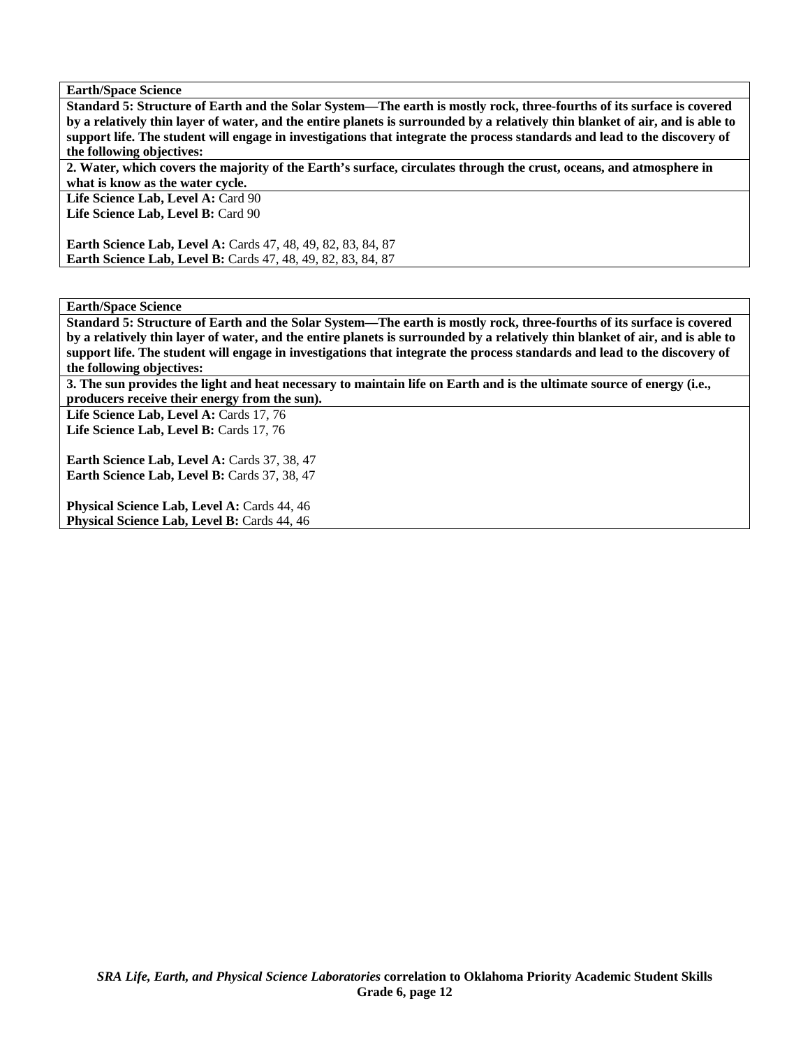**Earth/Space Science**

**Standard 5: Structure of Earth and the Solar System—The earth is mostly rock, three-fourths of its surface is covered by a relatively thin layer of water, and the entire planets is surrounded by a relatively thin blanket of air, and is able to support life. The student will engage in investigations that integrate the process standards and lead to the discovery of the following objectives:**

**2. Water, which covers the majority of the Earth's surface, circulates through the crust, oceans, and atmosphere in what is know as the water cycle.**

**Life Science Lab, Level A:** Card 90
**Life Science Lab, Level B:** Card 90

**Earth Science Lab, Level A:** Cards 47, 48, 49, 82, 83, 84, 87
**Earth Science Lab, Level B:** Cards 47, 48, 49, 82, 83, 84, 87

**Earth/Space Science**

**Standard 5: Structure of Earth and the Solar System—The earth is mostly rock, three-fourths of its surface is covered by a relatively thin layer of water, and the entire planets is surrounded by a relatively thin blanket of air, and is able to support life. The student will engage in investigations that integrate the process standards and lead to the discovery of the following objectives:**

**3. The sun provides the light and heat necessary to maintain life on Earth and is the ultimate source of energy (i.e., producers receive their energy from the sun).**

**Life Science Lab, Level A:** Cards 17, 76
**Life Science Lab, Level B:** Cards 17, 76

**Earth Science Lab, Level A:** Cards 37, 38, 47
**Earth Science Lab, Level B:** Cards 37, 38, 47

**Physical Science Lab, Level A:** Cards 44, 46
**Physical Science Lab, Level B:** Cards 44, 46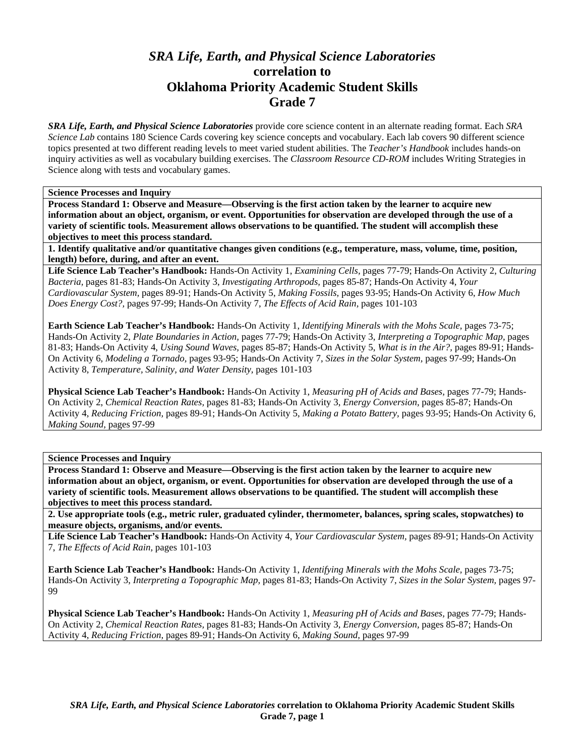# *SRA Life, Earth, and Physical Science Laboratories*
# correlation to
# Oklahoma Priority Academic Student Skills
# Grade 7

***SRA Life, Earth, and Physical Science Laboratories*** provide core science content in an alternate reading format. Each *SRA Science Lab* contains 180 Science Cards covering key science concepts and vocabulary. Each lab covers 90 different science topics presented at two different reading levels to meet varied student abilities. The *Teacher's Handbook* includes hands-on inquiry activities as well as vocabulary building exercises. The *Classroom Resource CD-ROM* includes Writing Strategies in Science along with tests and vocabulary games.

**Science Processes and Inquiry**

**Process Standard 1: Observe and Measure—Observing is the first action taken by the learner to acquire new information about an object, organism, or event. Opportunities for observation are developed through the use of a variety of scientific tools. Measurement allows observations to be quantified. The student will accomplish these objectives to meet this process standard.**

**1. Identify qualitative and/or quantitative changes given conditions (e.g., temperature, mass, volume, time, position, length) before, during, and after an event.**

**Life Science Lab Teacher's Handbook:** Hands-On Activity 1, *Examining Cells,* pages 77-79; Hands-On Activity 2, *Culturing Bacteria,* pages 81-83; Hands-On Activity 3, *Investigating Arthropods,* pages 85-87; Hands-On Activity 4, *Your Cardiovascular System,* pages 89-91; Hands-On Activity 5, *Making Fossils,* pages 93-95; Hands-On Activity 6, *How Much Does Energy Cost?,* pages 97-99; Hands-On Activity 7, *The Effects of Acid Rain,* pages 101-103

**Earth Science Lab Teacher's Handbook:** Hands-On Activity 1, *Identifying Minerals with the Mohs Scale,* pages 73-75; Hands-On Activity 2, *Plate Boundaries in Action,* pages 77-79; Hands-On Activity 3, *Interpreting a Topographic Map,* pages 81-83; Hands-On Activity 4, *Using Sound Waves,* pages 85-87; Hands-On Activity 5, *What is in the Air?,* pages 89-91; Hands-On Activity 6, *Modeling a Tornado,* pages 93-95; Hands-On Activity 7, *Sizes in the Solar System,* pages 97-99; Hands-On Activity 8, *Temperature, Salinity, and Water Density,* pages 101-103

**Physical Science Lab Teacher's Handbook:** Hands-On Activity 1, *Measuring pH of Acids and Bases,* pages 77-79; Hands-On Activity 2, *Chemical Reaction Rates,* pages 81-83; Hands-On Activity 3, *Energy Conversion,* pages 85-87; Hands-On Activity 4, *Reducing Friction,* pages 89-91; Hands-On Activity 5, *Making a Potato Battery,* pages 93-95; Hands-On Activity 6, *Making Sound,* pages 97-99

**Science Processes and Inquiry**

**Process Standard 1: Observe and Measure—Observing is the first action taken by the learner to acquire new information about an object, organism, or event. Opportunities for observation are developed through the use of a variety of scientific tools. Measurement allows observations to be quantified. The student will accomplish these objectives to meet this process standard.**

**2. Use appropriate tools (e.g., metric ruler, graduated cylinder, thermometer, balances, spring scales, stopwatches) to measure objects, organisms, and/or events.**

**Life Science Lab Teacher's Handbook:** Hands-On Activity 4, *Your Cardiovascular System,* pages 89-91; Hands-On Activity 7, *The Effects of Acid Rain,* pages 101-103

**Earth Science Lab Teacher's Handbook:** Hands-On Activity 1, *Identifying Minerals with the Mohs Scale,* pages 73-75; Hands-On Activity 3, *Interpreting a Topographic Map,* pages 81-83; Hands-On Activity 7, *Sizes in the Solar System,* pages 97-99

**Physical Science Lab Teacher's Handbook:** Hands-On Activity 1, *Measuring pH of Acids and Bases,* pages 77-79; Hands-On Activity 2, *Chemical Reaction Rates,* pages 81-83; Hands-On Activity 3, *Energy Conversion,* pages 85-87; Hands-On Activity 4, *Reducing Friction,* pages 89-91; Hands-On Activity 6, *Making Sound,* pages 97-99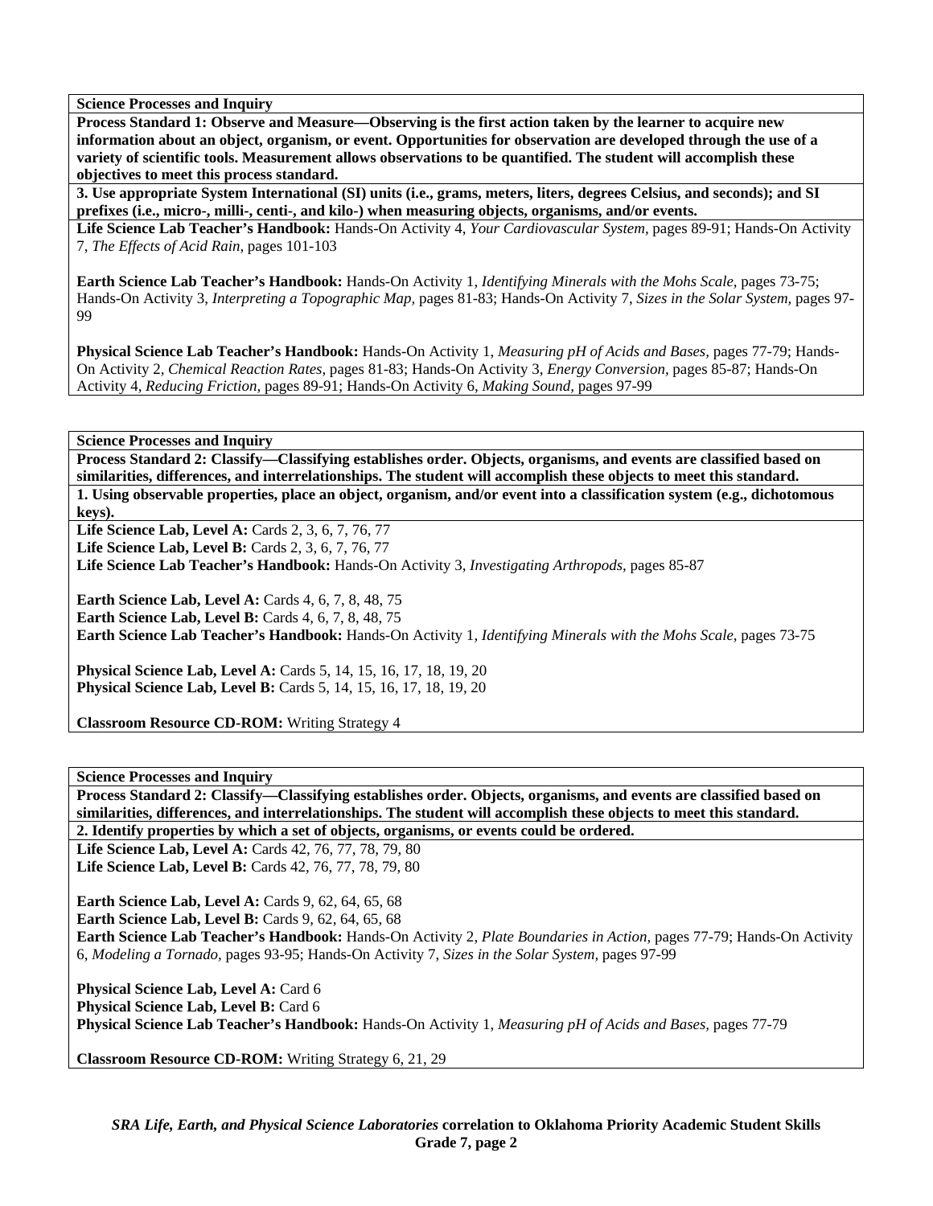**Science Processes and Inquiry**

**Process Standard 1: Observe and Measure—Observing is the first action taken by the learner to acquire new information about an object, organism, or event. Opportunities for observation are developed through the use of a variety of scientific tools. Measurement allows observations to be quantified. The student will accomplish these objectives to meet this process standard.**

**3. Use appropriate System International (SI) units (i.e., grams, meters, liters, degrees Celsius, and seconds); and SI prefixes (i.e., micro-, milli-, centi-, and kilo-) when measuring objects, organisms, and/or events.**

**Life Science Lab Teacher's Handbook:** Hands-On Activity 4, *Your Cardiovascular System,* pages 89-91; Hands-On Activity 7, *The Effects of Acid Rain,* pages 101-103

**Earth Science Lab Teacher's Handbook:** Hands-On Activity 1, *Identifying Minerals with the Mohs Scale*, pages 73-75; Hands-On Activity 3, *Interpreting a Topographic Map,* pages 81-83; Hands-On Activity 7, *Sizes in the Solar System,* pages 97-99

**Physical Science Lab Teacher's Handbook:** Hands-On Activity 1, *Measuring pH of Acids and Bases,* pages 77-79; Hands-On Activity 2, *Chemical Reaction Rates,* pages 81-83; Hands-On Activity 3, *Energy Conversion,* pages 85-87; Hands-On Activity 4, *Reducing Friction,* pages 89-91; Hands-On Activity 6, *Making Sound,* pages 97-99

---

**Science Processes and Inquiry**

**Process Standard 2: Classify—Classifying establishes order. Objects, organisms, and events are classified based on similarities, differences, and interrelationships. The student will accomplish these objects to meet this standard.**

**1. Using observable properties, place an object, organism, and/or event into a classification system (e.g., dichotomous keys).**

**Life Science Lab, Level A:** Cards 2, 3, 6, 7, 76, 77
**Life Science Lab, Level B:** Cards 2, 3, 6, 7, 76, 77
**Life Science Lab Teacher's Handbook:** Hands-On Activity 3, *Investigating Arthropods,* pages 85-87

**Earth Science Lab, Level A:** Cards 4, 6, 7, 8, 48, 75
**Earth Science Lab, Level B:** Cards 4, 6, 7, 8, 48, 75
**Earth Science Lab Teacher's Handbook:** Hands-On Activity 1, *Identifying Minerals with the Mohs Scale*, pages 73-75

**Physical Science Lab, Level A:** Cards 5, 14, 15, 16, 17, 18, 19, 20
**Physical Science Lab, Level B:** Cards 5, 14, 15, 16, 17, 18, 19, 20

**Classroom Resource CD-ROM:** Writing Strategy 4

---

**Science Processes and Inquiry**

**Process Standard 2: Classify—Classifying establishes order. Objects, organisms, and events are classified based on similarities, differences, and interrelationships. The student will accomplish these objects to meet this standard.**

**2. Identify properties by which a set of objects, organisms, or events could be ordered.**

**Life Science Lab, Level A:** Cards 42, 76, 77, 78, 79, 80
**Life Science Lab, Level B:** Cards 42, 76, 77, 78, 79, 80

**Earth Science Lab, Level A:** Cards 9, 62, 64, 65, 68
**Earth Science Lab, Level B:** Cards 9, 62, 64, 65, 68
**Earth Science Lab Teacher's Handbook:** Hands-On Activity 2, *Plate Boundaries in Action,* pages 77-79; Hands-On Activity 6, *Modeling a Tornado,* pages 93-95; Hands-On Activity 7, *Sizes in the Solar System*, pages 97-99

**Physical Science Lab, Level A:** Card 6
**Physical Science Lab, Level B:** Card 6
**Physical Science Lab Teacher's Handbook:** Hands-On Activity 1, *Measuring pH of Acids and Bases,* pages 77-79

**Classroom Resource CD-ROM:** Writing Strategy 6, 21, 29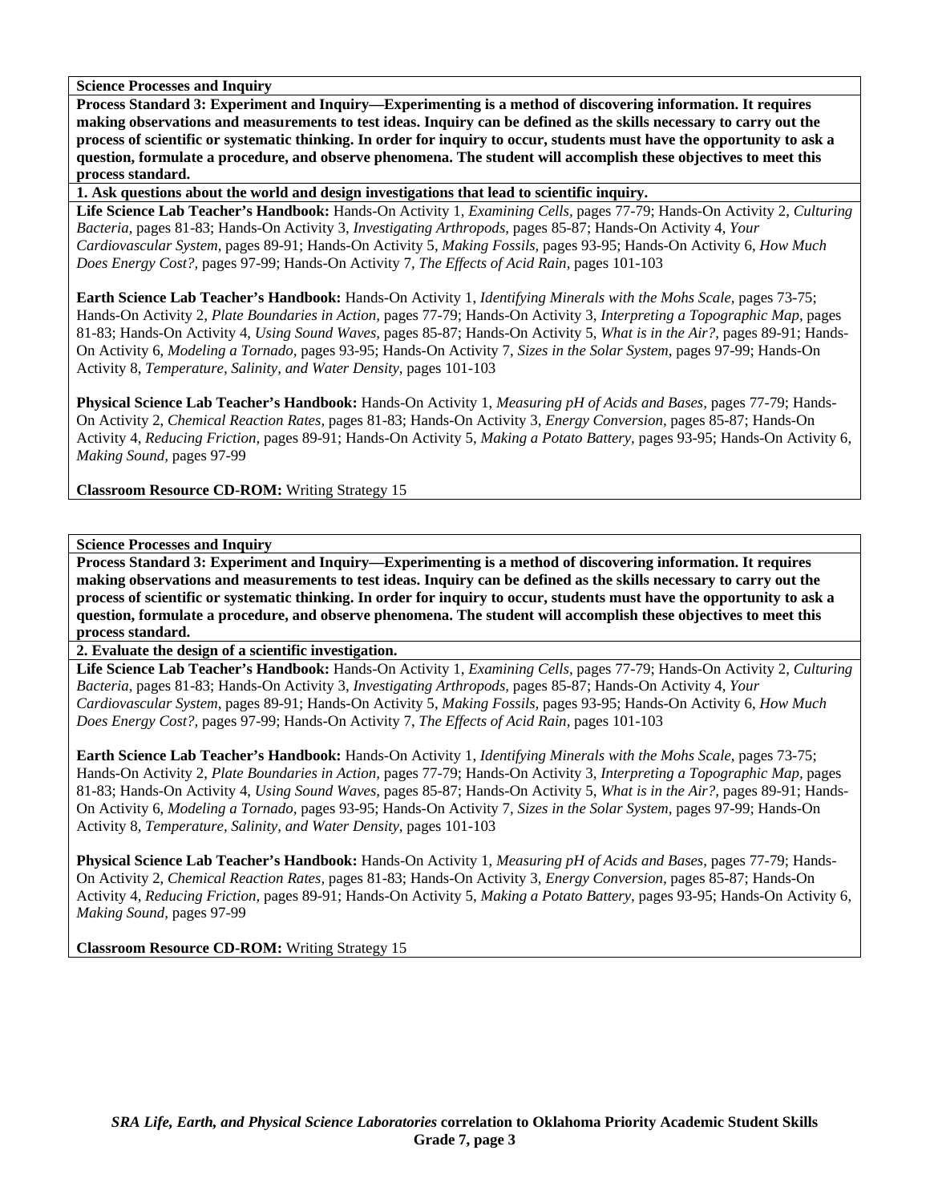**Science Processes and Inquiry**

**Process Standard 3: Experiment and Inquiry—Experimenting is a method of discovering information. It requires making observations and measurements to test ideas. Inquiry can be defined as the skills necessary to carry out the process of scientific or systematic thinking. In order for inquiry to occur, students must have the opportunity to ask a question, formulate a procedure, and observe phenomena. The student will accomplish these objectives to meet this process standard.**

**1. Ask questions about the world and design investigations that lead to scientific inquiry.**

**Life Science Lab Teacher's Handbook:** Hands-On Activity 1, *Examining Cells,* pages 77-79; Hands-On Activity 2, *Culturing Bacteria,* pages 81-83; Hands-On Activity 3, *Investigating Arthropods,* pages 85-87; Hands-On Activity 4, *Your Cardiovascular System,* pages 89-91; Hands-On Activity 5, *Making Fossils,* pages 93-95; Hands-On Activity 6, *How Much Does Energy Cost?,* pages 97-99; Hands-On Activity 7, *The Effects of Acid Rain,* pages 101-103

**Earth Science Lab Teacher's Handbook:** Hands-On Activity 1, *Identifying Minerals with the Mohs Scale,* pages 73-75; Hands-On Activity 2, *Plate Boundaries in Action,* pages 77-79; Hands-On Activity 3, *Interpreting a Topographic Map,* pages 81-83; Hands-On Activity 4, *Using Sound Waves,* pages 85-87; Hands-On Activity 5, *What is in the Air?,* pages 89-91; Hands-On Activity 6, *Modeling a Tornado,* pages 93-95; Hands-On Activity 7, *Sizes in the Solar System,* pages 97-99; Hands-On Activity 8, *Temperature, Salinity, and Water Density,* pages 101-103

**Physical Science Lab Teacher's Handbook:** Hands-On Activity 1, *Measuring pH of Acids and Bases,* pages 77-79; Hands-On Activity 2, *Chemical Reaction Rates,* pages 81-83; Hands-On Activity 3, *Energy Conversion,* pages 85-87; Hands-On Activity 4, *Reducing Friction,* pages 89-91; Hands-On Activity 5, *Making a Potato Battery,* pages 93-95; Hands-On Activity 6, *Making Sound,* pages 97-99

**Classroom Resource CD-ROM:** Writing Strategy 15

**Science Processes and Inquiry**

**Process Standard 3: Experiment and Inquiry—Experimenting is a method of discovering information. It requires making observations and measurements to test ideas. Inquiry can be defined as the skills necessary to carry out the process of scientific or systematic thinking. In order for inquiry to occur, students must have the opportunity to ask a question, formulate a procedure, and observe phenomena. The student will accomplish these objectives to meet this process standard.**

**2. Evaluate the design of a scientific investigation.**

**Life Science Lab Teacher's Handbook:** Hands-On Activity 1, *Examining Cells,* pages 77-79; Hands-On Activity 2, *Culturing Bacteria,* pages 81-83; Hands-On Activity 3, *Investigating Arthropods,* pages 85-87; Hands-On Activity 4, *Your Cardiovascular System,* pages 89-91; Hands-On Activity 5, *Making Fossils,* pages 93-95; Hands-On Activity 6, *How Much Does Energy Cost?,* pages 97-99; Hands-On Activity 7, *The Effects of Acid Rain,* pages 101-103

**Earth Science Lab Teacher's Handbook:** Hands-On Activity 1, *Identifying Minerals with the Mohs Scale,* pages 73-75; Hands-On Activity 2, *Plate Boundaries in Action,* pages 77-79; Hands-On Activity 3, *Interpreting a Topographic Map,* pages 81-83; Hands-On Activity 4, *Using Sound Waves,* pages 85-87; Hands-On Activity 5, *What is in the Air?,* pages 89-91; Hands-On Activity 6, *Modeling a Tornado,* pages 93-95; Hands-On Activity 7, *Sizes in the Solar System,* pages 97-99; Hands-On Activity 8, *Temperature, Salinity, and Water Density,* pages 101-103

**Physical Science Lab Teacher's Handbook:** Hands-On Activity 1, *Measuring pH of Acids and Bases,* pages 77-79; Hands-On Activity 2, *Chemical Reaction Rates,* pages 81-83; Hands-On Activity 3, *Energy Conversion,* pages 85-87; Hands-On Activity 4, *Reducing Friction,* pages 89-91; Hands-On Activity 5, *Making a Potato Battery,* pages 93-95; Hands-On Activity 6, *Making Sound,* pages 97-99

**Classroom Resource CD-ROM:** Writing Strategy 15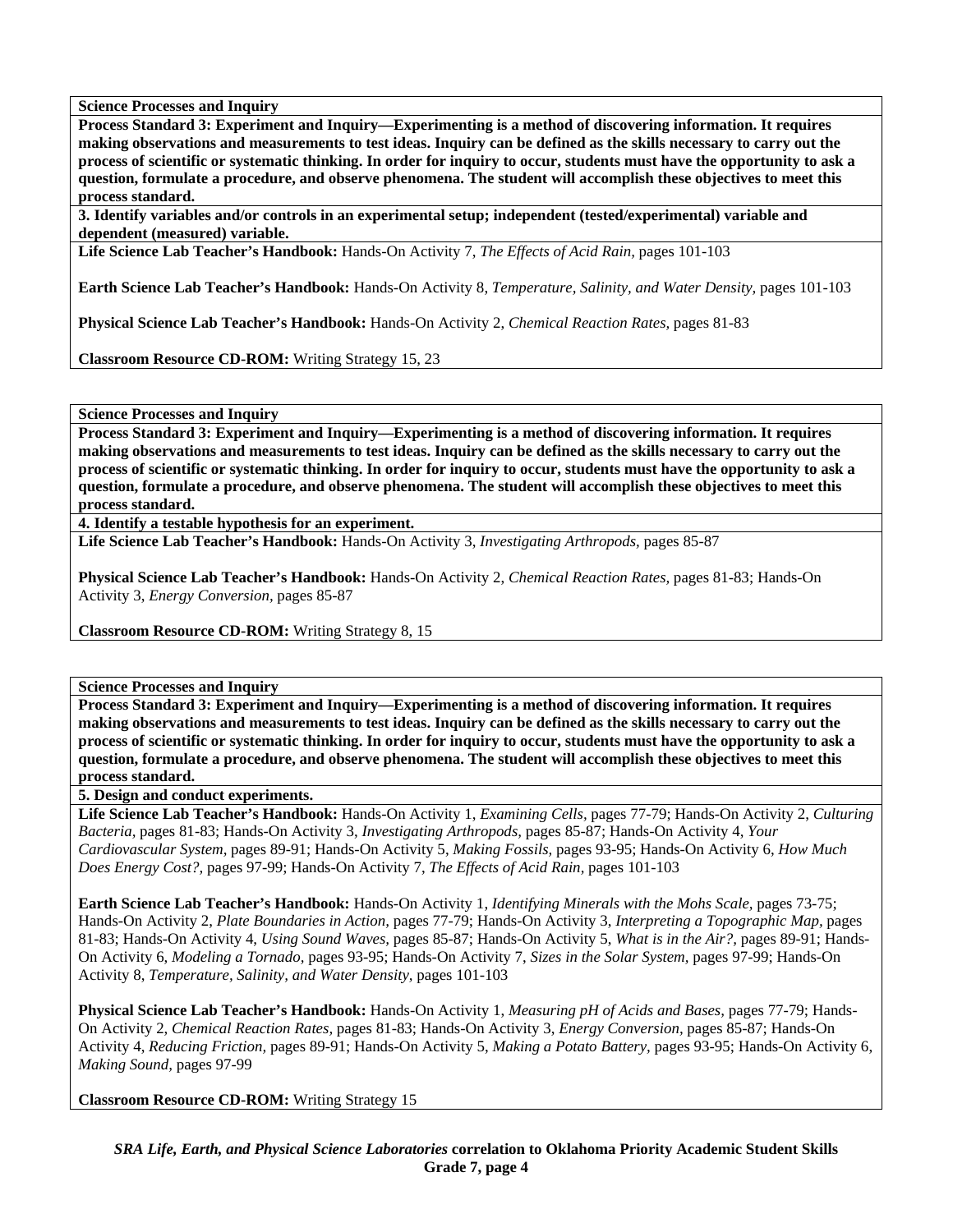**Science Processes and Inquiry**

**Process Standard 3: Experiment and Inquiry—Experimenting is a method of discovering information. It requires making observations and measurements to test ideas. Inquiry can be defined as the skills necessary to carry out the process of scientific or systematic thinking. In order for inquiry to occur, students must have the opportunity to ask a question, formulate a procedure, and observe phenomena. The student will accomplish these objectives to meet this process standard.**

**3. Identify variables and/or controls in an experimental setup; independent (tested/experimental) variable and dependent (measured) variable.**

**Life Science Lab Teacher's Handbook:** Hands-On Activity 7, *The Effects of Acid Rain,* pages 101-103

**Earth Science Lab Teacher's Handbook:** Hands-On Activity 8, *Temperature, Salinity, and Water Density,* pages 101-103

**Physical Science Lab Teacher's Handbook:** Hands-On Activity 2, *Chemical Reaction Rates,* pages 81-83

**Classroom Resource CD-ROM:** Writing Strategy 15, 23

**Science Processes and Inquiry**

**Process Standard 3: Experiment and Inquiry—Experimenting is a method of discovering information. It requires making observations and measurements to test ideas. Inquiry can be defined as the skills necessary to carry out the process of scientific or systematic thinking. In order for inquiry to occur, students must have the opportunity to ask a question, formulate a procedure, and observe phenomena. The student will accomplish these objectives to meet this process standard.**

**4. Identify a testable hypothesis for an experiment.**

**Life Science Lab Teacher's Handbook:** Hands-On Activity 3, *Investigating Arthropods,* pages 85-87

**Physical Science Lab Teacher's Handbook:** Hands-On Activity 2, *Chemical Reaction Rates,* pages 81-83; Hands-On Activity 3, *Energy Conversion,* pages 85-87

**Classroom Resource CD-ROM:** Writing Strategy 8, 15

**Science Processes and Inquiry**

**Process Standard 3: Experiment and Inquiry—Experimenting is a method of discovering information. It requires making observations and measurements to test ideas. Inquiry can be defined as the skills necessary to carry out the process of scientific or systematic thinking. In order for inquiry to occur, students must have the opportunity to ask a question, formulate a procedure, and observe phenomena. The student will accomplish these objectives to meet this process standard.**

**5. Design and conduct experiments.**

**Life Science Lab Teacher's Handbook:** Hands-On Activity 1, *Examining Cells,* pages 77-79; Hands-On Activity 2, *Culturing Bacteria,* pages 81-83; Hands-On Activity 3, *Investigating Arthropods,* pages 85-87; Hands-On Activity 4, *Your Cardiovascular System,* pages 89-91; Hands-On Activity 5, *Making Fossils,* pages 93-95; Hands-On Activity 6, *How Much Does Energy Cost?,* pages 97-99; Hands-On Activity 7, *The Effects of Acid Rain,* pages 101-103

**Earth Science Lab Teacher's Handbook:** Hands-On Activity 1, *Identifying Minerals with the Mohs Scale,* pages 73-75; Hands-On Activity 2, *Plate Boundaries in Action,* pages 77-79; Hands-On Activity 3, *Interpreting a Topographic Map,* pages 81-83; Hands-On Activity 4, *Using Sound Waves,* pages 85-87; Hands-On Activity 5, *What is in the Air?,* pages 89-91; Hands-On Activity 6, *Modeling a Tornado,* pages 93-95; Hands-On Activity 7, *Sizes in the Solar System,* pages 97-99; Hands-On Activity 8, *Temperature, Salinity, and Water Density,* pages 101-103

**Physical Science Lab Teacher's Handbook:** Hands-On Activity 1, *Measuring pH of Acids and Bases,* pages 77-79; Hands-On Activity 2, *Chemical Reaction Rates,* pages 81-83; Hands-On Activity 3, *Energy Conversion,* pages 85-87; Hands-On Activity 4, *Reducing Friction,* pages 89-91; Hands-On Activity 5, *Making a Potato Battery,* pages 93-95; Hands-On Activity 6, *Making Sound,* pages 97-99

**Classroom Resource CD-ROM:** Writing Strategy 15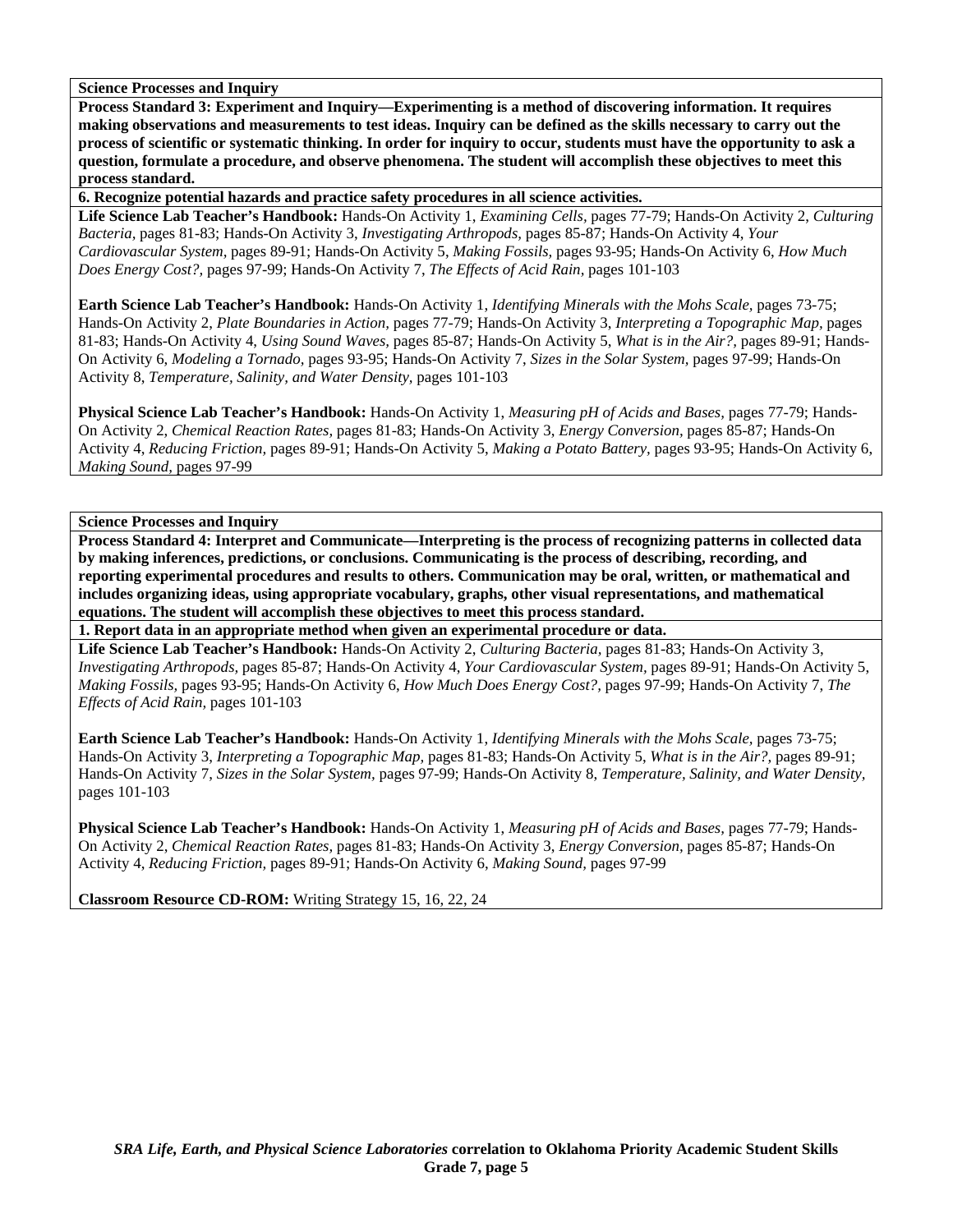**Science Processes and Inquiry**

**Process Standard 3: Experiment and Inquiry—Experimenting is a method of discovering information. It requires making observations and measurements to test ideas. Inquiry can be defined as the skills necessary to carry out the process of scientific or systematic thinking. In order for inquiry to occur, students must have the opportunity to ask a question, formulate a procedure, and observe phenomena. The student will accomplish these objectives to meet this process standard.**

**6. Recognize potential hazards and practice safety procedures in all science activities.**

**Life Science Lab Teacher's Handbook:** Hands-On Activity 1, *Examining Cells,* pages 77-79; Hands-On Activity 2, *Culturing Bacteria,* pages 81-83; Hands-On Activity 3, *Investigating Arthropods,* pages 85-87; Hands-On Activity 4, *Your Cardiovascular System,* pages 89-91; Hands-On Activity 5, *Making Fossils,* pages 93-95; Hands-On Activity 6, *How Much Does Energy Cost?,* pages 97-99; Hands-On Activity 7, *The Effects of Acid Rain,* pages 101-103

**Earth Science Lab Teacher's Handbook:** Hands-On Activity 1, *Identifying Minerals with the Mohs Scale,* pages 73-75; Hands-On Activity 2, *Plate Boundaries in Action,* pages 77-79; Hands-On Activity 3, *Interpreting a Topographic Map,* pages 81-83; Hands-On Activity 4, *Using Sound Waves,* pages 85-87; Hands-On Activity 5, *What is in the Air?,* pages 89-91; Hands-On Activity 6, *Modeling a Tornado,* pages 93-95; Hands-On Activity 7, *Sizes in the Solar System,* pages 97-99; Hands-On Activity 8, *Temperature, Salinity, and Water Density,* pages 101-103

**Physical Science Lab Teacher's Handbook:** Hands-On Activity 1, *Measuring pH of Acids and Bases,* pages 77-79; Hands-On Activity 2, *Chemical Reaction Rates,* pages 81-83; Hands-On Activity 3, *Energy Conversion,* pages 85-87; Hands-On Activity 4, *Reducing Friction,* pages 89-91; Hands-On Activity 5, *Making a Potato Battery,* pages 93-95; Hands-On Activity 6, *Making Sound,* pages 97-99

**Science Processes and Inquiry**

**Process Standard 4: Interpret and Communicate—Interpreting is the process of recognizing patterns in collected data by making inferences, predictions, or conclusions. Communicating is the process of describing, recording, and reporting experimental procedures and results to others. Communication may be oral, written, or mathematical and includes organizing ideas, using appropriate vocabulary, graphs, other visual representations, and mathematical equations. The student will accomplish these objectives to meet this process standard.**

**1. Report data in an appropriate method when given an experimental procedure or data.**

**Life Science Lab Teacher's Handbook:** Hands-On Activity 2, *Culturing Bacteria,* pages 81-83; Hands-On Activity 3, *Investigating Arthropods,* pages 85-87; Hands-On Activity 4, *Your Cardiovascular System,* pages 89-91; Hands-On Activity 5, *Making Fossils,* pages 93-95; Hands-On Activity 6, *How Much Does Energy Cost?,* pages 97-99; Hands-On Activity 7, *The Effects of Acid Rain,* pages 101-103

**Earth Science Lab Teacher's Handbook:** Hands-On Activity 1, *Identifying Minerals with the Mohs Scale,* pages 73-75; Hands-On Activity 3, *Interpreting a Topographic Map,* pages 81-83; Hands-On Activity 5, *What is in the Air?,* pages 89-91; Hands-On Activity 7, *Sizes in the Solar System,* pages 97-99; Hands-On Activity 8, *Temperature, Salinity, and Water Density,* pages 101-103

**Physical Science Lab Teacher's Handbook:** Hands-On Activity 1, *Measuring pH of Acids and Bases,* pages 77-79; Hands-On Activity 2, *Chemical Reaction Rates,* pages 81-83; Hands-On Activity 3, *Energy Conversion,* pages 85-87; Hands-On Activity 4, *Reducing Friction,* pages 89-91; Hands-On Activity 6, *Making Sound,* pages 97-99

**Classroom Resource CD-ROM:** Writing Strategy 15, 16, 22, 24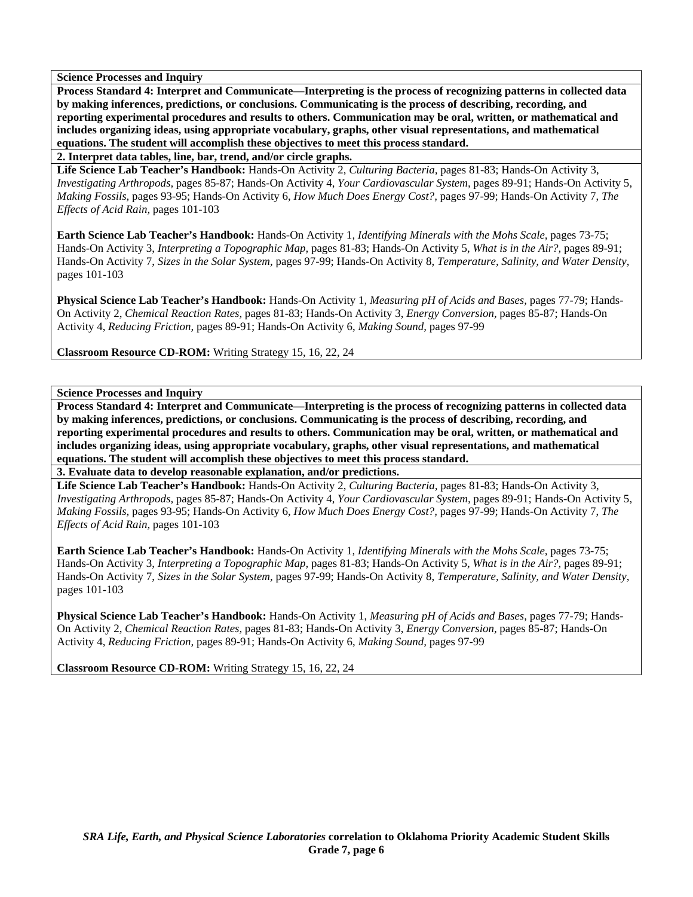**Science Processes and Inquiry**

**Process Standard 4: Interpret and Communicate—Interpreting is the process of recognizing patterns in collected data by making inferences, predictions, or conclusions. Communicating is the process of describing, recording, and reporting experimental procedures and results to others. Communication may be oral, written, or mathematical and includes organizing ideas, using appropriate vocabulary, graphs, other visual representations, and mathematical equations. The student will accomplish these objectives to meet this process standard.**

**2. Interpret data tables, line, bar, trend, and/or circle graphs.**

**Life Science Lab Teacher's Handbook:** Hands-On Activity 2, *Culturing Bacteria,* pages 81-83; Hands-On Activity 3, *Investigating Arthropods,* pages 85-87; Hands-On Activity 4, *Your Cardiovascular System,* pages 89-91; Hands-On Activity 5, *Making Fossils,* pages 93-95; Hands-On Activity 6, *How Much Does Energy Cost?,* pages 97-99; Hands-On Activity 7, *The Effects of Acid Rain,* pages 101-103

**Earth Science Lab Teacher's Handbook:** Hands-On Activity 1, *Identifying Minerals with the Mohs Scale,* pages 73-75; Hands-On Activity 3, *Interpreting a Topographic Map,* pages 81-83; Hands-On Activity 5, *What is in the Air?,* pages 89-91; Hands-On Activity 7, *Sizes in the Solar System,* pages 97-99; Hands-On Activity 8, *Temperature, Salinity, and Water Density,* pages 101-103

**Physical Science Lab Teacher's Handbook:** Hands-On Activity 1, *Measuring pH of Acids and Bases,* pages 77-79; Hands-On Activity 2, *Chemical Reaction Rates,* pages 81-83; Hands-On Activity 3, *Energy Conversion,* pages 85-87; Hands-On Activity 4, *Reducing Friction,* pages 89-91; Hands-On Activity 6, *Making Sound,* pages 97-99

**Classroom Resource CD-ROM:** Writing Strategy 15, 16, 22, 24

**Science Processes and Inquiry**

**Process Standard 4: Interpret and Communicate—Interpreting is the process of recognizing patterns in collected data by making inferences, predictions, or conclusions. Communicating is the process of describing, recording, and reporting experimental procedures and results to others. Communication may be oral, written, or mathematical and includes organizing ideas, using appropriate vocabulary, graphs, other visual representations, and mathematical equations. The student will accomplish these objectives to meet this process standard.**

**3. Evaluate data to develop reasonable explanation, and/or predictions.**

**Life Science Lab Teacher's Handbook:** Hands-On Activity 2, *Culturing Bacteria,* pages 81-83; Hands-On Activity 3, *Investigating Arthropods,* pages 85-87; Hands-On Activity 4, *Your Cardiovascular System,* pages 89-91; Hands-On Activity 5, *Making Fossils,* pages 93-95; Hands-On Activity 6, *How Much Does Energy Cost?,* pages 97-99; Hands-On Activity 7, *The Effects of Acid Rain,* pages 101-103

**Earth Science Lab Teacher's Handbook:** Hands-On Activity 1, *Identifying Minerals with the Mohs Scale,* pages 73-75; Hands-On Activity 3, *Interpreting a Topographic Map,* pages 81-83; Hands-On Activity 5, *What is in the Air?,* pages 89-91; Hands-On Activity 7, *Sizes in the Solar System,* pages 97-99; Hands-On Activity 8, *Temperature, Salinity, and Water Density,* pages 101-103

**Physical Science Lab Teacher's Handbook:** Hands-On Activity 1, *Measuring pH of Acids and Bases,* pages 77-79; Hands-On Activity 2, *Chemical Reaction Rates,* pages 81-83; Hands-On Activity 3, *Energy Conversion,* pages 85-87; Hands-On Activity 4, *Reducing Friction,* pages 89-91; Hands-On Activity 6, *Making Sound,* pages 97-99

**Classroom Resource CD-ROM:** Writing Strategy 15, 16, 22, 24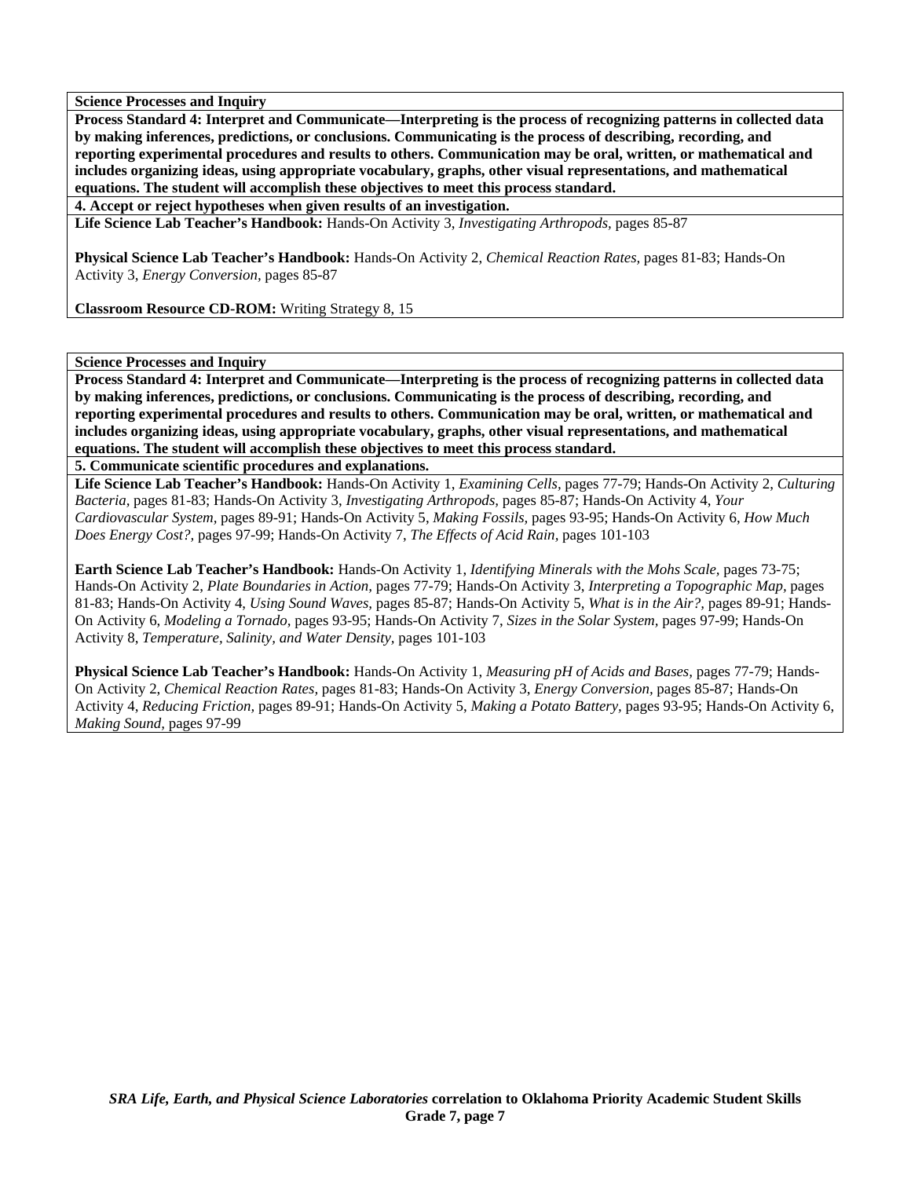**Science Processes and Inquiry**

**Process Standard 4: Interpret and Communicate—Interpreting is the process of recognizing patterns in collected data by making inferences, predictions, or conclusions. Communicating is the process of describing, recording, and reporting experimental procedures and results to others. Communication may be oral, written, or mathematical and includes organizing ideas, using appropriate vocabulary, graphs, other visual representations, and mathematical equations. The student will accomplish these objectives to meet this process standard.**

**4. Accept or reject hypotheses when given results of an investigation.**

**Life Science Lab Teacher's Handbook:** Hands-On Activity 3, *Investigating Arthropods,* pages 85-87

**Physical Science Lab Teacher's Handbook:** Hands-On Activity 2, *Chemical Reaction Rates,* pages 81-83; Hands-On Activity 3, *Energy Conversion,* pages 85-87

**Classroom Resource CD-ROM:** Writing Strategy 8, 15

**Science Processes and Inquiry**

**Process Standard 4: Interpret and Communicate—Interpreting is the process of recognizing patterns in collected data by making inferences, predictions, or conclusions. Communicating is the process of describing, recording, and reporting experimental procedures and results to others. Communication may be oral, written, or mathematical and includes organizing ideas, using appropriate vocabulary, graphs, other visual representations, and mathematical equations. The student will accomplish these objectives to meet this process standard.**

**5. Communicate scientific procedures and explanations.**

**Life Science Lab Teacher's Handbook:** Hands-On Activity 1, *Examining Cells,* pages 77-79; Hands-On Activity 2, *Culturing Bacteria,* pages 81-83; Hands-On Activity 3, *Investigating Arthropods,* pages 85-87; Hands-On Activity 4, *Your Cardiovascular System,* pages 89-91; Hands-On Activity 5, *Making Fossils,* pages 93-95; Hands-On Activity 6, *How Much Does Energy Cost?,* pages 97-99; Hands-On Activity 7, *The Effects of Acid Rain,* pages 101-103

**Earth Science Lab Teacher's Handbook:** Hands-On Activity 1, *Identifying Minerals with the Mohs Scale,* pages 73-75; Hands-On Activity 2, *Plate Boundaries in Action,* pages 77-79; Hands-On Activity 3, *Interpreting a Topographic Map,* pages 81-83; Hands-On Activity 4, *Using Sound Waves,* pages 85-87; Hands-On Activity 5, *What is in the Air?,* pages 89-91; Hands-On Activity 6, *Modeling a Tornado,* pages 93-95; Hands-On Activity 7, *Sizes in the Solar System,* pages 97-99; Hands-On Activity 8, *Temperature, Salinity, and Water Density,* pages 101-103

**Physical Science Lab Teacher's Handbook:** Hands-On Activity 1, *Measuring pH of Acids and Bases,* pages 77-79; Hands-On Activity 2, *Chemical Reaction Rates,* pages 81-83; Hands-On Activity 3, *Energy Conversion,* pages 85-87; Hands-On Activity 4, *Reducing Friction,* pages 89-91; Hands-On Activity 5, *Making a Potato Battery,* pages 93-95; Hands-On Activity 6, *Making Sound,* pages 97-99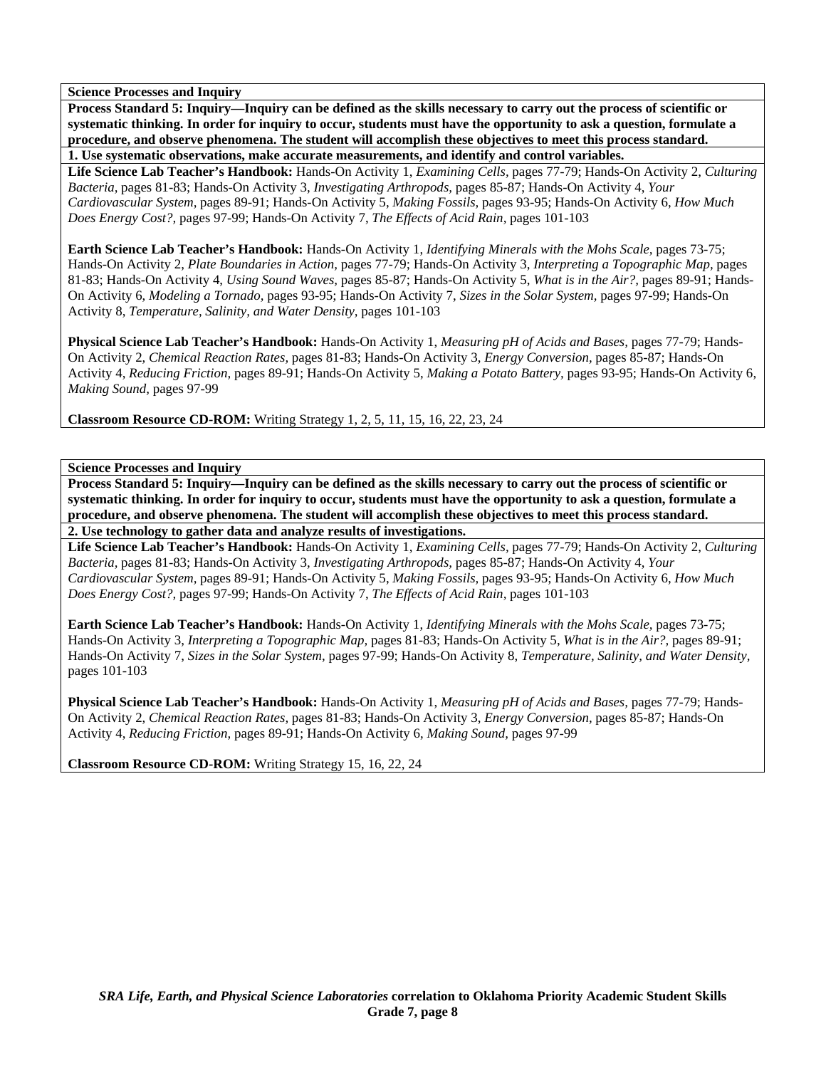**Science Processes and Inquiry**

**Process Standard 5: Inquiry—Inquiry can be defined as the skills necessary to carry out the process of scientific or systematic thinking. In order for inquiry to occur, students must have the opportunity to ask a question, formulate a procedure, and observe phenomena. The student will accomplish these objectives to meet this process standard.**

**1. Use systematic observations, make accurate measurements, and identify and control variables.**

**Life Science Lab Teacher's Handbook:** Hands-On Activity 1, *Examining Cells,* pages 77-79; Hands-On Activity 2, *Culturing Bacteria,* pages 81-83; Hands-On Activity 3, *Investigating Arthropods,* pages 85-87; Hands-On Activity 4, *Your Cardiovascular System,* pages 89-91; Hands-On Activity 5, *Making Fossils,* pages 93-95; Hands-On Activity 6, *How Much Does Energy Cost?,* pages 97-99; Hands-On Activity 7, *The Effects of Acid Rain,* pages 101-103

**Earth Science Lab Teacher's Handbook:** Hands-On Activity 1, *Identifying Minerals with the Mohs Scale,* pages 73-75; Hands-On Activity 2, *Plate Boundaries in Action,* pages 77-79; Hands-On Activity 3, *Interpreting a Topographic Map,* pages 81-83; Hands-On Activity 4, *Using Sound Waves,* pages 85-87; Hands-On Activity 5, *What is in the Air?,* pages 89-91; Hands-On Activity 6, *Modeling a Tornado,* pages 93-95; Hands-On Activity 7, *Sizes in the Solar System,* pages 97-99; Hands-On Activity 8, *Temperature, Salinity, and Water Density,* pages 101-103

**Physical Science Lab Teacher's Handbook:** Hands-On Activity 1, *Measuring pH of Acids and Bases,* pages 77-79; Hands-On Activity 2, *Chemical Reaction Rates,* pages 81-83; Hands-On Activity 3, *Energy Conversion,* pages 85-87; Hands-On Activity 4, *Reducing Friction,* pages 89-91; Hands-On Activity 5, *Making a Potato Battery,* pages 93-95; Hands-On Activity 6, *Making Sound,* pages 97-99

**Classroom Resource CD-ROM:** Writing Strategy 1, 2, 5, 11, 15, 16, 22, 23, 24

**Science Processes and Inquiry**

**Process Standard 5: Inquiry—Inquiry can be defined as the skills necessary to carry out the process of scientific or systematic thinking. In order for inquiry to occur, students must have the opportunity to ask a question, formulate a procedure, and observe phenomena. The student will accomplish these objectives to meet this process standard.**

**2. Use technology to gather data and analyze results of investigations.**

**Life Science Lab Teacher's Handbook:** Hands-On Activity 1, *Examining Cells,* pages 77-79; Hands-On Activity 2, *Culturing Bacteria,* pages 81-83; Hands-On Activity 3, *Investigating Arthropods,* pages 85-87; Hands-On Activity 4, *Your Cardiovascular System,* pages 89-91; Hands-On Activity 5, *Making Fossils,* pages 93-95; Hands-On Activity 6, *How Much Does Energy Cost?,* pages 97-99; Hands-On Activity 7, *The Effects of Acid Rain,* pages 101-103

**Earth Science Lab Teacher's Handbook:** Hands-On Activity 1, *Identifying Minerals with the Mohs Scale,* pages 73-75; Hands-On Activity 3, *Interpreting a Topographic Map,* pages 81-83; Hands-On Activity 5, *What is in the Air?,* pages 89-91; Hands-On Activity 7, *Sizes in the Solar System,* pages 97-99; Hands-On Activity 8, *Temperature, Salinity, and Water Density,* pages 101-103

**Physical Science Lab Teacher's Handbook:** Hands-On Activity 1, *Measuring pH of Acids and Bases,* pages 77-79; Hands-On Activity 2, *Chemical Reaction Rates,* pages 81-83; Hands-On Activity 3, *Energy Conversion,* pages 85-87; Hands-On Activity 4, *Reducing Friction,* pages 89-91; Hands-On Activity 6, *Making Sound,* pages 97-99

**Classroom Resource CD-ROM:** Writing Strategy 15, 16, 22, 24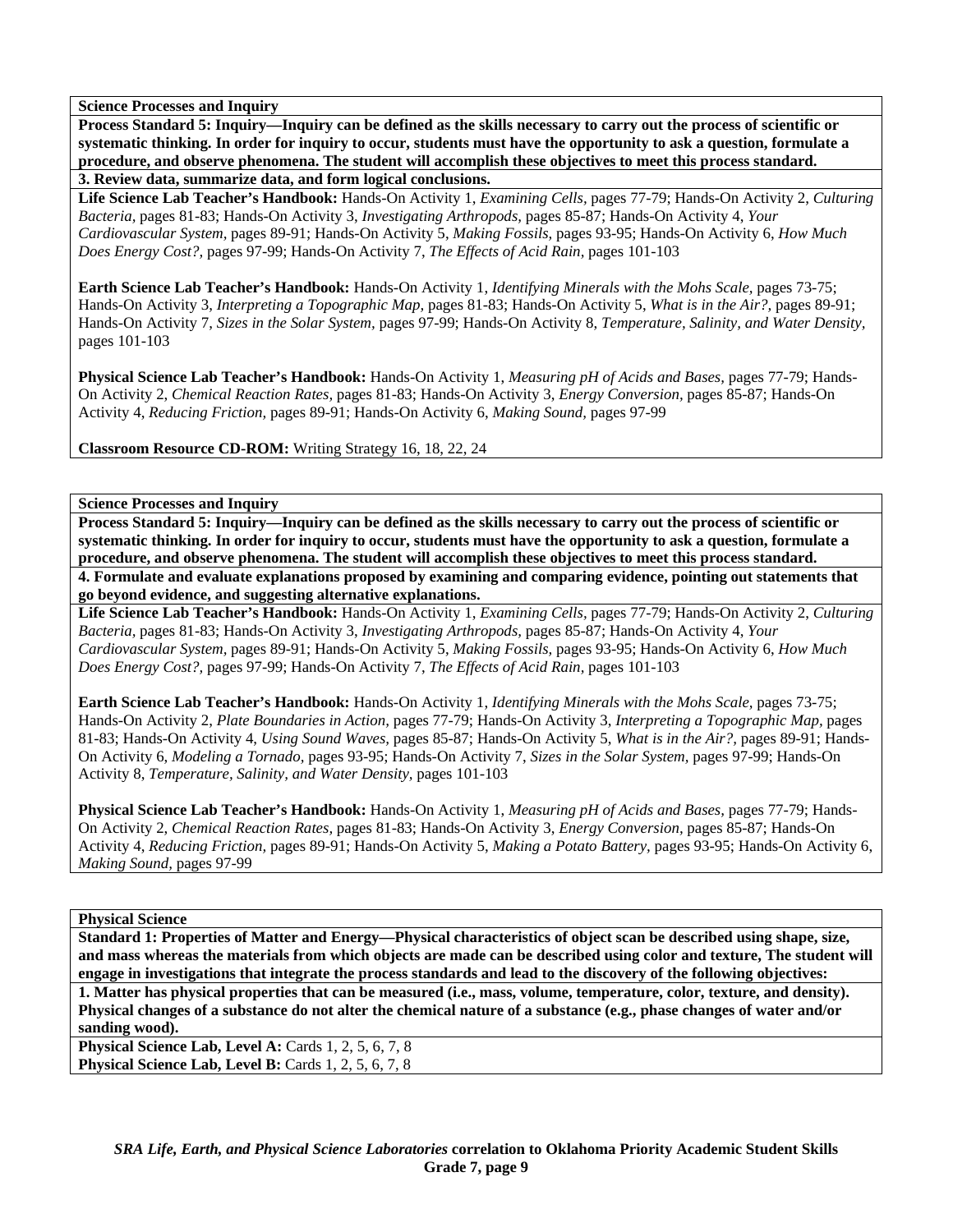**Science Processes and Inquiry**

**Process Standard 5: Inquiry—Inquiry can be defined as the skills necessary to carry out the process of scientific or systematic thinking. In order for inquiry to occur, students must have the opportunity to ask a question, formulate a procedure, and observe phenomena. The student will accomplish these objectives to meet this process standard.**

**3. Review data, summarize data, and form logical conclusions.**

**Life Science Lab Teacher's Handbook:** Hands-On Activity 1, *Examining Cells,* pages 77-79; Hands-On Activity 2, *Culturing Bacteria,* pages 81-83; Hands-On Activity 3, *Investigating Arthropods,* pages 85-87; Hands-On Activity 4, *Your Cardiovascular System,* pages 89-91; Hands-On Activity 5, *Making Fossils,* pages 93-95; Hands-On Activity 6, *How Much Does Energy Cost?,* pages 97-99; Hands-On Activity 7, *The Effects of Acid Rain,* pages 101-103

**Earth Science Lab Teacher's Handbook:** Hands-On Activity 1, *Identifying Minerals with the Mohs Scale,* pages 73-75; Hands-On Activity 3, *Interpreting a Topographic Map,* pages 81-83; Hands-On Activity 5, *What is in the Air?,* pages 89-91; Hands-On Activity 7, *Sizes in the Solar System,* pages 97-99; Hands-On Activity 8, *Temperature, Salinity, and Water Density,* pages 101-103

**Physical Science Lab Teacher's Handbook:** Hands-On Activity 1, *Measuring pH of Acids and Bases,* pages 77-79; Hands-On Activity 2, *Chemical Reaction Rates,* pages 81-83; Hands-On Activity 3, *Energy Conversion,* pages 85-87; Hands-On Activity 4, *Reducing Friction,* pages 89-91; Hands-On Activity 6, *Making Sound,* pages 97-99

**Classroom Resource CD-ROM:** Writing Strategy 16, 18, 22, 24

**Science Processes and Inquiry**

**Process Standard 5: Inquiry—Inquiry can be defined as the skills necessary to carry out the process of scientific or systematic thinking. In order for inquiry to occur, students must have the opportunity to ask a question, formulate a procedure, and observe phenomena. The student will accomplish these objectives to meet this process standard.**

**4. Formulate and evaluate explanations proposed by examining and comparing evidence, pointing out statements that go beyond evidence, and suggesting alternative explanations.**

**Life Science Lab Teacher's Handbook:** Hands-On Activity 1, *Examining Cells,* pages 77-79; Hands-On Activity 2, *Culturing Bacteria,* pages 81-83; Hands-On Activity 3, *Investigating Arthropods,* pages 85-87; Hands-On Activity 4, *Your Cardiovascular System,* pages 89-91; Hands-On Activity 5, *Making Fossils,* pages 93-95; Hands-On Activity 6, *How Much Does Energy Cost?,* pages 97-99; Hands-On Activity 7, *The Effects of Acid Rain,* pages 101-103

**Earth Science Lab Teacher's Handbook:** Hands-On Activity 1, *Identifying Minerals with the Mohs Scale,* pages 73-75; Hands-On Activity 2, *Plate Boundaries in Action,* pages 77-79; Hands-On Activity 3, *Interpreting a Topographic Map,* pages 81-83; Hands-On Activity 4, *Using Sound Waves,* pages 85-87; Hands-On Activity 5, *What is in the Air?,* pages 89-91; Hands-On Activity 6, *Modeling a Tornado,* pages 93-95; Hands-On Activity 7, *Sizes in the Solar System,* pages 97-99; Hands-On Activity 8, *Temperature, Salinity, and Water Density,* pages 101-103

**Physical Science Lab Teacher's Handbook:** Hands-On Activity 1, *Measuring pH of Acids and Bases,* pages 77-79; Hands-On Activity 2, *Chemical Reaction Rates,* pages 81-83; Hands-On Activity 3, *Energy Conversion,* pages 85-87; Hands-On Activity 4, *Reducing Friction,* pages 89-91; Hands-On Activity 5, *Making a Potato Battery,* pages 93-95; Hands-On Activity 6, *Making Sound,* pages 97-99

**Physical Science**

**Standard 1: Properties of Matter and Energy—Physical characteristics of object scan be described using shape, size, and mass whereas the materials from which objects are made can be described using color and texture, The student will engage in investigations that integrate the process standards and lead to the discovery of the following objectives:**

**1. Matter has physical properties that can be measured (i.e., mass, volume, temperature, color, texture, and density). Physical changes of a substance do not alter the chemical nature of a substance (e.g., phase changes of water and/or sanding wood).**

**Physical Science Lab, Level A:** Cards 1, 2, 5, 6, 7, 8
**Physical Science Lab, Level B:** Cards 1, 2, 5, 6, 7, 8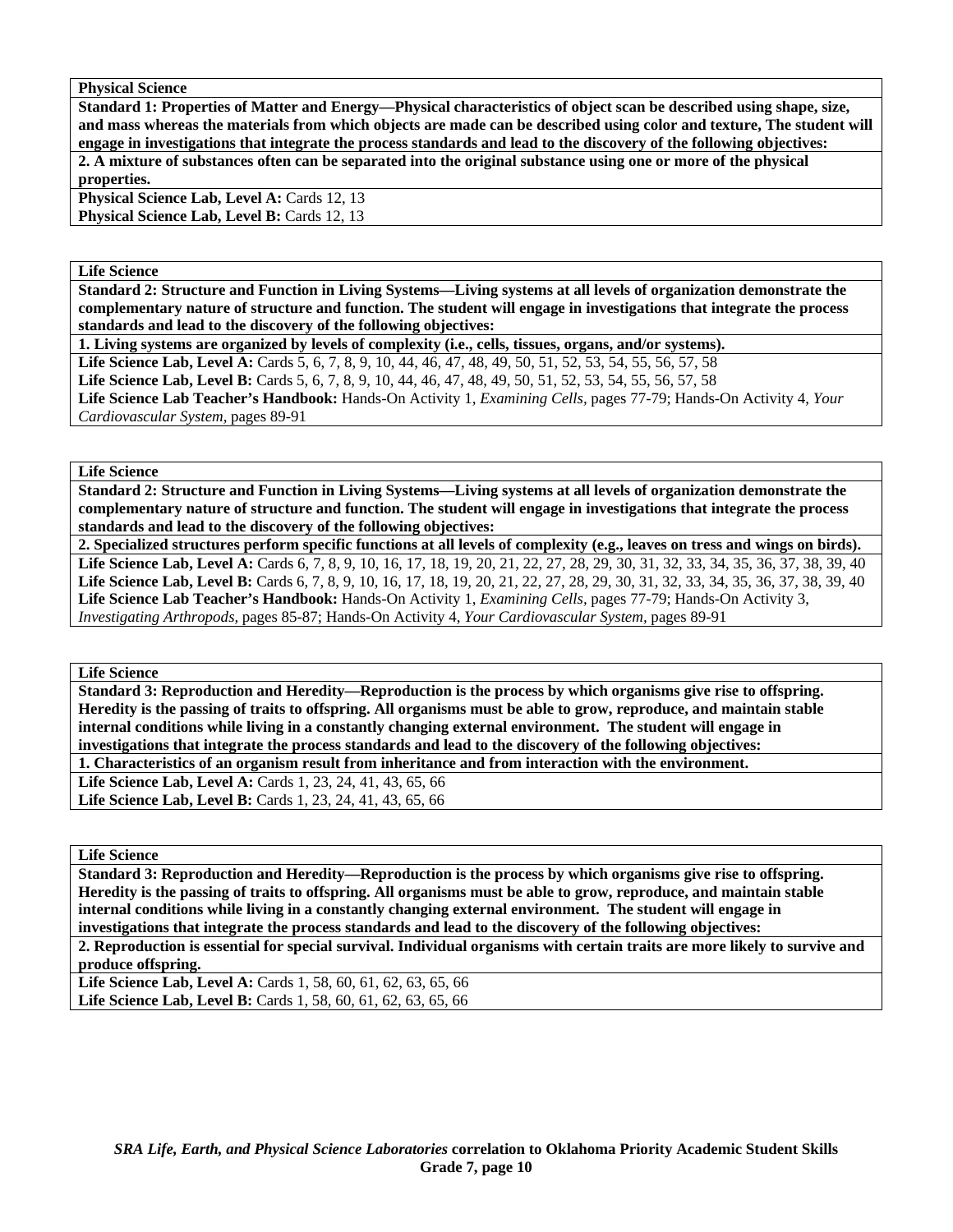**Physical Science**

**Standard 1: Properties of Matter and Energy—Physical characteristics of object scan be described using shape, size, and mass whereas the materials from which objects are made can be described using color and texture, The student will engage in investigations that integrate the process standards and lead to the discovery of the following objectives:**

**2. A mixture of substances often can be separated into the original substance using one or more of the physical properties.**

**Physical Science Lab, Level A:** Cards 12, 13
**Physical Science Lab, Level B:** Cards 12, 13

**Life Science**

**Standard 2: Structure and Function in Living Systems—Living systems at all levels of organization demonstrate the complementary nature of structure and function. The student will engage in investigations that integrate the process standards and lead to the discovery of the following objectives:**

**1. Living systems are organized by levels of complexity (i.e., cells, tissues, organs, and/or systems).**

**Life Science Lab, Level A:** Cards 5, 6, 7, 8, 9, 10, 44, 46, 47, 48, 49, 50, 51, 52, 53, 54, 55, 56, 57, 58
**Life Science Lab, Level B:** Cards 5, 6, 7, 8, 9, 10, 44, 46, 47, 48, 49, 50, 51, 52, 53, 54, 55, 56, 57, 58
**Life Science Lab Teacher's Handbook:** Hands-On Activity 1, *Examining Cells,* pages 77-79; Hands-On Activity 4, *Your Cardiovascular System,* pages 89-91

**Life Science**

**Standard 2: Structure and Function in Living Systems—Living systems at all levels of organization demonstrate the complementary nature of structure and function. The student will engage in investigations that integrate the process standards and lead to the discovery of the following objectives:**

**2. Specialized structures perform specific functions at all levels of complexity (e.g., leaves on tress and wings on birds).**

**Life Science Lab, Level A:** Cards 6, 7, 8, 9, 10, 16, 17, 18, 19, 20, 21, 22, 27, 28, 29, 30, 31, 32, 33, 34, 35, 36, 37, 38, 39, 40
**Life Science Lab, Level B:** Cards 6, 7, 8, 9, 10, 16, 17, 18, 19, 20, 21, 22, 27, 28, 29, 30, 31, 32, 33, 34, 35, 36, 37, 38, 39, 40
**Life Science Lab Teacher's Handbook:** Hands-On Activity 1, *Examining Cells,* pages 77-79; Hands-On Activity 3, *Investigating Arthropods,* pages 85-87; Hands-On Activity 4, *Your Cardiovascular System,* pages 89-91

**Life Science**

**Standard 3: Reproduction and Heredity—Reproduction is the process by which organisms give rise to offspring. Heredity is the passing of traits to offspring. All organisms must be able to grow, reproduce, and maintain stable internal conditions while living in a constantly changing external environment. The student will engage in investigations that integrate the process standards and lead to the discovery of the following objectives:**

**1. Characteristics of an organism result from inheritance and from interaction with the environment.**

**Life Science Lab, Level A:** Cards 1, 23, 24, 41, 43, 65, 66
**Life Science Lab, Level B:** Cards 1, 23, 24, 41, 43, 65, 66

**Life Science**

**Standard 3: Reproduction and Heredity—Reproduction is the process by which organisms give rise to offspring. Heredity is the passing of traits to offspring. All organisms must be able to grow, reproduce, and maintain stable internal conditions while living in a constantly changing external environment. The student will engage in investigations that integrate the process standards and lead to the discovery of the following objectives:**

**2. Reproduction is essential for special survival. Individual organisms with certain traits are more likely to survive and produce offspring.**

**Life Science Lab, Level A:** Cards 1, 58, 60, 61, 62, 63, 65, 66
**Life Science Lab, Level B:** Cards 1, 58, 60, 61, 62, 63, 65, 66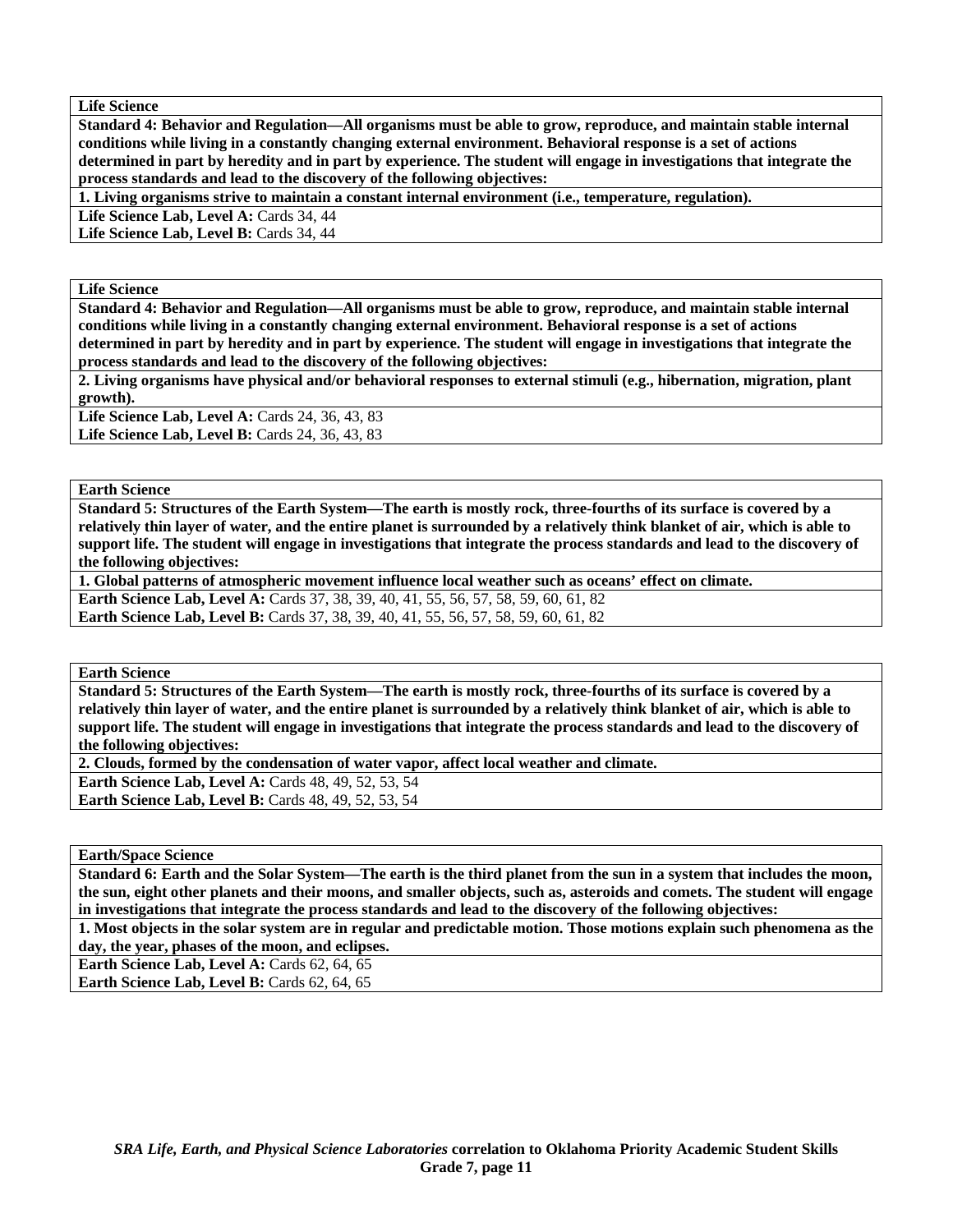**Life Science**

**Standard 4: Behavior and Regulation—All organisms must be able to grow, reproduce, and maintain stable internal conditions while living in a constantly changing external environment. Behavioral response is a set of actions determined in part by heredity and in part by experience. The student will engage in investigations that integrate the process standards and lead to the discovery of the following objectives:**

**1. Living organisms strive to maintain a constant internal environment (i.e., temperature, regulation).**

**Life Science Lab, Level A:** Cards 34, 44
**Life Science Lab, Level B:** Cards 34, 44

**Life Science**

**Standard 4: Behavior and Regulation—All organisms must be able to grow, reproduce, and maintain stable internal conditions while living in a constantly changing external environment. Behavioral response is a set of actions determined in part by heredity and in part by experience. The student will engage in investigations that integrate the process standards and lead to the discovery of the following objectives:**

**2. Living organisms have physical and/or behavioral responses to external stimuli (e.g., hibernation, migration, plant growth).**

**Life Science Lab, Level A:** Cards 24, 36, 43, 83
**Life Science Lab, Level B:** Cards 24, 36, 43, 83

**Earth Science**

**Standard 5: Structures of the Earth System—The earth is mostly rock, three-fourths of its surface is covered by a relatively thin layer of water, and the entire planet is surrounded by a relatively think blanket of air, which is able to support life. The student will engage in investigations that integrate the process standards and lead to the discovery of the following objectives:**

**1. Global patterns of atmospheric movement influence local weather such as oceans' effect on climate.**

**Earth Science Lab, Level A:** Cards 37, 38, 39, 40, 41, 55, 56, 57, 58, 59, 60, 61, 82
**Earth Science Lab, Level B:** Cards 37, 38, 39, 40, 41, 55, 56, 57, 58, 59, 60, 61, 82

**Earth Science**

**Standard 5: Structures of the Earth System—The earth is mostly rock, three-fourths of its surface is covered by a relatively thin layer of water, and the entire planet is surrounded by a relatively think blanket of air, which is able to support life. The student will engage in investigations that integrate the process standards and lead to the discovery of the following objectives:**

**2. Clouds, formed by the condensation of water vapor, affect local weather and climate.**

**Earth Science Lab, Level A:** Cards 48, 49, 52, 53, 54
**Earth Science Lab, Level B:** Cards 48, 49, 52, 53, 54

**Earth/Space Science**

**Standard 6: Earth and the Solar System—The earth is the third planet from the sun in a system that includes the moon, the sun, eight other planets and their moons, and smaller objects, such as, asteroids and comets. The student will engage in investigations that integrate the process standards and lead to the discovery of the following objectives:**

**1. Most objects in the solar system are in regular and predictable motion. Those motions explain such phenomena as the day, the year, phases of the moon, and eclipses.**

**Earth Science Lab, Level A:** Cards 62, 64, 65
**Earth Science Lab, Level B:** Cards 62, 64, 65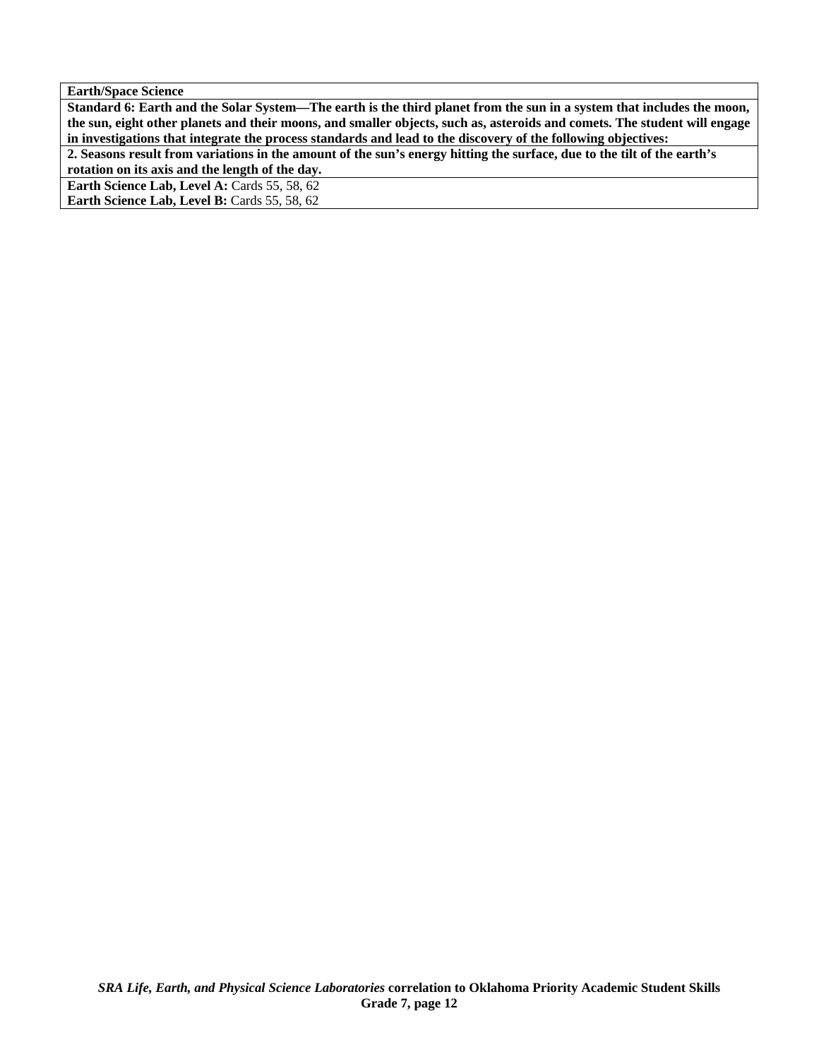| **Earth/Space Science** |
|---|
| **Standard 6: Earth and the Solar System—The earth is the third planet from the sun in a system that includes the moon, the sun, eight other planets and their moons, and smaller objects, such as, asteroids and comets. The student will engage in investigations that integrate the process standards and lead to the discovery of the following objectives:** |
| **2. Seasons result from variations in the amount of the sun's energy hitting the surface, due to the tilt of the earth's rotation on its axis and the length of the day.** |
| **Earth Science Lab, Level A:** Cards 55, 58, 62<br>**Earth Science Lab, Level B:** Cards 55, 58, 62 |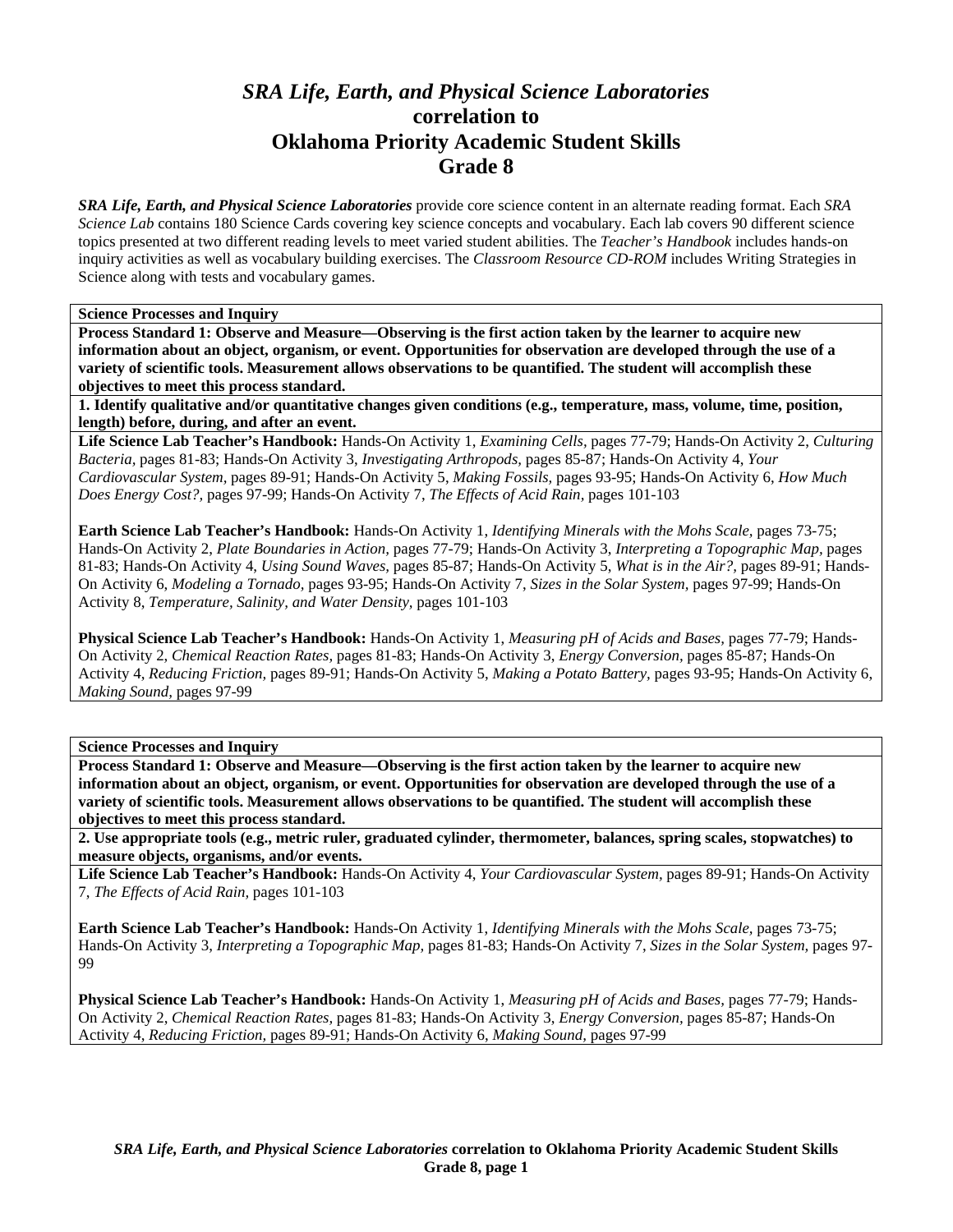# *SRA Life, Earth, and Physical Science Laboratories*
# correlation to
# Oklahoma Priority Academic Student Skills
# Grade 8

***SRA Life, Earth, and Physical Science Laboratories*** provide core science content in an alternate reading format. Each *SRA Science Lab* contains 180 Science Cards covering key science concepts and vocabulary. Each lab covers 90 different science topics presented at two different reading levels to meet varied student abilities. The *Teacher's Handbook* includes hands-on inquiry activities as well as vocabulary building exercises. The *Classroom Resource CD-ROM* includes Writing Strategies in Science along with tests and vocabulary games.

**Science Processes and Inquiry**

**Process Standard 1: Observe and Measure—Observing is the first action taken by the learner to acquire new information about an object, organism, or event. Opportunities for observation are developed through the use of a variety of scientific tools. Measurement allows observations to be quantified. The student will accomplish these objectives to meet this process standard.**

**1. Identify qualitative and/or quantitative changes given conditions (e.g., temperature, mass, volume, time, position, length) before, during, and after an event.**

**Life Science Lab Teacher's Handbook:** Hands-On Activity 1, *Examining Cells,* pages 77-79; Hands-On Activity 2, *Culturing Bacteria,* pages 81-83; Hands-On Activity 3, *Investigating Arthropods,* pages 85-87; Hands-On Activity 4, *Your Cardiovascular System,* pages 89-91; Hands-On Activity 5, *Making Fossils,* pages 93-95; Hands-On Activity 6, *How Much Does Energy Cost?,* pages 97-99; Hands-On Activity 7, *The Effects of Acid Rain,* pages 101-103

**Earth Science Lab Teacher's Handbook:** Hands-On Activity 1, *Identifying Minerals with the Mohs Scale,* pages 73-75; Hands-On Activity 2, *Plate Boundaries in Action,* pages 77-79; Hands-On Activity 3, *Interpreting a Topographic Map,* pages 81-83; Hands-On Activity 4, *Using Sound Waves,* pages 85-87; Hands-On Activity 5, *What is in the Air?,* pages 89-91; Hands-On Activity 6, *Modeling a Tornado,* pages 93-95; Hands-On Activity 7, *Sizes in the Solar System,* pages 97-99; Hands-On Activity 8, *Temperature, Salinity, and Water Density,* pages 101-103

**Physical Science Lab Teacher's Handbook:** Hands-On Activity 1, *Measuring pH of Acids and Bases,* pages 77-79; Hands-On Activity 2, *Chemical Reaction Rates,* pages 81-83; Hands-On Activity 3, *Energy Conversion,* pages 85-87; Hands-On Activity 4, *Reducing Friction,* pages 89-91; Hands-On Activity 5, *Making a Potato Battery,* pages 93-95; Hands-On Activity 6, *Making Sound,* pages 97-99

**Science Processes and Inquiry**

**Process Standard 1: Observe and Measure—Observing is the first action taken by the learner to acquire new information about an object, organism, or event. Opportunities for observation are developed through the use of a variety of scientific tools. Measurement allows observations to be quantified. The student will accomplish these objectives to meet this process standard.**

**2. Use appropriate tools (e.g., metric ruler, graduated cylinder, thermometer, balances, spring scales, stopwatches) to measure objects, organisms, and/or events.**

**Life Science Lab Teacher's Handbook:** Hands-On Activity 4, *Your Cardiovascular System,* pages 89-91; Hands-On Activity 7, *The Effects of Acid Rain,* pages 101-103

**Earth Science Lab Teacher's Handbook:** Hands-On Activity 1, *Identifying Minerals with the Mohs Scale,* pages 73-75; Hands-On Activity 3, *Interpreting a Topographic Map,* pages 81-83; Hands-On Activity 7, *Sizes in the Solar System,* pages 97-99

**Physical Science Lab Teacher's Handbook:** Hands-On Activity 1, *Measuring pH of Acids and Bases,* pages 77-79; Hands-On Activity 2, *Chemical Reaction Rates,* pages 81-83; Hands-On Activity 3, *Energy Conversion,* pages 85-87; Hands-On Activity 4, *Reducing Friction,* pages 89-91; Hands-On Activity 6, *Making Sound,* pages 97-99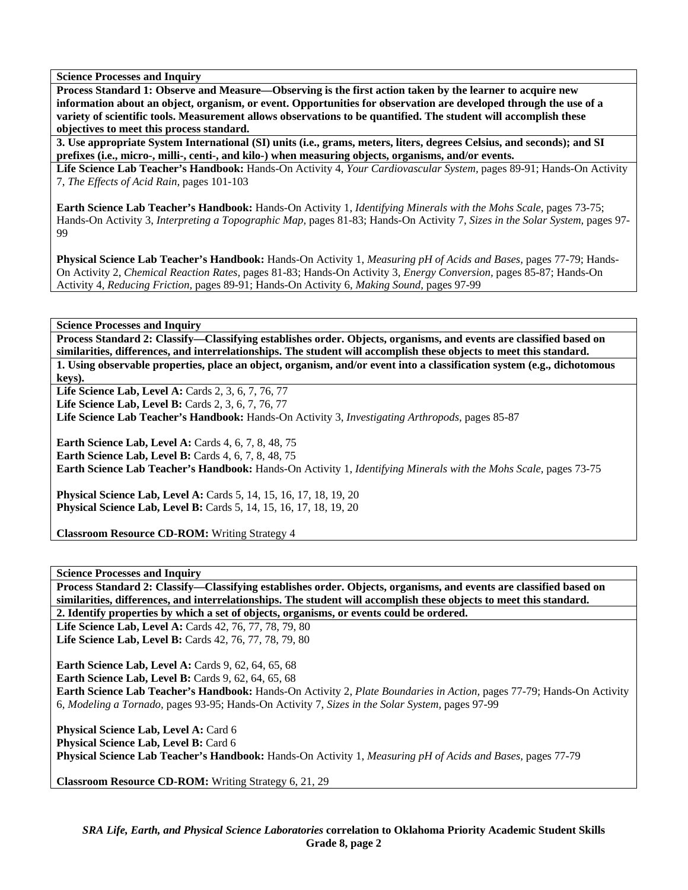**Science Processes and Inquiry**

**Process Standard 1: Observe and Measure—Observing is the first action taken by the learner to acquire new information about an object, organism, or event. Opportunities for observation are developed through the use of a variety of scientific tools. Measurement allows observations to be quantified. The student will accomplish these objectives to meet this process standard.**

**3. Use appropriate System International (SI) units (i.e., grams, meters, liters, degrees Celsius, and seconds); and SI prefixes (i.e., micro-, milli-, centi-, and kilo-) when measuring objects, organisms, and/or events.**

**Life Science Lab Teacher's Handbook:** Hands-On Activity 4, *Your Cardiovascular System,* pages 89-91; Hands-On Activity 7, *The Effects of Acid Rain,* pages 101-103

**Earth Science Lab Teacher's Handbook:** Hands-On Activity 1, *Identifying Minerals with the Mohs Scale*, pages 73-75; Hands-On Activity 3, *Interpreting a Topographic Map,* pages 81-83; Hands-On Activity 7, *Sizes in the Solar System,* pages 97-99

**Physical Science Lab Teacher's Handbook:** Hands-On Activity 1, *Measuring pH of Acids and Bases,* pages 77-79; Hands-On Activity 2, *Chemical Reaction Rates,* pages 81-83; Hands-On Activity 3, *Energy Conversion,* pages 85-87; Hands-On Activity 4, *Reducing Friction,* pages 89-91; Hands-On Activity 6, *Making Sound,* pages 97-99

---

**Science Processes and Inquiry**

**Process Standard 2: Classify—Classifying establishes order. Objects, organisms, and events are classified based on similarities, differences, and interrelationships. The student will accomplish these objects to meet this standard.**

**1. Using observable properties, place an object, organism, and/or event into a classification system (e.g., dichotomous keys).**

**Life Science Lab, Level A:** Cards 2, 3, 6, 7, 76, 77
**Life Science Lab, Level B:** Cards 2, 3, 6, 7, 76, 77
**Life Science Lab Teacher's Handbook:** Hands-On Activity 3, *Investigating Arthropods,* pages 85-87

**Earth Science Lab, Level A:** Cards 4, 6, 7, 8, 48, 75
**Earth Science Lab, Level B:** Cards 4, 6, 7, 8, 48, 75
**Earth Science Lab Teacher's Handbook:** Hands-On Activity 1, *Identifying Minerals with the Mohs Scale*, pages 73-75

**Physical Science Lab, Level A:** Cards 5, 14, 15, 16, 17, 18, 19, 20
**Physical Science Lab, Level B:** Cards 5, 14, 15, 16, 17, 18, 19, 20

**Classroom Resource CD-ROM:** Writing Strategy 4

---

**Science Processes and Inquiry**

**Process Standard 2: Classify—Classifying establishes order. Objects, organisms, and events are classified based on similarities, differences, and interrelationships. The student will accomplish these objects to meet this standard.**

**2. Identify properties by which a set of objects, organisms, or events could be ordered.**

**Life Science Lab, Level A:** Cards 42, 76, 77, 78, 79, 80
**Life Science Lab, Level B:** Cards 42, 76, 77, 78, 79, 80

**Earth Science Lab, Level A:** Cards 9, 62, 64, 65, 68
**Earth Science Lab, Level B:** Cards 9, 62, 64, 65, 68
**Earth Science Lab Teacher's Handbook:** Hands-On Activity 2, *Plate Boundaries in Action,* pages 77-79; Hands-On Activity 6, *Modeling a Tornado,* pages 93-95; Hands-On Activity 7, *Sizes in the Solar System*, pages 97-99

**Physical Science Lab, Level A:** Card 6
**Physical Science Lab, Level B:** Card 6
**Physical Science Lab Teacher's Handbook:** Hands-On Activity 1, *Measuring pH of Acids and Bases,* pages 77-79

**Classroom Resource CD-ROM:** Writing Strategy 6, 21, 29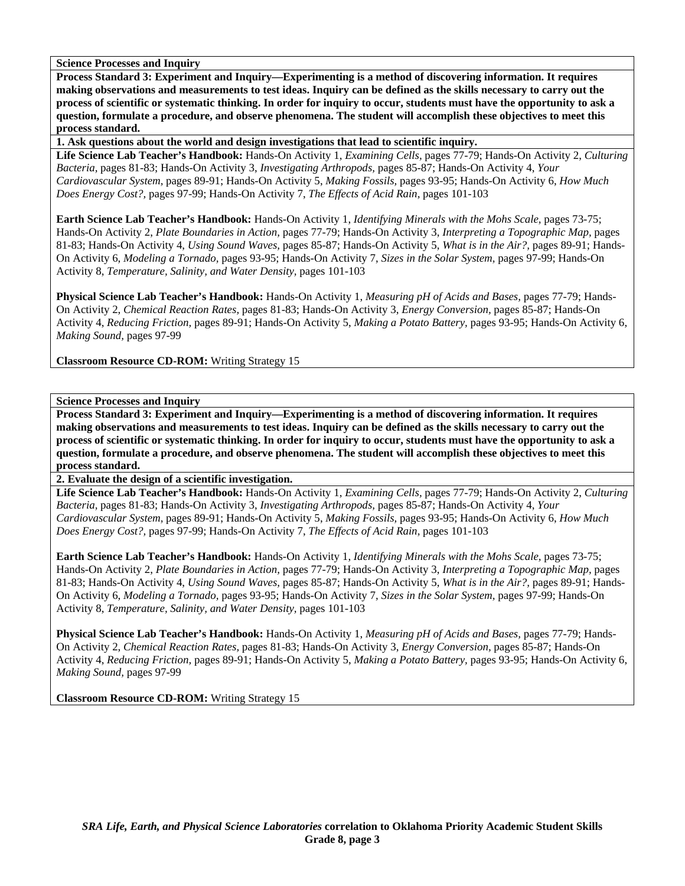**Science Processes and Inquiry**

**Process Standard 3: Experiment and Inquiry—Experimenting is a method of discovering information. It requires making observations and measurements to test ideas. Inquiry can be defined as the skills necessary to carry out the process of scientific or systematic thinking. In order for inquiry to occur, students must have the opportunity to ask a question, formulate a procedure, and observe phenomena. The student will accomplish these objectives to meet this process standard.**

**1. Ask questions about the world and design investigations that lead to scientific inquiry.**

**Life Science Lab Teacher's Handbook:** Hands-On Activity 1, *Examining Cells,* pages 77-79; Hands-On Activity 2, *Culturing Bacteria,* pages 81-83; Hands-On Activity 3, *Investigating Arthropods,* pages 85-87; Hands-On Activity 4, *Your Cardiovascular System,* pages 89-91; Hands-On Activity 5, *Making Fossils,* pages 93-95; Hands-On Activity 6, *How Much Does Energy Cost?,* pages 97-99; Hands-On Activity 7, *The Effects of Acid Rain,* pages 101-103

**Earth Science Lab Teacher's Handbook:** Hands-On Activity 1, *Identifying Minerals with the Mohs Scale,* pages 73-75; Hands-On Activity 2, *Plate Boundaries in Action,* pages 77-79; Hands-On Activity 3, *Interpreting a Topographic Map,* pages 81-83; Hands-On Activity 4, *Using Sound Waves,* pages 85-87; Hands-On Activity 5, *What is in the Air?,* pages 89-91; Hands-On Activity 6, *Modeling a Tornado,* pages 93-95; Hands-On Activity 7, *Sizes in the Solar System,* pages 97-99; Hands-On Activity 8, *Temperature, Salinity, and Water Density,* pages 101-103

**Physical Science Lab Teacher's Handbook:** Hands-On Activity 1, *Measuring pH of Acids and Bases,* pages 77-79; Hands-On Activity 2, *Chemical Reaction Rates,* pages 81-83; Hands-On Activity 3, *Energy Conversion,* pages 85-87; Hands-On Activity 4, *Reducing Friction,* pages 89-91; Hands-On Activity 5, *Making a Potato Battery,* pages 93-95; Hands-On Activity 6, *Making Sound,* pages 97-99

**Classroom Resource CD-ROM:** Writing Strategy 15

**Science Processes and Inquiry**

**Process Standard 3: Experiment and Inquiry—Experimenting is a method of discovering information. It requires making observations and measurements to test ideas. Inquiry can be defined as the skills necessary to carry out the process of scientific or systematic thinking. In order for inquiry to occur, students must have the opportunity to ask a question, formulate a procedure, and observe phenomena. The student will accomplish these objectives to meet this process standard.**

**2. Evaluate the design of a scientific investigation.**

**Life Science Lab Teacher's Handbook:** Hands-On Activity 1, *Examining Cells,* pages 77-79; Hands-On Activity 2, *Culturing Bacteria,* pages 81-83; Hands-On Activity 3, *Investigating Arthropods,* pages 85-87; Hands-On Activity 4, *Your Cardiovascular System,* pages 89-91; Hands-On Activity 5, *Making Fossils,* pages 93-95; Hands-On Activity 6, *How Much Does Energy Cost?,* pages 97-99; Hands-On Activity 7, *The Effects of Acid Rain,* pages 101-103

**Earth Science Lab Teacher's Handbook:** Hands-On Activity 1, *Identifying Minerals with the Mohs Scale,* pages 73-75; Hands-On Activity 2, *Plate Boundaries in Action,* pages 77-79; Hands-On Activity 3, *Interpreting a Topographic Map,* pages 81-83; Hands-On Activity 4, *Using Sound Waves,* pages 85-87; Hands-On Activity 5, *What is in the Air?,* pages 89-91; Hands-On Activity 6, *Modeling a Tornado,* pages 93-95; Hands-On Activity 7, *Sizes in the Solar System,* pages 97-99; Hands-On Activity 8, *Temperature, Salinity, and Water Density,* pages 101-103

**Physical Science Lab Teacher's Handbook:** Hands-On Activity 1, *Measuring pH of Acids and Bases,* pages 77-79; Hands-On Activity 2, *Chemical Reaction Rates,* pages 81-83; Hands-On Activity 3, *Energy Conversion,* pages 85-87; Hands-On Activity 4, *Reducing Friction,* pages 89-91; Hands-On Activity 5, *Making a Potato Battery,* pages 93-95; Hands-On Activity 6, *Making Sound,* pages 97-99

**Classroom Resource CD-ROM:** Writing Strategy 15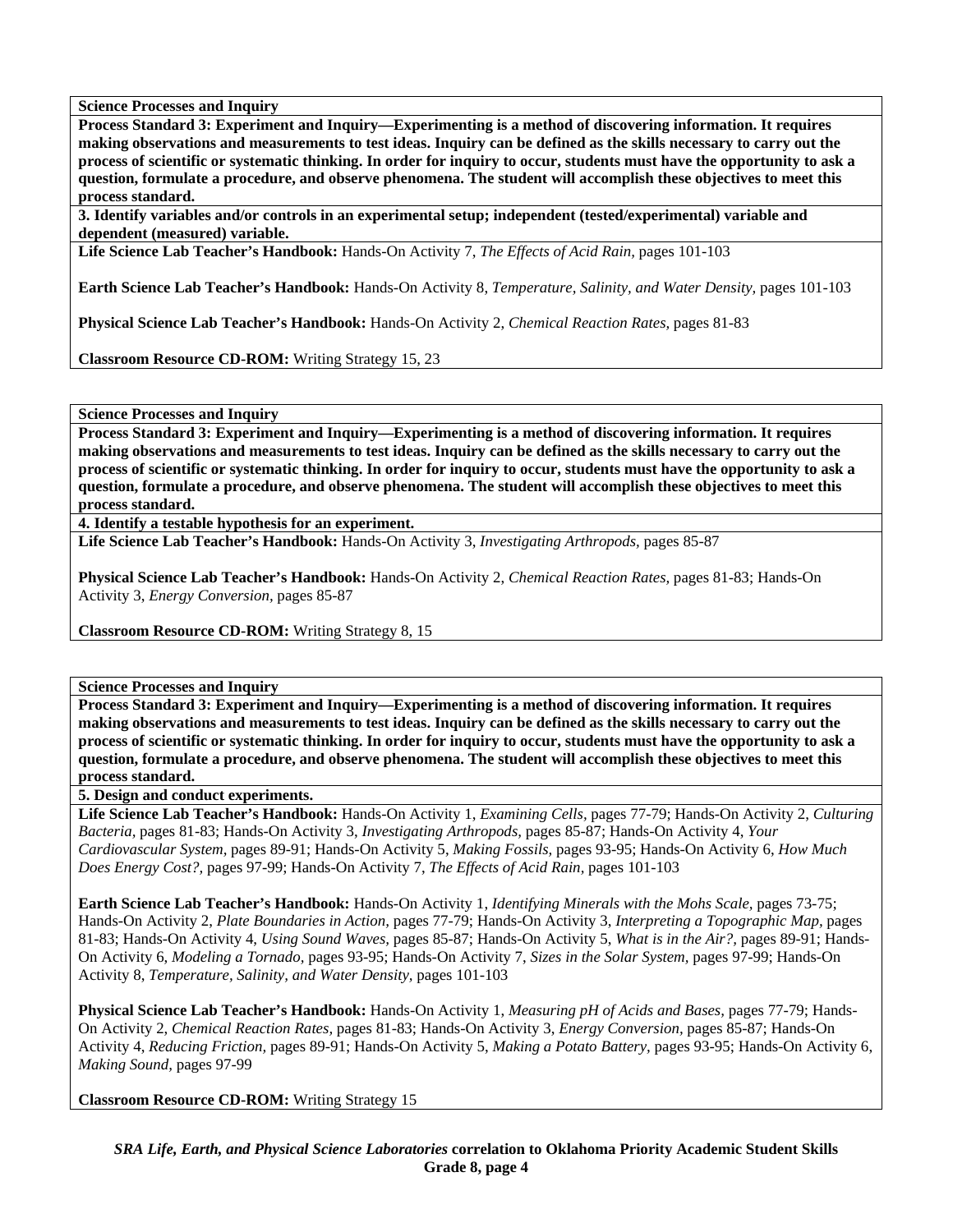**Science Processes and Inquiry**

**Process Standard 3: Experiment and Inquiry—Experimenting is a method of discovering information. It requires making observations and measurements to test ideas. Inquiry can be defined as the skills necessary to carry out the process of scientific or systematic thinking. In order for inquiry to occur, students must have the opportunity to ask a question, formulate a procedure, and observe phenomena. The student will accomplish these objectives to meet this process standard.**

**3. Identify variables and/or controls in an experimental setup; independent (tested/experimental) variable and dependent (measured) variable.**

**Life Science Lab Teacher's Handbook:** Hands-On Activity 7, *The Effects of Acid Rain,* pages 101-103

**Earth Science Lab Teacher's Handbook:** Hands-On Activity 8, *Temperature, Salinity, and Water Density,* pages 101-103

**Physical Science Lab Teacher's Handbook:** Hands-On Activity 2, *Chemical Reaction Rates,* pages 81-83

**Classroom Resource CD-ROM:** Writing Strategy 15, 23

**Science Processes and Inquiry**

**Process Standard 3: Experiment and Inquiry—Experimenting is a method of discovering information. It requires making observations and measurements to test ideas. Inquiry can be defined as the skills necessary to carry out the process of scientific or systematic thinking. In order for inquiry to occur, students must have the opportunity to ask a question, formulate a procedure, and observe phenomena. The student will accomplish these objectives to meet this process standard.**

**4. Identify a testable hypothesis for an experiment.**

**Life Science Lab Teacher's Handbook:** Hands-On Activity 3, *Investigating Arthropods,* pages 85-87

**Physical Science Lab Teacher's Handbook:** Hands-On Activity 2, *Chemical Reaction Rates,* pages 81-83; Hands-On Activity 3, *Energy Conversion,* pages 85-87

**Classroom Resource CD-ROM:** Writing Strategy 8, 15

**Science Processes and Inquiry**

**Process Standard 3: Experiment and Inquiry—Experimenting is a method of discovering information. It requires making observations and measurements to test ideas. Inquiry can be defined as the skills necessary to carry out the process of scientific or systematic thinking. In order for inquiry to occur, students must have the opportunity to ask a question, formulate a procedure, and observe phenomena. The student will accomplish these objectives to meet this process standard.**

**5. Design and conduct experiments.**

**Life Science Lab Teacher's Handbook:** Hands-On Activity 1, *Examining Cells,* pages 77-79; Hands-On Activity 2, *Culturing Bacteria,* pages 81-83; Hands-On Activity 3, *Investigating Arthropods,* pages 85-87; Hands-On Activity 4, *Your Cardiovascular System,* pages 89-91; Hands-On Activity 5, *Making Fossils,* pages 93-95; Hands-On Activity 6, *How Much Does Energy Cost?,* pages 97-99; Hands-On Activity 7, *The Effects of Acid Rain,* pages 101-103

**Earth Science Lab Teacher's Handbook:** Hands-On Activity 1, *Identifying Minerals with the Mohs Scale,* pages 73-75; Hands-On Activity 2, *Plate Boundaries in Action,* pages 77-79; Hands-On Activity 3, *Interpreting a Topographic Map,* pages 81-83; Hands-On Activity 4, *Using Sound Waves,* pages 85-87; Hands-On Activity 5, *What is in the Air?,* pages 89-91; Hands-On Activity 6, *Modeling a Tornado,* pages 93-95; Hands-On Activity 7, *Sizes in the Solar System,* pages 97-99; Hands-On Activity 8, *Temperature, Salinity, and Water Density,* pages 101-103

**Physical Science Lab Teacher's Handbook:** Hands-On Activity 1, *Measuring pH of Acids and Bases,* pages 77-79; Hands-On Activity 2, *Chemical Reaction Rates,* pages 81-83; Hands-On Activity 3, *Energy Conversion,* pages 85-87; Hands-On Activity 4, *Reducing Friction,* pages 89-91; Hands-On Activity 5, *Making a Potato Battery,* pages 93-95; Hands-On Activity 6, *Making Sound,* pages 97-99

**Classroom Resource CD-ROM:** Writing Strategy 15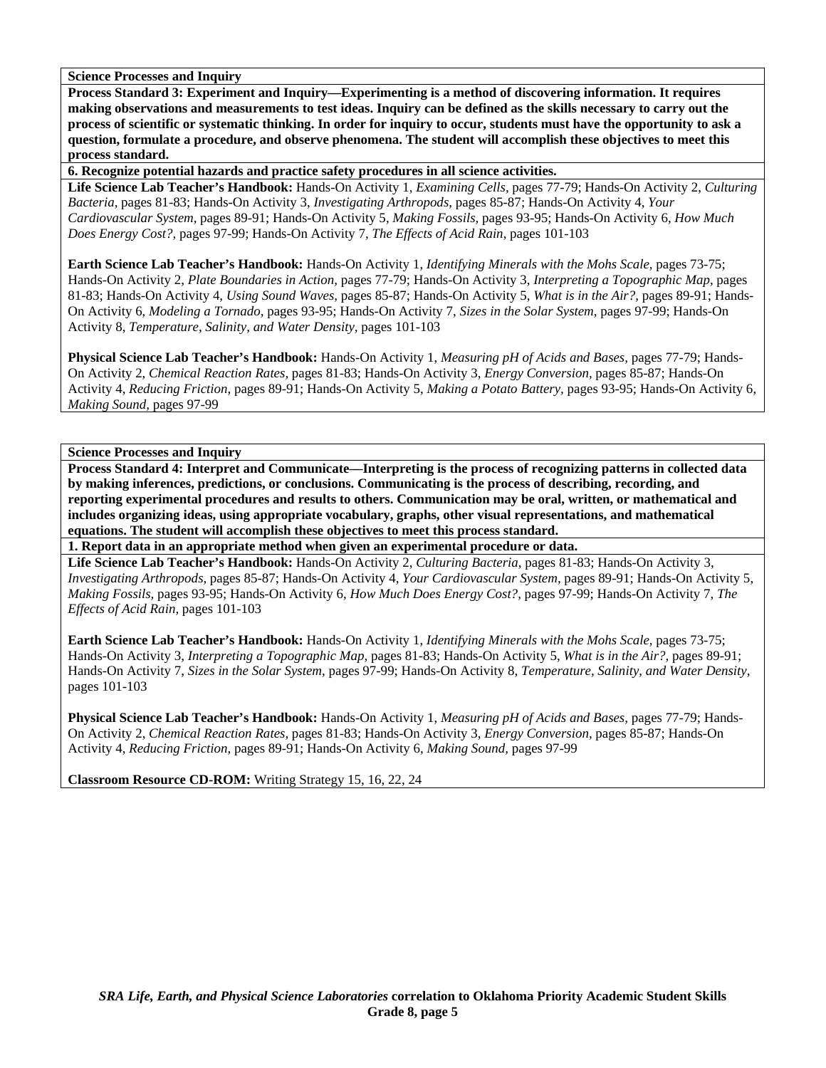**Science Processes and Inquiry**

**Process Standard 3: Experiment and Inquiry—Experimenting is a method of discovering information. It requires making observations and measurements to test ideas. Inquiry can be defined as the skills necessary to carry out the process of scientific or systematic thinking. In order for inquiry to occur, students must have the opportunity to ask a question, formulate a procedure, and observe phenomena. The student will accomplish these objectives to meet this process standard.**

**6. Recognize potential hazards and practice safety procedures in all science activities.**

**Life Science Lab Teacher's Handbook:** Hands-On Activity 1, *Examining Cells,* pages 77-79; Hands-On Activity 2, *Culturing Bacteria,* pages 81-83; Hands-On Activity 3, *Investigating Arthropods,* pages 85-87; Hands-On Activity 4, *Your Cardiovascular System,* pages 89-91; Hands-On Activity 5, *Making Fossils,* pages 93-95; Hands-On Activity 6, *How Much Does Energy Cost?,* pages 97-99; Hands-On Activity 7, *The Effects of Acid Rain,* pages 101-103

**Earth Science Lab Teacher's Handbook:** Hands-On Activity 1, *Identifying Minerals with the Mohs Scale,* pages 73-75; Hands-On Activity 2, *Plate Boundaries in Action,* pages 77-79; Hands-On Activity 3, *Interpreting a Topographic Map,* pages 81-83; Hands-On Activity 4, *Using Sound Waves,* pages 85-87; Hands-On Activity 5, *What is in the Air?,* pages 89-91; Hands-On Activity 6, *Modeling a Tornado,* pages 93-95; Hands-On Activity 7, *Sizes in the Solar System,* pages 97-99; Hands-On Activity 8, *Temperature, Salinity, and Water Density,* pages 101-103

**Physical Science Lab Teacher's Handbook:** Hands-On Activity 1, *Measuring pH of Acids and Bases,* pages 77-79; Hands-On Activity 2, *Chemical Reaction Rates,* pages 81-83; Hands-On Activity 3, *Energy Conversion,* pages 85-87; Hands-On Activity 4, *Reducing Friction,* pages 89-91; Hands-On Activity 5, *Making a Potato Battery,* pages 93-95; Hands-On Activity 6, *Making Sound,* pages 97-99

**Science Processes and Inquiry**

**Process Standard 4: Interpret and Communicate—Interpreting is the process of recognizing patterns in collected data by making inferences, predictions, or conclusions. Communicating is the process of describing, recording, and reporting experimental procedures and results to others. Communication may be oral, written, or mathematical and includes organizing ideas, using appropriate vocabulary, graphs, other visual representations, and mathematical equations. The student will accomplish these objectives to meet this process standard.**

**1. Report data in an appropriate method when given an experimental procedure or data.**

**Life Science Lab Teacher's Handbook:** Hands-On Activity 2, *Culturing Bacteria,* pages 81-83; Hands-On Activity 3, *Investigating Arthropods,* pages 85-87; Hands-On Activity 4, *Your Cardiovascular System,* pages 89-91; Hands-On Activity 5, *Making Fossils,* pages 93-95; Hands-On Activity 6, *How Much Does Energy Cost?,* pages 97-99; Hands-On Activity 7, *The Effects of Acid Rain,* pages 101-103

**Earth Science Lab Teacher's Handbook:** Hands-On Activity 1, *Identifying Minerals with the Mohs Scale,* pages 73-75; Hands-On Activity 3, *Interpreting a Topographic Map,* pages 81-83; Hands-On Activity 5, *What is in the Air?,* pages 89-91; Hands-On Activity 7, *Sizes in the Solar System,* pages 97-99; Hands-On Activity 8, *Temperature, Salinity, and Water Density,* pages 101-103

**Physical Science Lab Teacher's Handbook:** Hands-On Activity 1, *Measuring pH of Acids and Bases,* pages 77-79; Hands-On Activity 2, *Chemical Reaction Rates,* pages 81-83; Hands-On Activity 3, *Energy Conversion,* pages 85-87; Hands-On Activity 4, *Reducing Friction,* pages 89-91; Hands-On Activity 6, *Making Sound,* pages 97-99

**Classroom Resource CD-ROM:** Writing Strategy 15, 16, 22, 24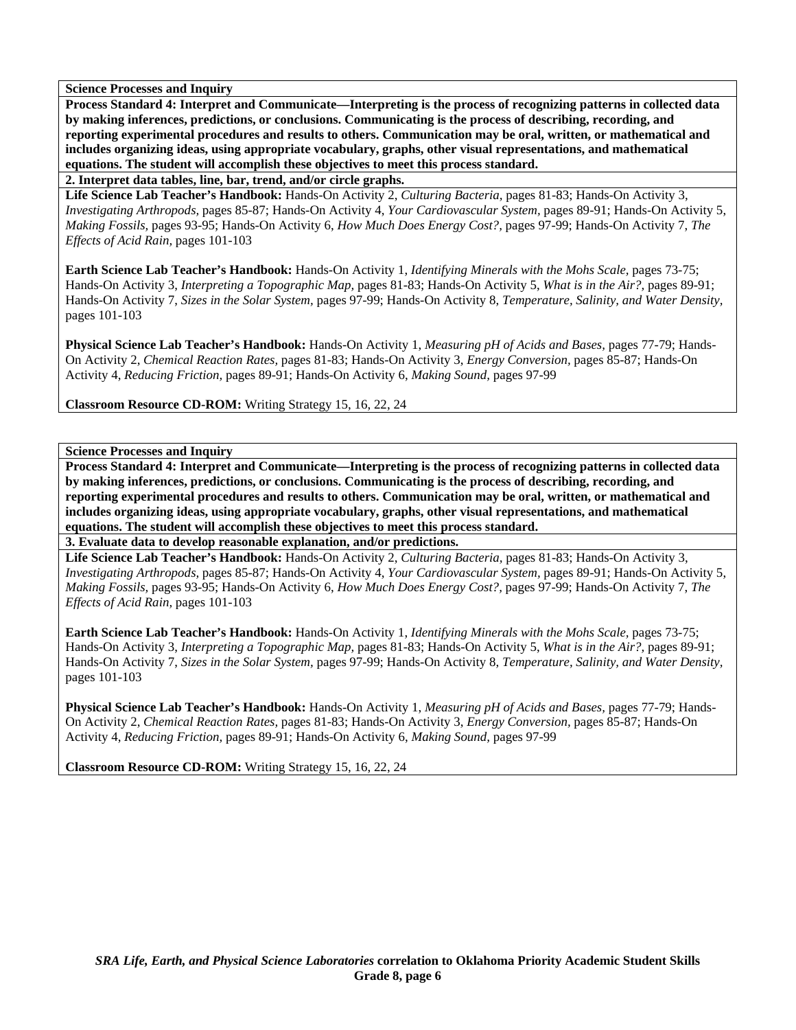**Science Processes and Inquiry**

**Process Standard 4: Interpret and Communicate—Interpreting is the process of recognizing patterns in collected data by making inferences, predictions, or conclusions. Communicating is the process of describing, recording, and reporting experimental procedures and results to others. Communication may be oral, written, or mathematical and includes organizing ideas, using appropriate vocabulary, graphs, other visual representations, and mathematical equations. The student will accomplish these objectives to meet this process standard.**

**2. Interpret data tables, line, bar, trend, and/or circle graphs.**

**Life Science Lab Teacher's Handbook:** Hands-On Activity 2, *Culturing Bacteria,* pages 81-83; Hands-On Activity 3, *Investigating Arthropods,* pages 85-87; Hands-On Activity 4, *Your Cardiovascular System,* pages 89-91; Hands-On Activity 5, *Making Fossils,* pages 93-95; Hands-On Activity 6, *How Much Does Energy Cost?,* pages 97-99; Hands-On Activity 7, *The Effects of Acid Rain,* pages 101-103

**Earth Science Lab Teacher's Handbook:** Hands-On Activity 1, *Identifying Minerals with the Mohs Scale,* pages 73-75; Hands-On Activity 3, *Interpreting a Topographic Map,* pages 81-83; Hands-On Activity 5, *What is in the Air?,* pages 89-91; Hands-On Activity 7, *Sizes in the Solar System,* pages 97-99; Hands-On Activity 8, *Temperature, Salinity, and Water Density,* pages 101-103

**Physical Science Lab Teacher's Handbook:** Hands-On Activity 1, *Measuring pH of Acids and Bases,* pages 77-79; Hands-On Activity 2, *Chemical Reaction Rates,* pages 81-83; Hands-On Activity 3, *Energy Conversion,* pages 85-87; Hands-On Activity 4, *Reducing Friction,* pages 89-91; Hands-On Activity 6, *Making Sound,* pages 97-99

**Classroom Resource CD-ROM:** Writing Strategy 15, 16, 22, 24

**Science Processes and Inquiry**

**Process Standard 4: Interpret and Communicate—Interpreting is the process of recognizing patterns in collected data by making inferences, predictions, or conclusions. Communicating is the process of describing, recording, and reporting experimental procedures and results to others. Communication may be oral, written, or mathematical and includes organizing ideas, using appropriate vocabulary, graphs, other visual representations, and mathematical equations. The student will accomplish these objectives to meet this process standard.**

**3. Evaluate data to develop reasonable explanation, and/or predictions.**

**Life Science Lab Teacher's Handbook:** Hands-On Activity 2, *Culturing Bacteria,* pages 81-83; Hands-On Activity 3, *Investigating Arthropods,* pages 85-87; Hands-On Activity 4, *Your Cardiovascular System,* pages 89-91; Hands-On Activity 5, *Making Fossils,* pages 93-95; Hands-On Activity 6, *How Much Does Energy Cost?,* pages 97-99; Hands-On Activity 7, *The Effects of Acid Rain,* pages 101-103

**Earth Science Lab Teacher's Handbook:** Hands-On Activity 1, *Identifying Minerals with the Mohs Scale,* pages 73-75; Hands-On Activity 3, *Interpreting a Topographic Map,* pages 81-83; Hands-On Activity 5, *What is in the Air?,* pages 89-91; Hands-On Activity 7, *Sizes in the Solar System,* pages 97-99; Hands-On Activity 8, *Temperature, Salinity, and Water Density,* pages 101-103

**Physical Science Lab Teacher's Handbook:** Hands-On Activity 1, *Measuring pH of Acids and Bases,* pages 77-79; Hands-On Activity 2, *Chemical Reaction Rates,* pages 81-83; Hands-On Activity 3, *Energy Conversion,* pages 85-87; Hands-On Activity 4, *Reducing Friction,* pages 89-91; Hands-On Activity 6, *Making Sound,* pages 97-99

**Classroom Resource CD-ROM:** Writing Strategy 15, 16, 22, 24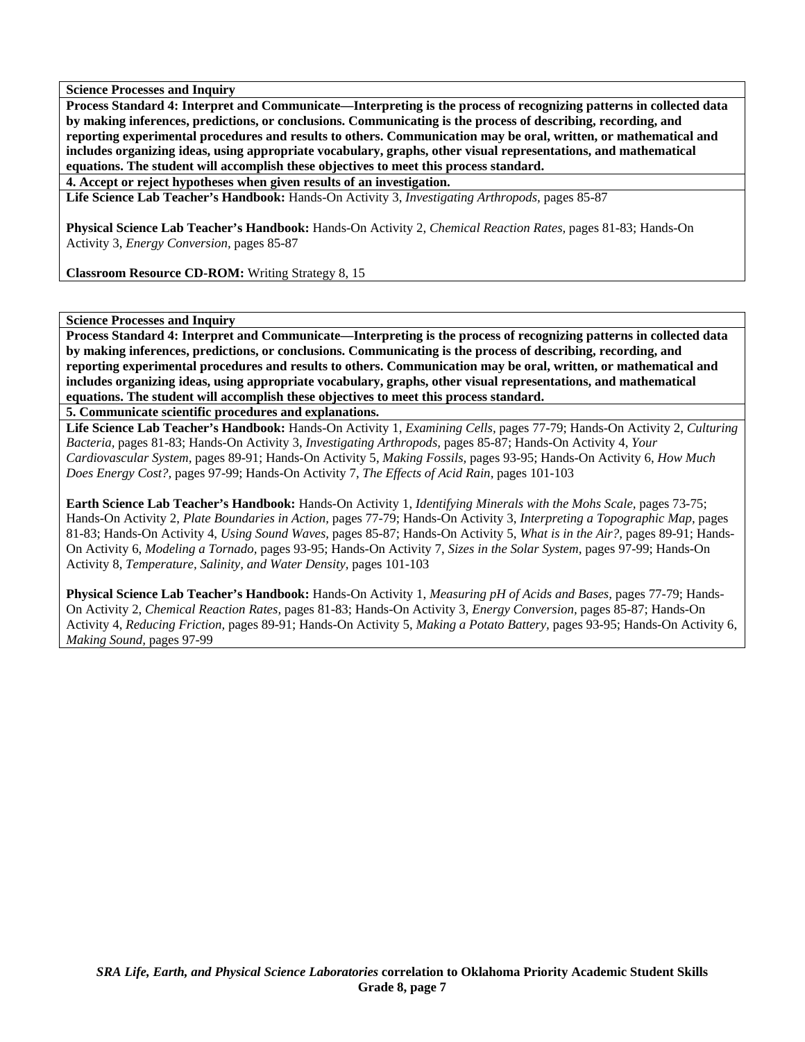**Science Processes and Inquiry**

**Process Standard 4: Interpret and Communicate—Interpreting is the process of recognizing patterns in collected data by making inferences, predictions, or conclusions. Communicating is the process of describing, recording, and reporting experimental procedures and results to others. Communication may be oral, written, or mathematical and includes organizing ideas, using appropriate vocabulary, graphs, other visual representations, and mathematical equations. The student will accomplish these objectives to meet this process standard.**

**4. Accept or reject hypotheses when given results of an investigation.**

**Life Science Lab Teacher's Handbook:** Hands-On Activity 3, *Investigating Arthropods,* pages 85-87

**Physical Science Lab Teacher's Handbook:** Hands-On Activity 2, *Chemical Reaction Rates,* pages 81-83; Hands-On Activity 3, *Energy Conversion,* pages 85-87

**Classroom Resource CD-ROM:** Writing Strategy 8, 15

**Science Processes and Inquiry**

**Process Standard 4: Interpret and Communicate—Interpreting is the process of recognizing patterns in collected data by making inferences, predictions, or conclusions. Communicating is the process of describing, recording, and reporting experimental procedures and results to others. Communication may be oral, written, or mathematical and includes organizing ideas, using appropriate vocabulary, graphs, other visual representations, and mathematical equations. The student will accomplish these objectives to meet this process standard.**

**5. Communicate scientific procedures and explanations.**

**Life Science Lab Teacher's Handbook:** Hands-On Activity 1, *Examining Cells,* pages 77-79; Hands-On Activity 2, *Culturing Bacteria,* pages 81-83; Hands-On Activity 3, *Investigating Arthropods,* pages 85-87; Hands-On Activity 4, *Your Cardiovascular System,* pages 89-91; Hands-On Activity 5, *Making Fossils,* pages 93-95; Hands-On Activity 6, *How Much Does Energy Cost?,* pages 97-99; Hands-On Activity 7, *The Effects of Acid Rain,* pages 101-103

**Earth Science Lab Teacher's Handbook:** Hands-On Activity 1, *Identifying Minerals with the Mohs Scale,* pages 73-75; Hands-On Activity 2, *Plate Boundaries in Action,* pages 77-79; Hands-On Activity 3, *Interpreting a Topographic Map,* pages 81-83; Hands-On Activity 4, *Using Sound Waves,* pages 85-87; Hands-On Activity 5, *What is in the Air?,* pages 89-91; Hands-On Activity 6, *Modeling a Tornado,* pages 93-95; Hands-On Activity 7, *Sizes in the Solar System,* pages 97-99; Hands-On Activity 8, *Temperature, Salinity, and Water Density,* pages 101-103

**Physical Science Lab Teacher's Handbook:** Hands-On Activity 1, *Measuring pH of Acids and Bases,* pages 77-79; Hands-On Activity 2, *Chemical Reaction Rates,* pages 81-83; Hands-On Activity 3, *Energy Conversion,* pages 85-87; Hands-On Activity 4, *Reducing Friction,* pages 89-91; Hands-On Activity 5, *Making a Potato Battery,* pages 93-95; Hands-On Activity 6, *Making Sound,* pages 97-99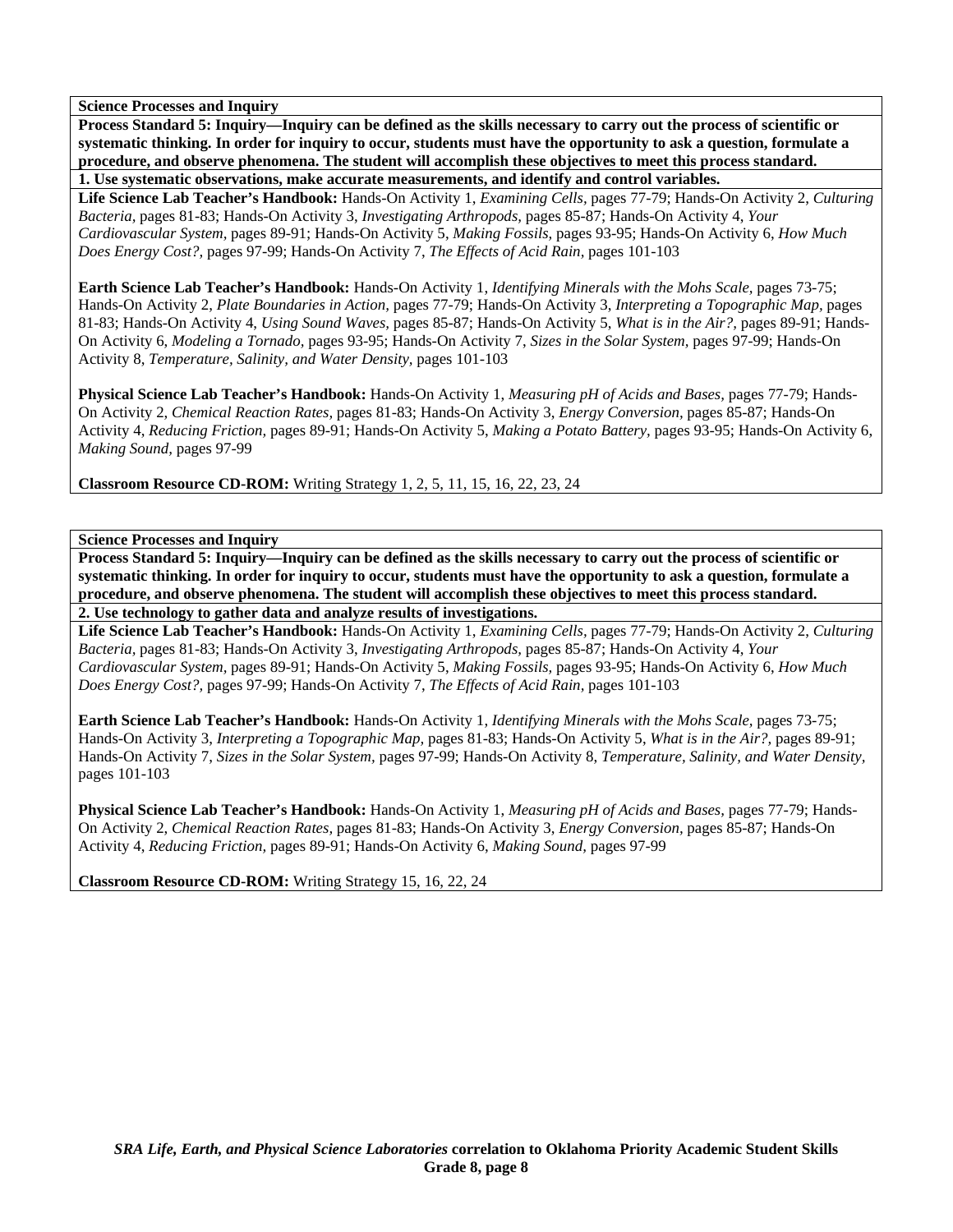**Science Processes and Inquiry**

**Process Standard 5: Inquiry—Inquiry can be defined as the skills necessary to carry out the process of scientific or systematic thinking. In order for inquiry to occur, students must have the opportunity to ask a question, formulate a procedure, and observe phenomena. The student will accomplish these objectives to meet this process standard.**

**1. Use systematic observations, make accurate measurements, and identify and control variables.**

**Life Science Lab Teacher's Handbook:** Hands-On Activity 1, *Examining Cells,* pages 77-79; Hands-On Activity 2, *Culturing Bacteria,* pages 81-83; Hands-On Activity 3, *Investigating Arthropods,* pages 85-87; Hands-On Activity 4, *Your Cardiovascular System,* pages 89-91; Hands-On Activity 5, *Making Fossils,* pages 93-95; Hands-On Activity 6, *How Much Does Energy Cost?,* pages 97-99; Hands-On Activity 7, *The Effects of Acid Rain,* pages 101-103

**Earth Science Lab Teacher's Handbook:** Hands-On Activity 1, *Identifying Minerals with the Mohs Scale,* pages 73-75; Hands-On Activity 2, *Plate Boundaries in Action,* pages 77-79; Hands-On Activity 3, *Interpreting a Topographic Map,* pages 81-83; Hands-On Activity 4, *Using Sound Waves,* pages 85-87; Hands-On Activity 5, *What is in the Air?,* pages 89-91; Hands-On Activity 6, *Modeling a Tornado,* pages 93-95; Hands-On Activity 7, *Sizes in the Solar System,* pages 97-99; Hands-On Activity 8, *Temperature, Salinity, and Water Density,* pages 101-103

**Physical Science Lab Teacher's Handbook:** Hands-On Activity 1, *Measuring pH of Acids and Bases,* pages 77-79; Hands-On Activity 2, *Chemical Reaction Rates,* pages 81-83; Hands-On Activity 3, *Energy Conversion,* pages 85-87; Hands-On Activity 4, *Reducing Friction,* pages 89-91; Hands-On Activity 5, *Making a Potato Battery,* pages 93-95; Hands-On Activity 6, *Making Sound,* pages 97-99

**Classroom Resource CD-ROM:** Writing Strategy 1, 2, 5, 11, 15, 16, 22, 23, 24

**Science Processes and Inquiry**

**Process Standard 5: Inquiry—Inquiry can be defined as the skills necessary to carry out the process of scientific or systematic thinking. In order for inquiry to occur, students must have the opportunity to ask a question, formulate a procedure, and observe phenomena. The student will accomplish these objectives to meet this process standard.**

**2. Use technology to gather data and analyze results of investigations.**

**Life Science Lab Teacher's Handbook:** Hands-On Activity 1, *Examining Cells,* pages 77-79; Hands-On Activity 2, *Culturing Bacteria,* pages 81-83; Hands-On Activity 3, *Investigating Arthropods,* pages 85-87; Hands-On Activity 4, *Your Cardiovascular System,* pages 89-91; Hands-On Activity 5, *Making Fossils,* pages 93-95; Hands-On Activity 6, *How Much Does Energy Cost?,* pages 97-99; Hands-On Activity 7, *The Effects of Acid Rain,* pages 101-103

**Earth Science Lab Teacher's Handbook:** Hands-On Activity 1, *Identifying Minerals with the Mohs Scale,* pages 73-75; Hands-On Activity 3, *Interpreting a Topographic Map,* pages 81-83; Hands-On Activity 5, *What is in the Air?,* pages 89-91; Hands-On Activity 7, *Sizes in the Solar System,* pages 97-99; Hands-On Activity 8, *Temperature, Salinity, and Water Density,* pages 101-103

**Physical Science Lab Teacher's Handbook:** Hands-On Activity 1, *Measuring pH of Acids and Bases,* pages 77-79; Hands-On Activity 2, *Chemical Reaction Rates,* pages 81-83; Hands-On Activity 3, *Energy Conversion,* pages 85-87; Hands-On Activity 4, *Reducing Friction,* pages 89-91; Hands-On Activity 6, *Making Sound,* pages 97-99

**Classroom Resource CD-ROM:** Writing Strategy 15, 16, 22, 24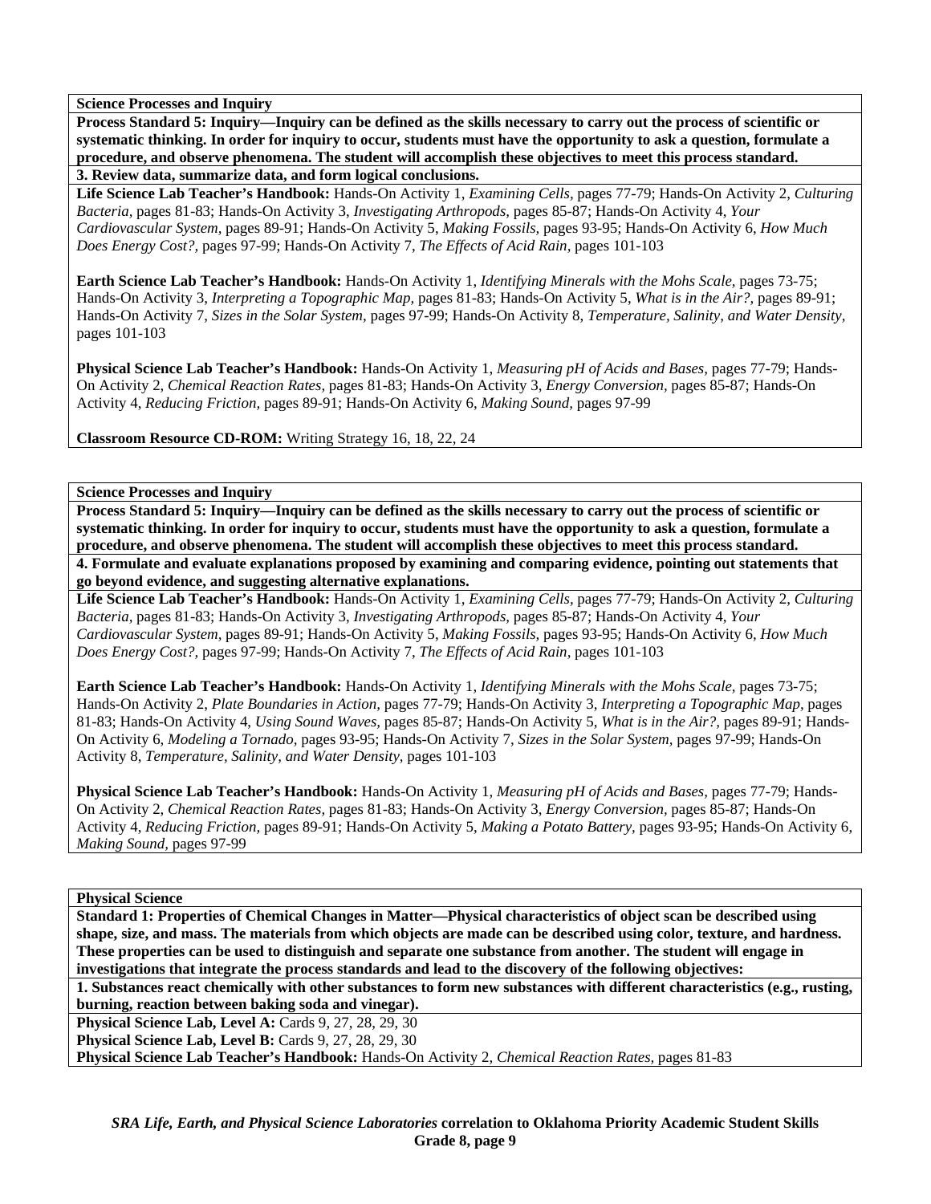**Science Processes and Inquiry**

**Process Standard 5: Inquiry—Inquiry can be defined as the skills necessary to carry out the process of scientific or systematic thinking. In order for inquiry to occur, students must have the opportunity to ask a question, formulate a procedure, and observe phenomena. The student will accomplish these objectives to meet this process standard.**

**3. Review data, summarize data, and form logical conclusions.**

**Life Science Lab Teacher's Handbook:** Hands-On Activity 1, *Examining Cells,* pages 77-79; Hands-On Activity 2, *Culturing Bacteria,* pages 81-83; Hands-On Activity 3, *Investigating Arthropods,* pages 85-87; Hands-On Activity 4, *Your Cardiovascular System,* pages 89-91; Hands-On Activity 5, *Making Fossils,* pages 93-95; Hands-On Activity 6, *How Much Does Energy Cost?,* pages 97-99; Hands-On Activity 7, *The Effects of Acid Rain,* pages 101-103

**Earth Science Lab Teacher's Handbook:** Hands-On Activity 1, *Identifying Minerals with the Mohs Scale,* pages 73-75; Hands-On Activity 3, *Interpreting a Topographic Map,* pages 81-83; Hands-On Activity 5, *What is in the Air?,* pages 89-91; Hands-On Activity 7, *Sizes in the Solar System,* pages 97-99; Hands-On Activity 8, *Temperature, Salinity, and Water Density,* pages 101-103

**Physical Science Lab Teacher's Handbook:** Hands-On Activity 1, *Measuring pH of Acids and Bases,* pages 77-79; Hands-On Activity 2, *Chemical Reaction Rates,* pages 81-83; Hands-On Activity 3, *Energy Conversion,* pages 85-87; Hands-On Activity 4, *Reducing Friction,* pages 89-91; Hands-On Activity 6, *Making Sound,* pages 97-99

**Classroom Resource CD-ROM:** Writing Strategy 16, 18, 22, 24

**Science Processes and Inquiry**

**Process Standard 5: Inquiry—Inquiry can be defined as the skills necessary to carry out the process of scientific or systematic thinking. In order for inquiry to occur, students must have the opportunity to ask a question, formulate a procedure, and observe phenomena. The student will accomplish these objectives to meet this process standard.**

**4. Formulate and evaluate explanations proposed by examining and comparing evidence, pointing out statements that go beyond evidence, and suggesting alternative explanations.**

**Life Science Lab Teacher's Handbook:** Hands-On Activity 1, *Examining Cells,* pages 77-79; Hands-On Activity 2, *Culturing Bacteria,* pages 81-83; Hands-On Activity 3, *Investigating Arthropods,* pages 85-87; Hands-On Activity 4, *Your Cardiovascular System,* pages 89-91; Hands-On Activity 5, *Making Fossils,* pages 93-95; Hands-On Activity 6, *How Much Does Energy Cost?,* pages 97-99; Hands-On Activity 7, *The Effects of Acid Rain,* pages 101-103

**Earth Science Lab Teacher's Handbook:** Hands-On Activity 1, *Identifying Minerals with the Mohs Scale,* pages 73-75; Hands-On Activity 2, *Plate Boundaries in Action,* pages 77-79; Hands-On Activity 3, *Interpreting a Topographic Map,* pages 81-83; Hands-On Activity 4, *Using Sound Waves,* pages 85-87; Hands-On Activity 5, *What is in the Air?,* pages 89-91; Hands-On Activity 6, *Modeling a Tornado,* pages 93-95; Hands-On Activity 7, *Sizes in the Solar System,* pages 97-99; Hands-On Activity 8, *Temperature, Salinity, and Water Density,* pages 101-103

**Physical Science Lab Teacher's Handbook:** Hands-On Activity 1, *Measuring pH of Acids and Bases,* pages 77-79; Hands-On Activity 2, *Chemical Reaction Rates,* pages 81-83; Hands-On Activity 3, *Energy Conversion,* pages 85-87; Hands-On Activity 4, *Reducing Friction,* pages 89-91; Hands-On Activity 5, *Making a Potato Battery,* pages 93-95; Hands-On Activity 6, *Making Sound,* pages 97-99

**Physical Science**

**Standard 1: Properties of Chemical Changes in Matter—Physical characteristics of object scan be described using shape, size, and mass. The materials from which objects are made can be described using color, texture, and hardness. These properties can be used to distinguish and separate one substance from another. The student will engage in investigations that integrate the process standards and lead to the discovery of the following objectives:**

**1. Substances react chemically with other substances to form new substances with different characteristics (e.g., rusting, burning, reaction between baking soda and vinegar).**

**Physical Science Lab, Level A:** Cards 9, 27, 28, 29, 30
**Physical Science Lab, Level B:** Cards 9, 27, 28, 29, 30
**Physical Science Lab Teacher's Handbook:** Hands-On Activity 2, *Chemical Reaction Rates,* pages 81-83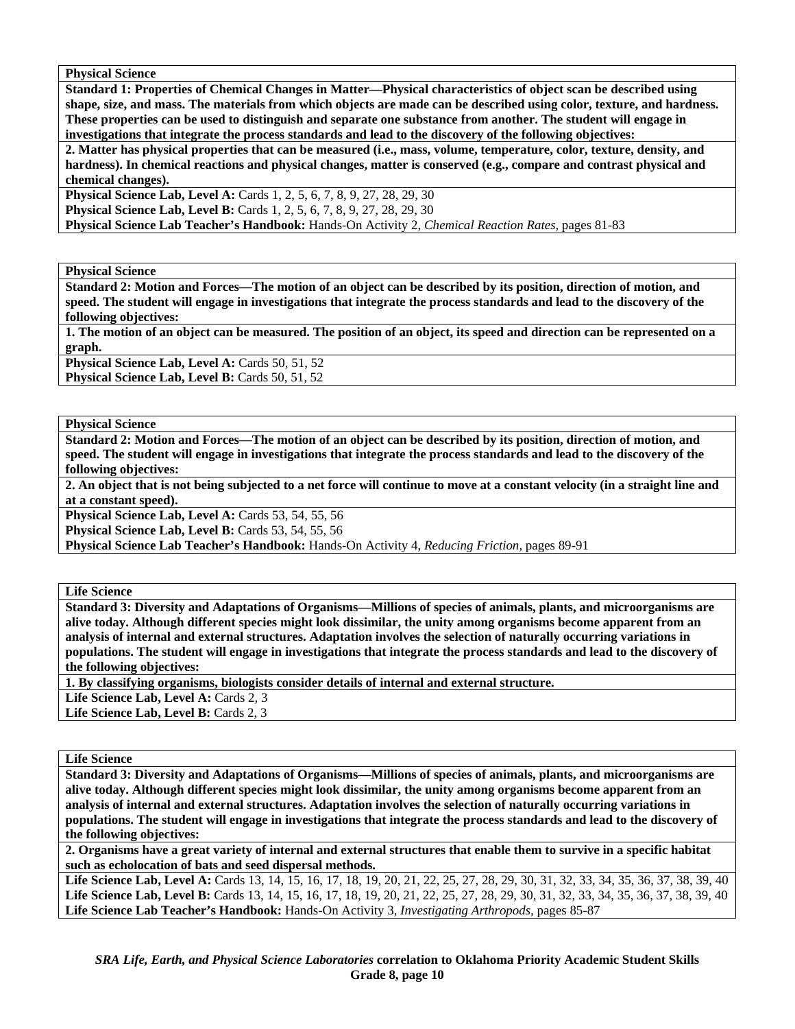**Physical Science**

**Standard 1: Properties of Chemical Changes in Matter—Physical characteristics of object scan be described using shape, size, and mass. The materials from which objects are made can be described using color, texture, and hardness. These properties can be used to distinguish and separate one substance from another. The student will engage in investigations that integrate the process standards and lead to the discovery of the following objectives:**

**2. Matter has physical properties that can be measured (i.e., mass, volume, temperature, color, texture, density, and hardness). In chemical reactions and physical changes, matter is conserved (e.g., compare and contrast physical and chemical changes).**

**Physical Science Lab, Level A:** Cards 1, 2, 5, 6, 7, 8, 9, 27, 28, 29, 30
**Physical Science Lab, Level B:** Cards 1, 2, 5, 6, 7, 8, 9, 27, 28, 29, 30
**Physical Science Lab Teacher's Handbook:** Hands-On Activity 2, *Chemical Reaction Rates,* pages 81-83

**Physical Science**

**Standard 2: Motion and Forces—The motion of an object can be described by its position, direction of motion, and speed. The student will engage in investigations that integrate the process standards and lead to the discovery of the following objectives:**

**1. The motion of an object can be measured. The position of an object, its speed and direction can be represented on a graph.**

**Physical Science Lab, Level A:** Cards 50, 51, 52
**Physical Science Lab, Level B:** Cards 50, 51, 52

**Physical Science**

**Standard 2: Motion and Forces—The motion of an object can be described by its position, direction of motion, and speed. The student will engage in investigations that integrate the process standards and lead to the discovery of the following objectives:**

**2. An object that is not being subjected to a net force will continue to move at a constant velocity (in a straight line and at a constant speed).**

**Physical Science Lab, Level A:** Cards 53, 54, 55, 56
**Physical Science Lab, Level B:** Cards 53, 54, 55, 56
**Physical Science Lab Teacher's Handbook:** Hands-On Activity 4, *Reducing Friction,* pages 89-91

**Life Science**

**Standard 3: Diversity and Adaptations of Organisms—Millions of species of animals, plants, and microorganisms are alive today. Although different species might look dissimilar, the unity among organisms become apparent from an analysis of internal and external structures. Adaptation involves the selection of naturally occurring variations in populations. The student will engage in investigations that integrate the process standards and lead to the discovery of the following objectives:**

**1. By classifying organisms, biologists consider details of internal and external structure.**

**Life Science Lab, Level A:** Cards 2, 3
**Life Science Lab, Level B:** Cards 2, 3

**Life Science**

**Standard 3: Diversity and Adaptations of Organisms—Millions of species of animals, plants, and microorganisms are alive today. Although different species might look dissimilar, the unity among organisms become apparent from an analysis of internal and external structures. Adaptation involves the selection of naturally occurring variations in populations. The student will engage in investigations that integrate the process standards and lead to the discovery of the following objectives:**

**2. Organisms have a great variety of internal and external structures that enable them to survive in a specific habitat such as echolocation of bats and seed dispersal methods.**

**Life Science Lab, Level A:** Cards 13, 14, 15, 16, 17, 18, 19, 20, 21, 22, 25, 27, 28, 29, 30, 31, 32, 33, 34, 35, 36, 37, 38, 39, 40
**Life Science Lab, Level B:** Cards 13, 14, 15, 16, 17, 18, 19, 20, 21, 22, 25, 27, 28, 29, 30, 31, 32, 33, 34, 35, 36, 37, 38, 39, 40
**Life Science Lab Teacher's Handbook:** Hands-On Activity 3, *Investigating Arthropods,* pages 85-87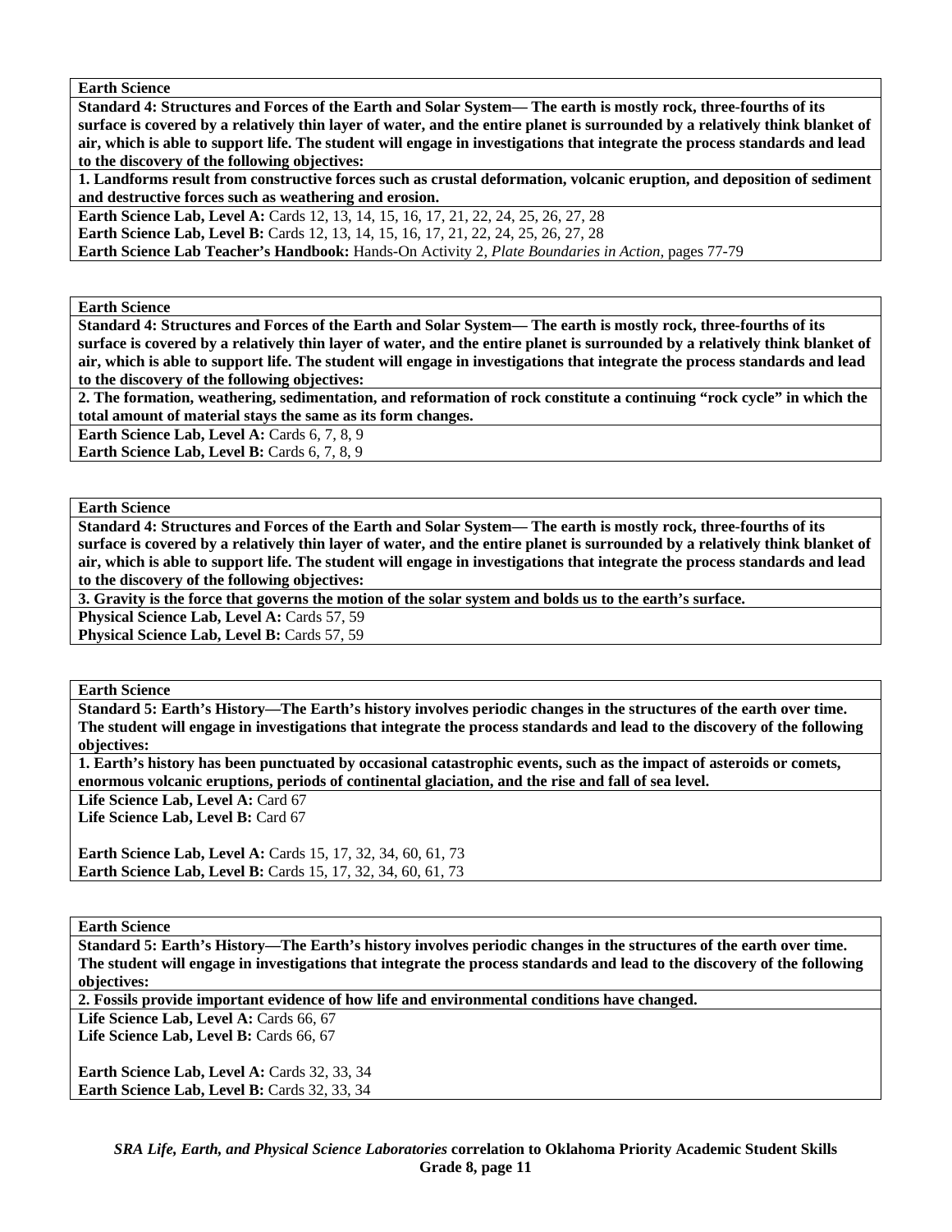**Earth Science**

**Standard 4: Structures and Forces of the Earth and Solar System— The earth is mostly rock, three-fourths of its surface is covered by a relatively thin layer of water, and the entire planet is surrounded by a relatively think blanket of air, which is able to support life. The student will engage in investigations that integrate the process standards and lead to the discovery of the following objectives:**

**1. Landforms result from constructive forces such as crustal deformation, volcanic eruption, and deposition of sediment and destructive forces such as weathering and erosion.**

**Earth Science Lab, Level A:** Cards 12, 13, 14, 15, 16, 17, 21, 22, 24, 25, 26, 27, 28
**Earth Science Lab, Level B:** Cards 12, 13, 14, 15, 16, 17, 21, 22, 24, 25, 26, 27, 28
**Earth Science Lab Teacher's Handbook:** Hands-On Activity 2, *Plate Boundaries in Action,* pages 77-79

**Earth Science**

**Standard 4: Structures and Forces of the Earth and Solar System— The earth is mostly rock, three-fourths of its surface is covered by a relatively thin layer of water, and the entire planet is surrounded by a relatively think blanket of air, which is able to support life. The student will engage in investigations that integrate the process standards and lead to the discovery of the following objectives:**

**2. The formation, weathering, sedimentation, and reformation of rock constitute a continuing "rock cycle" in which the total amount of material stays the same as its form changes.**

**Earth Science Lab, Level A:** Cards 6, 7, 8, 9
**Earth Science Lab, Level B:** Cards 6, 7, 8, 9

**Earth Science**

**Standard 4: Structures and Forces of the Earth and Solar System— The earth is mostly rock, three-fourths of its surface is covered by a relatively thin layer of water, and the entire planet is surrounded by a relatively think blanket of air, which is able to support life. The student will engage in investigations that integrate the process standards and lead to the discovery of the following objectives:**

**3. Gravity is the force that governs the motion of the solar system and bolds us to the earth's surface.**

**Physical Science Lab, Level A:** Cards 57, 59
**Physical Science Lab, Level B:** Cards 57, 59

**Earth Science**

**Standard 5: Earth's History—The Earth's history involves periodic changes in the structures of the earth over time. The student will engage in investigations that integrate the process standards and lead to the discovery of the following objectives:**

**1. Earth's history has been punctuated by occasional catastrophic events, such as the impact of asteroids or comets, enormous volcanic eruptions, periods of continental glaciation, and the rise and fall of sea level.**

**Life Science Lab, Level A:** Card 67
**Life Science Lab, Level B:** Card 67

**Earth Science Lab, Level A:** Cards 15, 17, 32, 34, 60, 61, 73
**Earth Science Lab, Level B:** Cards 15, 17, 32, 34, 60, 61, 73

**Earth Science**

**Standard 5: Earth's History—The Earth's history involves periodic changes in the structures of the earth over time. The student will engage in investigations that integrate the process standards and lead to the discovery of the following objectives:**

**2. Fossils provide important evidence of how life and environmental conditions have changed.**

**Life Science Lab, Level A:** Cards 66, 67
**Life Science Lab, Level B:** Cards 66, 67

**Earth Science Lab, Level A:** Cards 32, 33, 34
**Earth Science Lab, Level B:** Cards 32, 33, 34